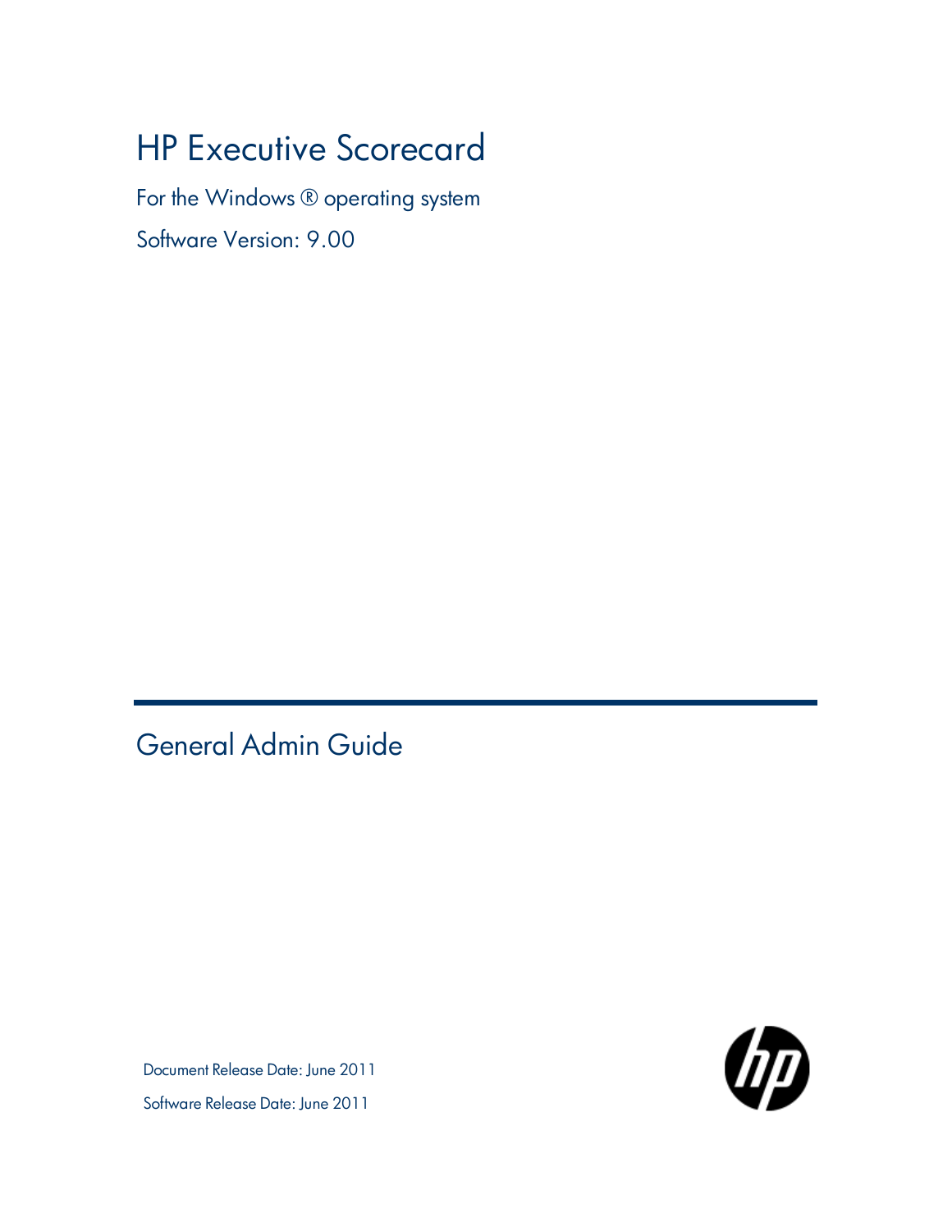# HP Executive Scorecard

For the Windows ® operating system

Software Version: 9.00

## General Admin Guide

Document Release Date: June 2011

Software Release Date: June 2011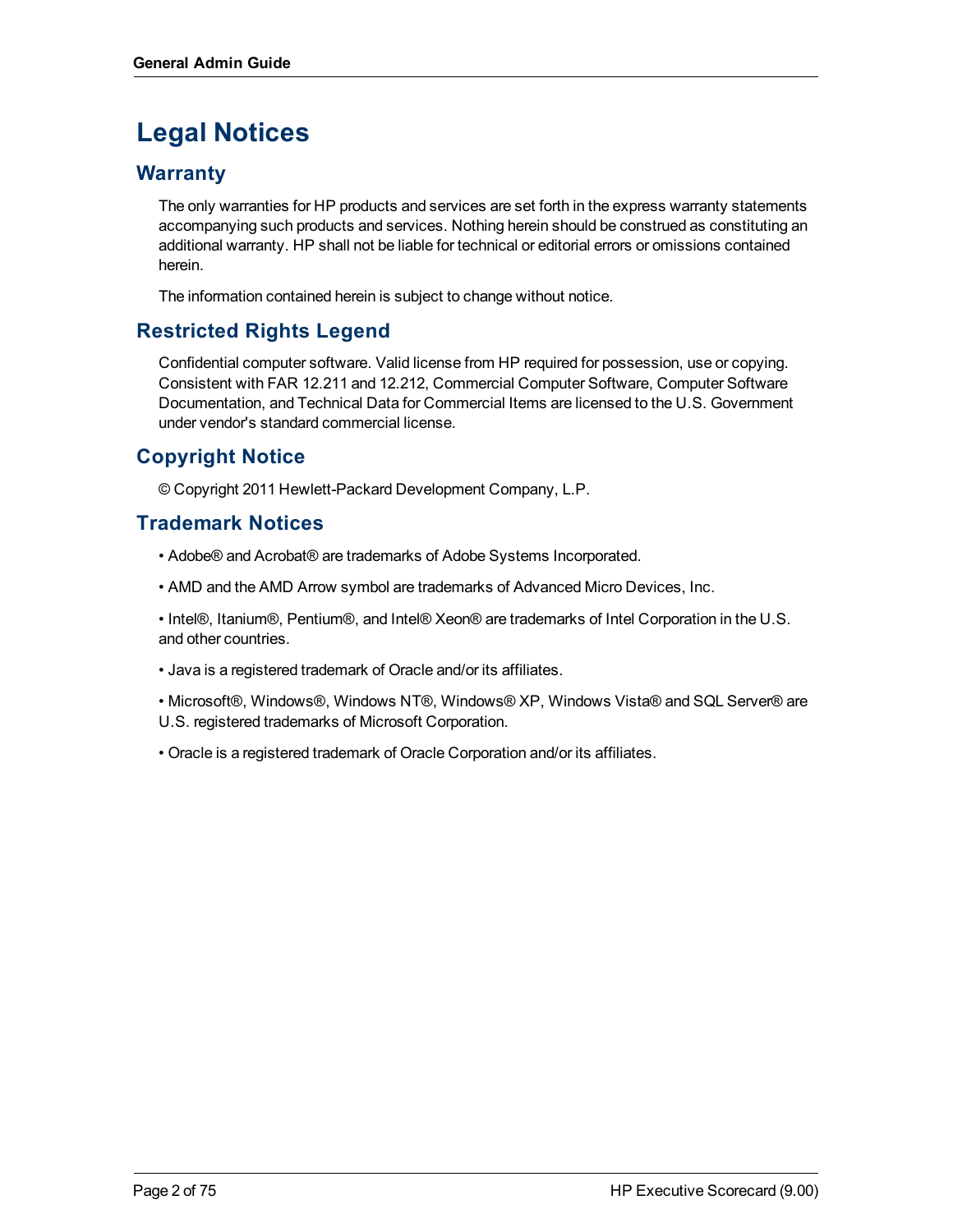# Legal Notices

## Warranty

The only warranties for HP products and services are set forth in the express warranty statements accompanying such products and services. Nothing herein should be construed as constituting an additional warranty. HP shall not be liable for technical or editorial errors or omissions contained herein.

The information contained herein is subject to change without notice.

## Restricted Rights Legend

Confidential computer software. Valid license from HP required for possession, use or copying. Consistent with FAR 12.211 and 12.212, Commercial Computer Software, Computer Software Documentation, and Technical Data for Commercial Items are licensed to the U.S. Government under vendor's standard commercial license.

## Copyright Notice

© Copyright 2011 Hewlett-Packard Development Company, L.P.

## Trademark Notices

- Adobe® and Acrobat® are trademarks of Adobe Systems Incorporated.
- AMD and the AMD Arrow symbol are trademarks of Advanced Micro Devices, Inc.
- Intel®, Itanium®, Pentium®, and Intel® Xeon® are trademarks of Intel Corporation in the U.S. and other countries.
- Java is a registered trademark of Oracle and/or its affiliates.
- Microsoft®, Windows®, Windows NT®, Windows® XP, Windows Vista® and SQL Server® are U.S. registered trademarks of Microsoft Corporation.
- Oracle is a registered trademark of Oracle Corporation and/or its affiliates.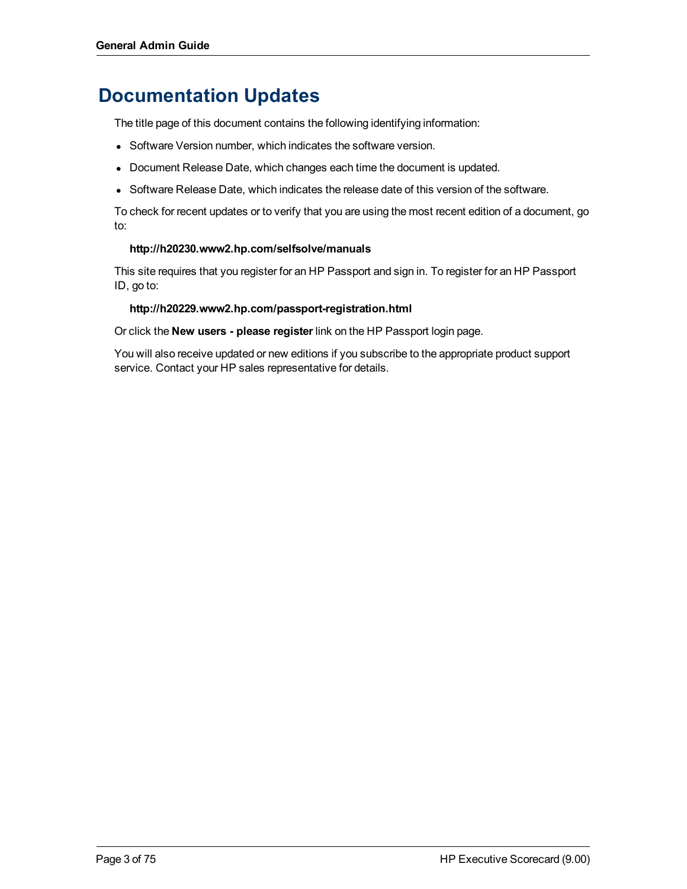# Documentation Updates

The title page of this document contains the following identifying information:

- Software Version number, which indicates the software version.
- Document Release Date, which changes each time the document is updated.
- Software Release Date, which indicates the release date of this version of the software.

To check for recent updates or to verify that you are using the most recent edition of a document, go to:

**http://h20230.www2.hp.com/selfsolve/manuals**

This site requires that you register for an HP Passport and sign in. To register for an HP Passport ID, go to:

**http://h20229.www2.hp.com/passport-registration.html**

Or click the **New users - please register** link on the HP Passport login page.

You will also receive updated or new editions if you subscribe to the appropriate product support service. Contact your HP sales representative for details.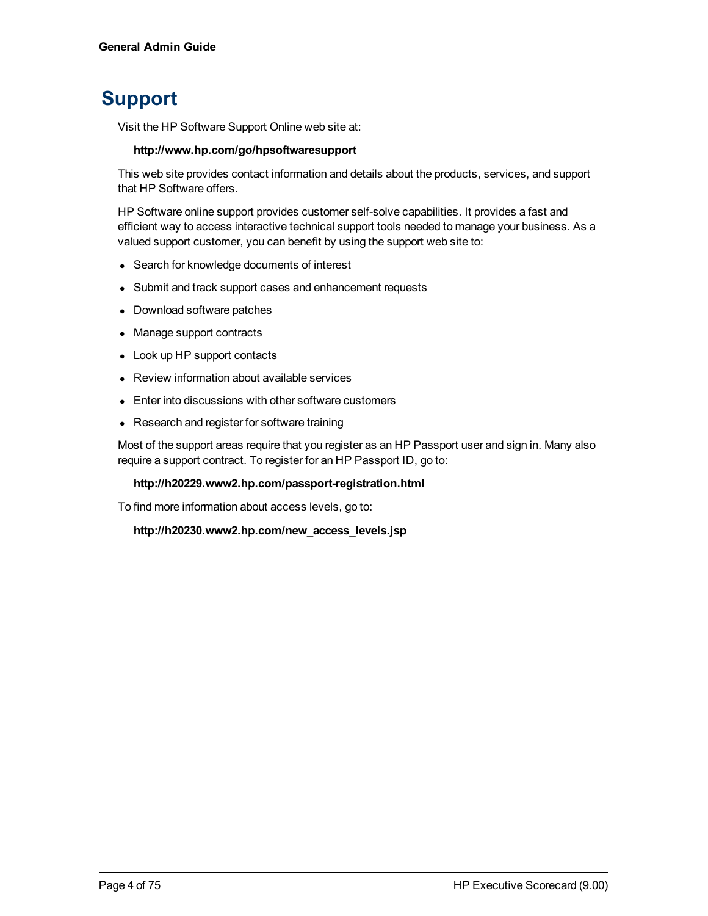# Support

Visit the HP Software Support Online web site at:

**http://www.hp.com/go/hpsoftwaresupport**

This web site provides contact information and details about the products, services, and support that HP Software offers.

HP Software online support provides customer self-solve capabilities. It provides a fast and efficient way to access interactive technical support tools needed to manage your business. As a valued support customer, you can benefit by using the support web site to:

- Search for knowledge documents of interest
- Submit and track support cases and enhancement requests
- Download software patches
- Manage support contracts
- Look up HP support contacts
- Review information about available services
- Enter into discussions with other software customers
- Research and register for software training

Most of the support areas require that you register as an HP Passport user and sign in. Many also require a support contract. To register for an HP Passport ID, go to:

**http://h20229.www2.hp.com/passport-registration.html**

To find more information about access levels, go to:

**http://h20230.www2.hp.com/new_access_levels.jsp**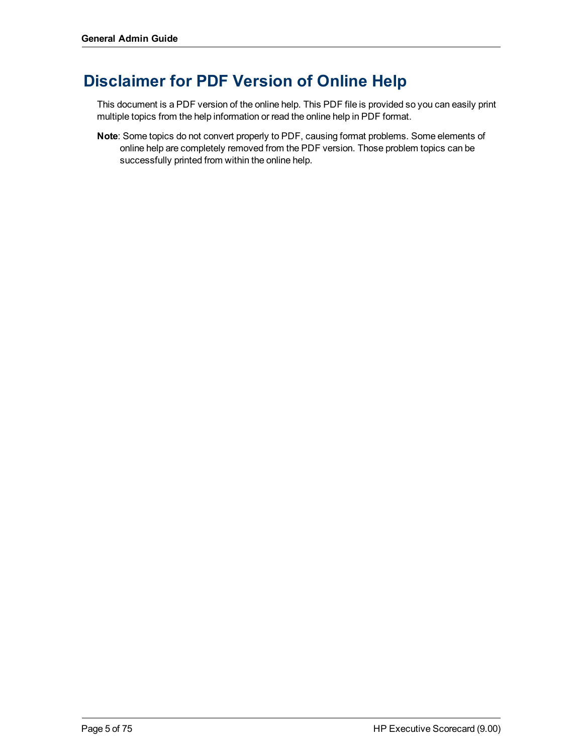# Disclaimer for PDF Version of Online Help

This document is a PDF version of the online help. This PDF file is provided so you can easily print multiple topics from the help information or read the online help in PDF format.

**Note**: Some topics do not convert properly to PDF, causing format problems. Some elements of online help are completely removed from the PDF version. Those problem topics can be successfully printed from within the online help.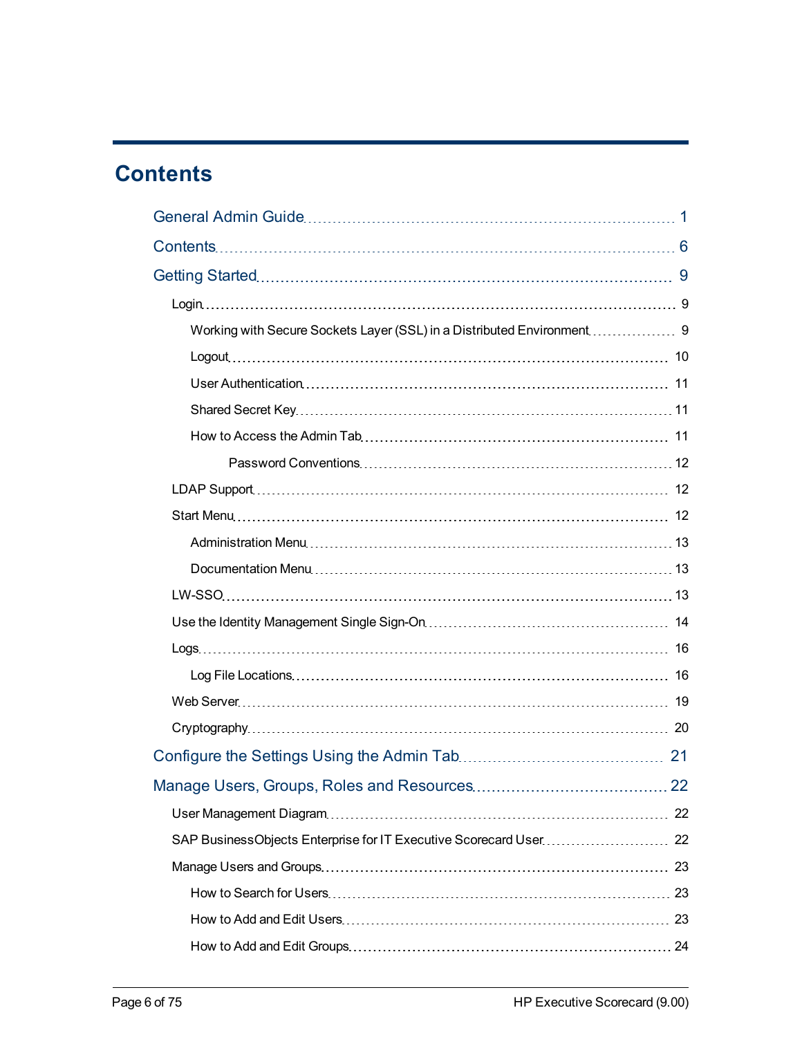# Contents

General Admin Guide 1

Contents 6

Getting Started 9

- Login 9
  - Working with Secure Sockets Layer (SSL) in a Distributed Environment 9
  - Logout 10
  - User Authentication 11
  - Shared Secret Key 11
  - How to Access the Admin Tab 11
    - Password Conventions 12
- LDAP Support 12
- Start Menu 12
  - Administration Menu 13
  - Documentation Menu 13
- LW-SSO 13
- Use the Identity Management Single Sign-On 14
- Logs 16
  - Log File Locations 16
- Web Server 19
- Cryptography 20

Configure the Settings Using the Admin Tab 21

Manage Users, Groups, Roles and Resources 22

- User Management Diagram 22
- SAP BusinessObjects Enterprise for IT Executive Scorecard User 22
- Manage Users and Groups 23
  - How to Search for Users 23
  - How to Add and Edit Users 23
  - How to Add and Edit Groups 24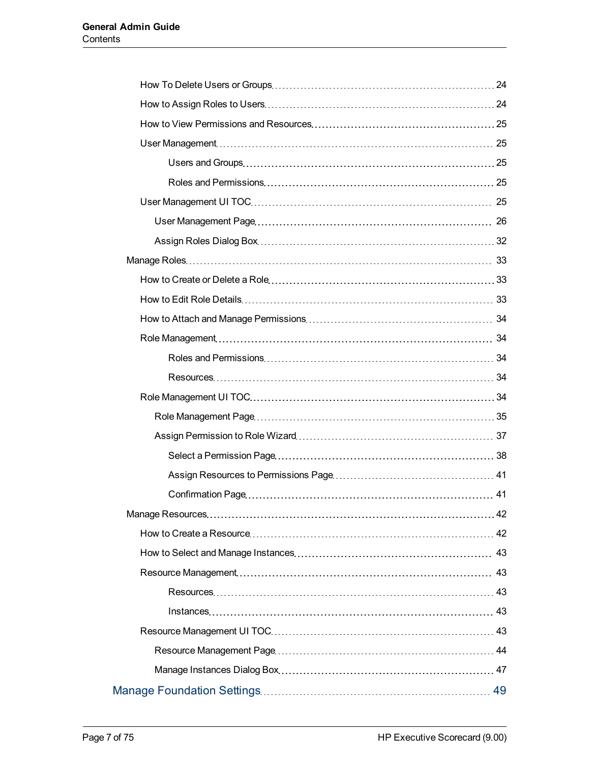How To Delete Users or Groups 24

How to Assign Roles to Users 24

How to View Permissions and Resources 25

User Management 25

Users and Groups 25

Roles and Permissions 25

User Management UI TOC 25

User Management Page 26

Assign Roles Dialog Box 32

Manage Roles 33

How to Create or Delete a Role 33

How to Edit Role Details 33

How to Attach and Manage Permissions 34

Role Management 34

Roles and Permissions 34

Resources 34

Role Management UI TOC 34

Role Management Page 35

Assign Permission to Role Wizard 37

Select a Permission Page 38

Assign Resources to Permissions Page 41

Confirmation Page 41

Manage Resources 42

How to Create a Resource 42

How to Select and Manage Instances 43

Resource Management 43

Resources 43

Instances 43

Resource Management UI TOC 43

Resource Management Page 44

Manage Instances Dialog Box 47

Manage Foundation Settings 49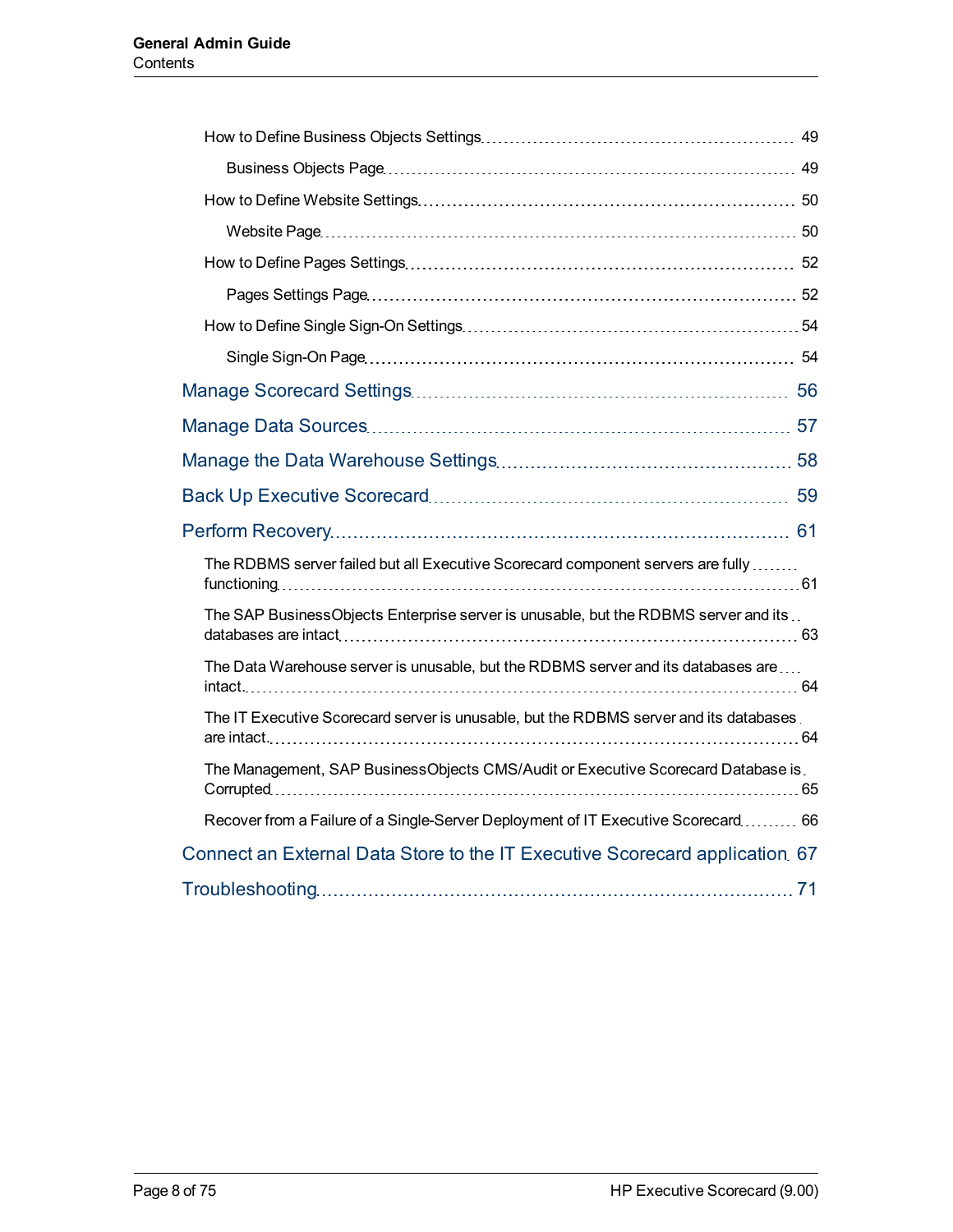How to Define Business Objects Settings 49

Business Objects Page 49

How to Define Website Settings 50

Website Page 50

How to Define Pages Settings 52

Pages Settings Page 52

How to Define Single Sign-On Settings 54

Single Sign-On Page 54

Manage Scorecard Settings 56

Manage Data Sources 57

Manage the Data Warehouse Settings 58

Back Up Executive Scorecard 59

Perform Recovery 61

The RDBMS server failed but all Executive Scorecard component servers are fully functioning 61

The SAP BusinessObjects Enterprise server is unusable, but the RDBMS server and its databases are intact 63

The Data Warehouse server is unusable, but the RDBMS server and its databases are intact. 64

The IT Executive Scorecard server is unusable, but the RDBMS server and its databases are intact. 64

The Management, SAP BusinessObjects CMS/Audit or Executive Scorecard Database is Corrupted 65

Recover from a Failure of a Single-Server Deployment of IT Executive Scorecard 66

Connect an External Data Store to the IT Executive Scorecard application 67

Troubleshooting 71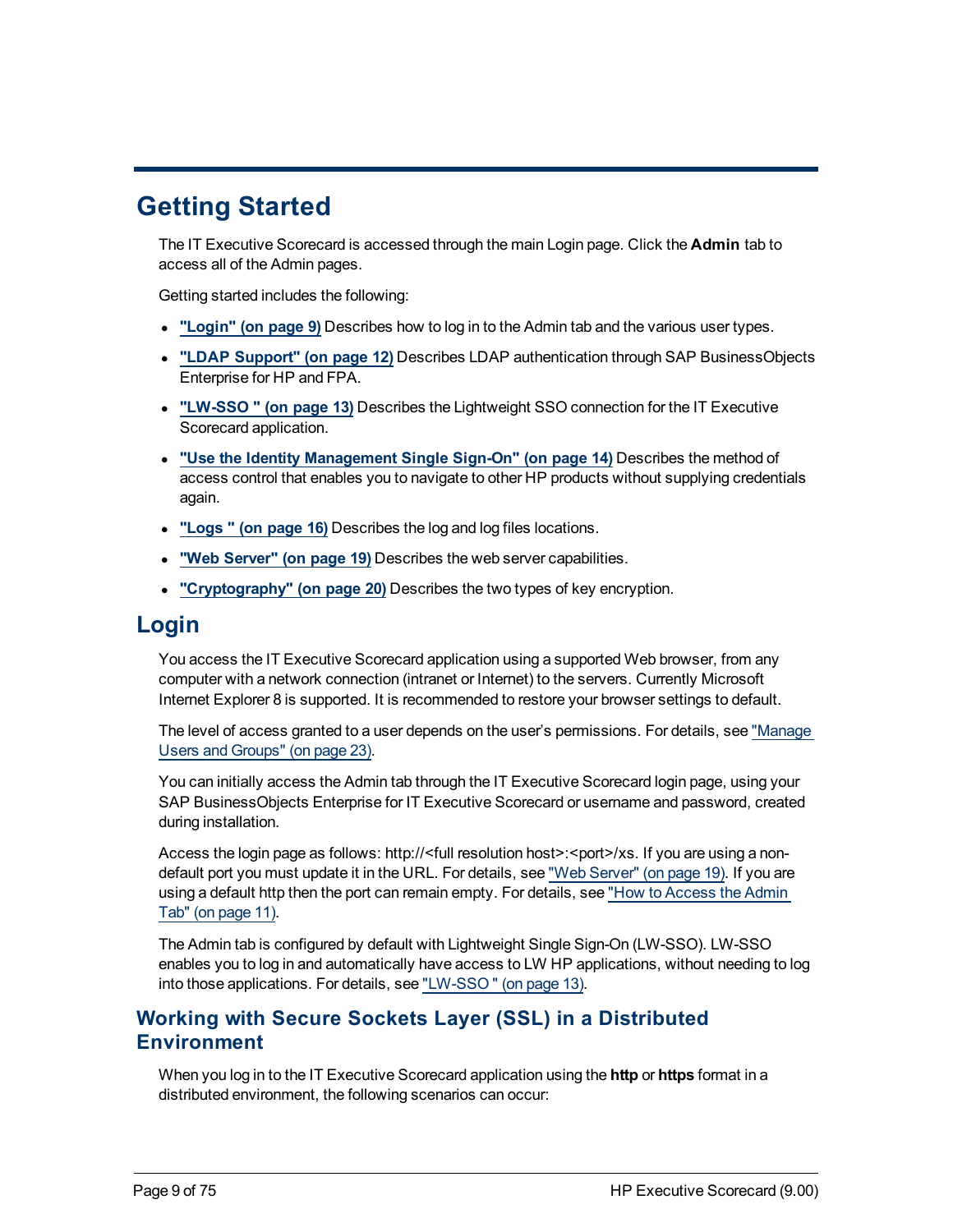# Getting Started

The IT Executive Scorecard is accessed through the main Login page. Click the **Admin** tab to access all of the Admin pages.

Getting started includes the following:

- **"Login" (on page 9)** Describes how to log in to the Admin tab and the various user types.
- **"LDAP Support" (on page 12)** Describes LDAP authentication through SAP BusinessObjects Enterprise for HP and FPA.
- **"LW-SSO " (on page 13)** Describes the Lightweight SSO connection for the IT Executive Scorecard application.
- **"Use the Identity Management Single Sign-On" (on page 14)** Describes the method of access control that enables you to navigate to other HP products without supplying credentials again.
- **"Logs " (on page 16)** Describes the log and log files locations.
- **"Web Server" (on page 19)** Describes the web server capabilities.
- **"Cryptography" (on page 20)** Describes the two types of key encryption.

## Login

You access the IT Executive Scorecard application using a supported Web browser, from any computer with a network connection (intranet or Internet) to the servers. Currently Microsoft Internet Explorer 8 is supported. It is recommended to restore your browser settings to default.

The level of access granted to a user depends on the user's permissions. For details, see "Manage Users and Groups" (on page 23).

You can initially access the Admin tab through the IT Executive Scorecard login page, using your SAP BusinessObjects Enterprise for IT Executive Scorecard or username and password, created during installation.

Access the login page as follows: http://<full resolution host>:<port>/xs. If you are using a non-default port you must update it in the URL. For details, see "Web Server" (on page 19). If you are using a default http then the port can remain empty. For details, see "How to Access the Admin Tab" (on page 11).

The Admin tab is configured by default with Lightweight Single Sign-On (LW-SSO). LW-SSO enables you to log in and automatically have access to LW HP applications, without needing to log into those applications. For details, see "LW-SSO " (on page 13).

### Working with Secure Sockets Layer (SSL) in a Distributed Environment

When you log in to the IT Executive Scorecard application using the **http** or **https** format in a distributed environment, the following scenarios can occur: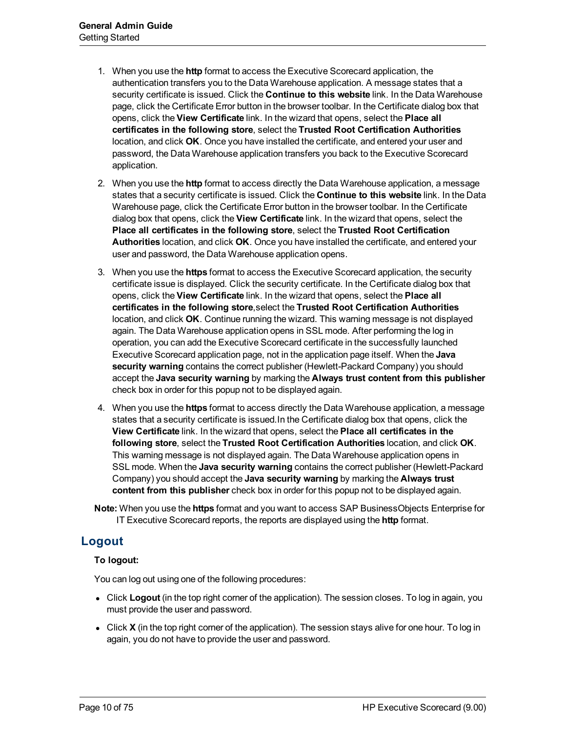1. When you use the **http** format to access the Executive Scorecard application, the authentication transfers you to the Data Warehouse application. A message states that a security certificate is issued. Click the **Continue to this website** link. In the Data Warehouse page, click the Certificate Error button in the browser toolbar. In the Certificate dialog box that opens, click the **View Certificate** link. In the wizard that opens, select the **Place all certificates in the following store**, select the **Trusted Root Certification Authorities** location, and click **OK**. Once you have installed the certificate, and entered your user and password, the Data Warehouse application transfers you back to the Executive Scorecard application.

2. When you use the **http** format to access directly the Data Warehouse application, a message states that a security certificate is issued. Click the **Continue to this website** link. In the Data Warehouse page, click the Certificate Error button in the browser toolbar. In the Certificate dialog box that opens, click the **View Certificate** link. In the wizard that opens, select the **Place all certificates in the following store**, select the **Trusted Root Certification Authorities** location, and click **OK**. Once you have installed the certificate, and entered your user and password, the Data Warehouse application opens.

3. When you use the **https** format to access the Executive Scorecard application, the security certificate issue is displayed. Click the security certificate. In the Certificate dialog box that opens, click the **View Certificate** link. In the wizard that opens, select the **Place all certificates in the following store**,select the **Trusted Root Certification Authorities** location, and click **OK**. Continue running the wizard. This warning message is not displayed again. The Data Warehouse application opens in SSL mode. After performing the log in operation, you can add the Executive Scorecard certificate in the successfully launched Executive Scorecard application page, not in the application page itself. When the **Java security warning** contains the correct publisher (Hewlett-Packard Company) you should accept the **Java security warning** by marking the **Always trust content from this publisher** check box in order for this popup not to be displayed again.

4. When you use the **https** format to access directly the Data Warehouse application, a message states that a security certificate is issued.In the Certificate dialog box that opens, click the **View Certificate** link. In the wizard that opens, select the **Place all certificates in the following store**, select the **Trusted Root Certification Authorities** location, and click **OK**. This warning message is not displayed again. The Data Warehouse application opens in SSL mode. When the **Java security warning** contains the correct publisher (Hewlett-Packard Company) you should accept the **Java security warning** by marking the **Always trust content from this publisher** check box in order for this popup not to be displayed again.

**Note:** When you use the **https** format and you want to access SAP BusinessObjects Enterprise for IT Executive Scorecard reports, the reports are displayed using the **http** format.

## Logout

**To logout:**

You can log out using one of the following procedures:

- Click **Logout** (in the top right corner of the application). The session closes. To log in again, you must provide the user and password.
- Click **X** (in the top right corner of the application). The session stays alive for one hour. To log in again, you do not have to provide the user and password.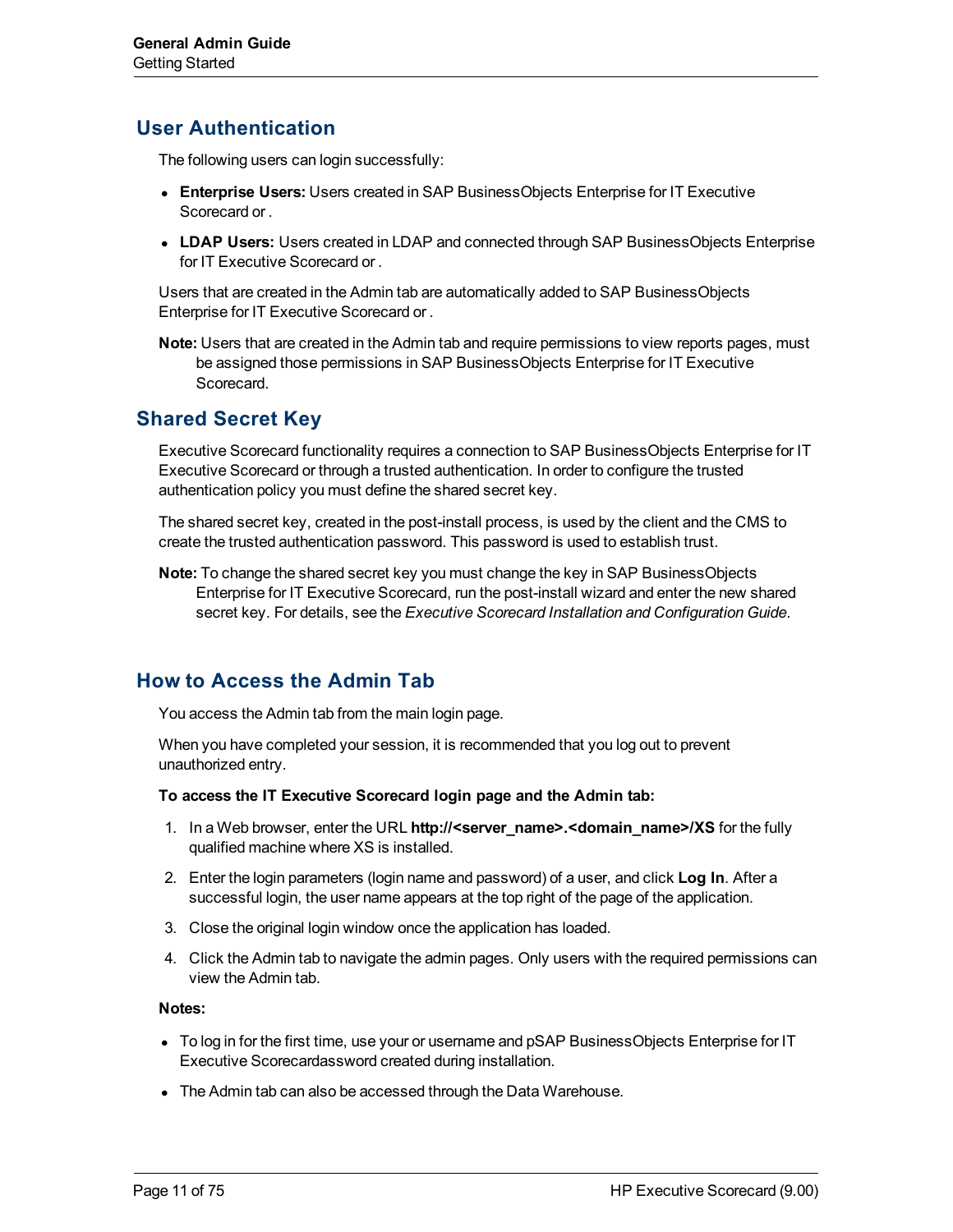## User Authentication

The following users can login successfully:

- **Enterprise Users:** Users created in SAP BusinessObjects Enterprise for IT Executive Scorecard or .
- **LDAP Users:** Users created in LDAP and connected through SAP BusinessObjects Enterprise for IT Executive Scorecard or .

Users that are created in the Admin tab are automatically added to SAP BusinessObjects Enterprise for IT Executive Scorecard or .

**Note:** Users that are created in the Admin tab and require permissions to view reports pages, must be assigned those permissions in SAP BusinessObjects Enterprise for IT Executive Scorecard.

## Shared Secret Key

Executive Scorecard functionality requires a connection to SAP BusinessObjects Enterprise for IT Executive Scorecard or through a trusted authentication. In order to configure the trusted authentication policy you must define the shared secret key.

The shared secret key, created in the post-install process, is used by the client and the CMS to create the trusted authentication password. This password is used to establish trust.

**Note:** To change the shared secret key you must change the key in SAP BusinessObjects Enterprise for IT Executive Scorecard, run the post-install wizard and enter the new shared secret key. For details, see the *Executive Scorecard Installation and Configuration Guide*.

## How to Access the Admin Tab

You access the Admin tab from the main login page.

When you have completed your session, it is recommended that you log out to prevent unauthorized entry.

**To access the IT Executive Scorecard login page and the Admin tab:**

1. In a Web browser, enter the URL **http://<server_name>.<domain_name>/XS** for the fully qualified machine where XS is installed.
2. Enter the login parameters (login name and password) of a user, and click **Log In**. After a successful login, the user name appears at the top right of the page of the application.
3. Close the original login window once the application has loaded.
4. Click the Admin tab to navigate the admin pages. Only users with the required permissions can view the Admin tab.

**Notes:**

- To log in for the first time, use your or username and pSAP BusinessObjects Enterprise for IT Executive Scorecardassword created during installation.
- The Admin tab can also be accessed through the Data Warehouse.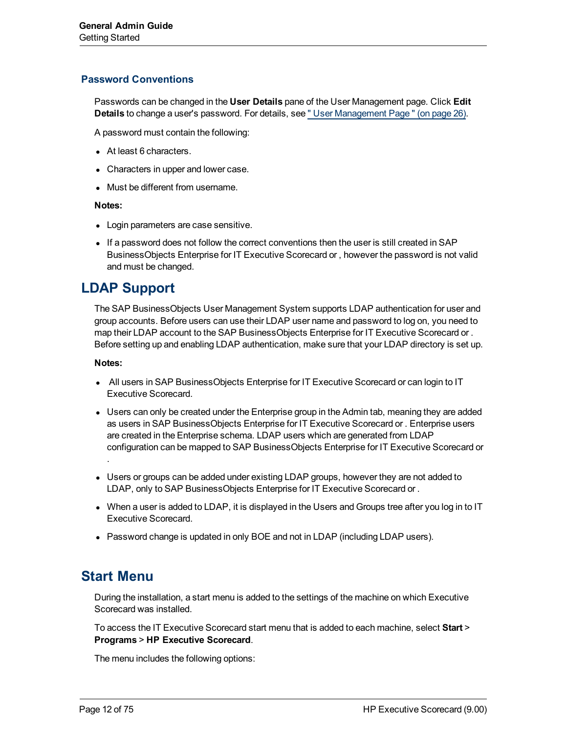### Password Conventions

Passwords can be changed in the **User Details** pane of the User Management page. Click **Edit Details** to change a user's password. For details, see " User Management Page " (on page 26).

A password must contain the following:

- At least 6 characters.
- Characters in upper and lower case.
- Must be different from username.

**Notes:**

- Login parameters are case sensitive.
- If a password does not follow the correct conventions then the user is still created in SAP BusinessObjects Enterprise for IT Executive Scorecard or , however the password is not valid and must be changed.

## LDAP Support

The SAP BusinessObjects User Management System supports LDAP authentication for user and group accounts. Before users can use their LDAP user name and password to log on, you need to map their LDAP account to the SAP BusinessObjects Enterprise for IT Executive Scorecard or . Before setting up and enabling LDAP authentication, make sure that your LDAP directory is set up.

**Notes:**

- All users in SAP BusinessObjects Enterprise for IT Executive Scorecard or can login to IT Executive Scorecard.
- Users can only be created under the Enterprise group in the Admin tab, meaning they are added as users in SAP BusinessObjects Enterprise for IT Executive Scorecard or . Enterprise users are created in the Enterprise schema. LDAP users which are generated from LDAP configuration can be mapped to SAP BusinessObjects Enterprise for IT Executive Scorecard or .
- Users or groups can be added under existing LDAP groups, however they are not added to LDAP, only to SAP BusinessObjects Enterprise for IT Executive Scorecard or .
- When a user is added to LDAP, it is displayed in the Users and Groups tree after you log in to IT Executive Scorecard.
- Password change is updated in only BOE and not in LDAP (including LDAP users).

## Start Menu

During the installation, a start menu is added to the settings of the machine on which Executive Scorecard was installed.

To access the IT Executive Scorecard start menu that is added to each machine, select **Start** > **Programs** > **HP Executive Scorecard**.

The menu includes the following options: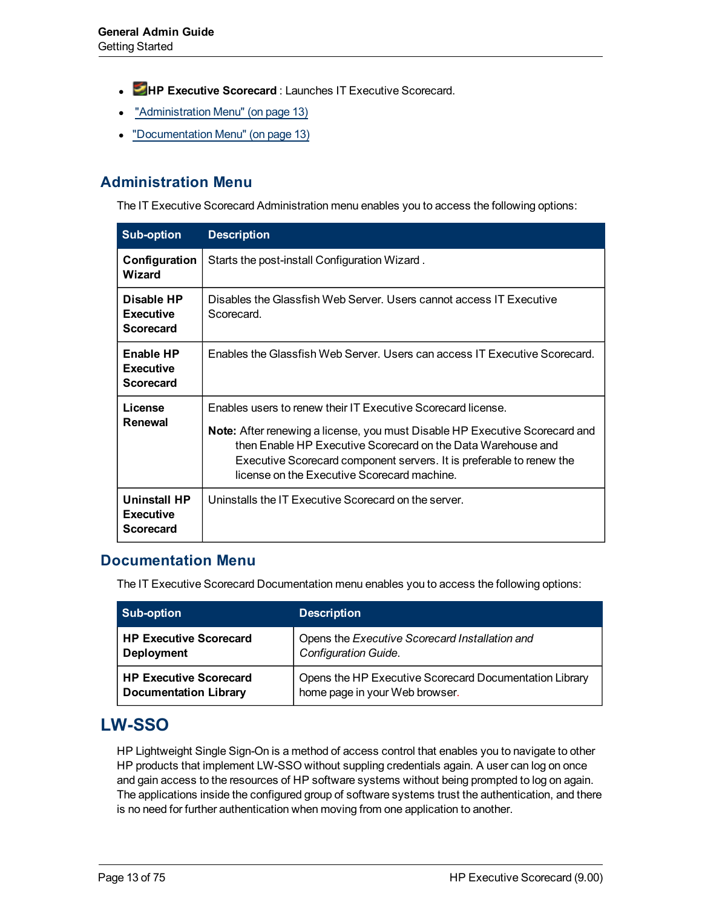- **HP Executive Scorecard** : Launches IT Executive Scorecard.
- "Administration Menu" (on page 13)
- "Documentation Menu" (on page 13)

## Administration Menu

The IT Executive Scorecard Administration menu enables you to access the following options:

| Sub-option | Description |
| --- | --- |
| **Configuration Wizard** | Starts the post-install Configuration Wizard . |
| **Disable HP Executive Scorecard** | Disables the Glassfish Web Server. Users cannot access IT Executive Scorecard. |
| **Enable HP Executive Scorecard** | Enables the Glassfish Web Server. Users can access IT Executive Scorecard. |
| **License Renewal** | Enables users to renew their IT Executive Scorecard license.<br><br>**Note:** After renewing a license, you must Disable HP Executive Scorecard and then Enable HP Executive Scorecard on the Data Warehouse and Executive Scorecard component servers. It is preferable to renew the license on the Executive Scorecard machine. |
| **Uninstall HP Executive Scorecard** | Uninstalls the IT Executive Scorecard on the server. |

## Documentation Menu

The IT Executive Scorecard Documentation menu enables you to access the following options:

| Sub-option | Description |
| --- | --- |
| **HP Executive Scorecard Deployment** | Opens the *Executive Scorecard Installation and Configuration Guide*. |
| **HP Executive Scorecard Documentation Library** | Opens the HP Executive Scorecard Documentation Library home page in your Web browser. |

# LW-SSO

HP Lightweight Single Sign-On is a method of access control that enables you to navigate to other HP products that implement LW-SSO without suppling credentials again. A user can log on once and gain access to the resources of HP software systems without being prompted to log on again. The applications inside the configured group of software systems trust the authentication, and there is no need for further authentication when moving from one application to another.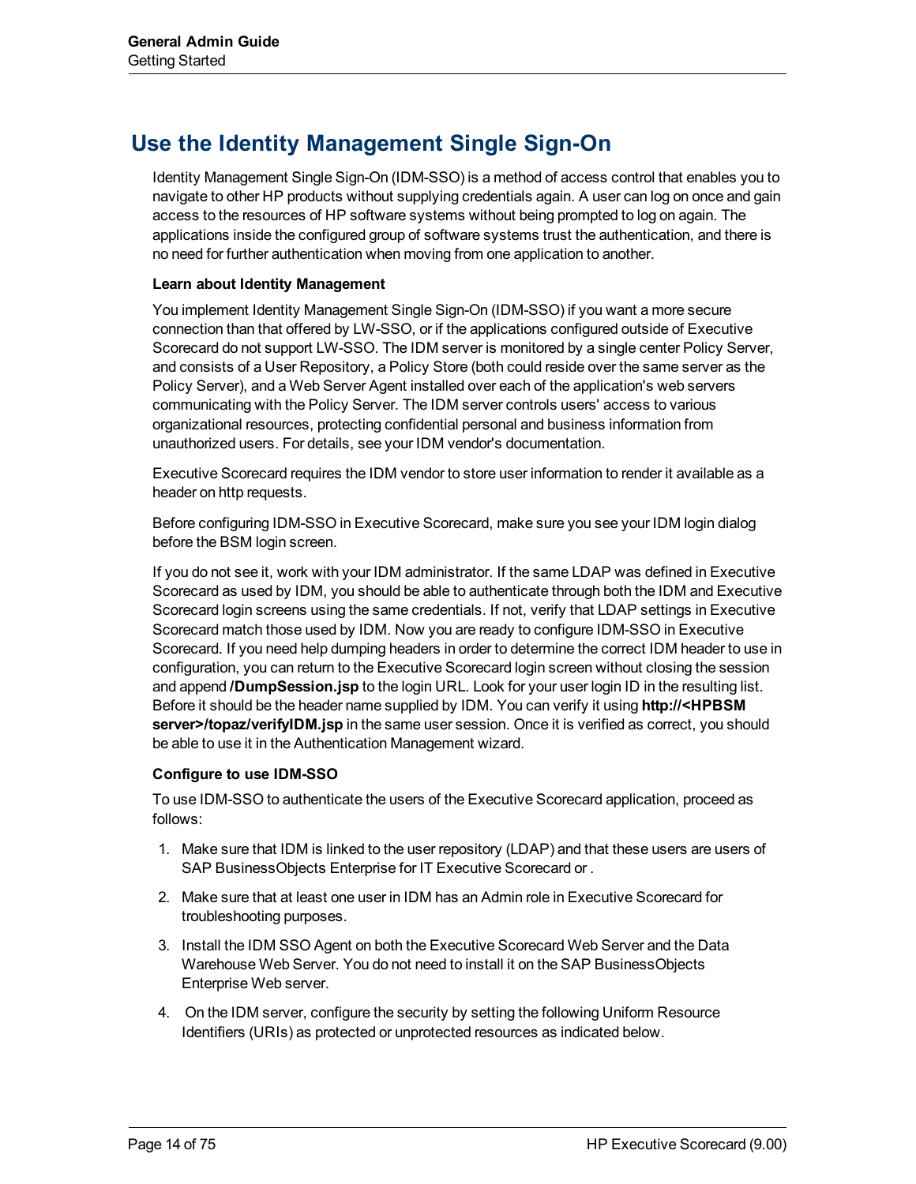# Use the Identity Management Single Sign-On

Identity Management Single Sign-On (IDM-SSO) is a method of access control that enables you to navigate to other HP products without supplying credentials again. A user can log on once and gain access to the resources of HP software systems without being prompted to log on again. The applications inside the configured group of software systems trust the authentication, and there is no need for further authentication when moving from one application to another.

**Learn about Identity Management**

You implement Identity Management Single Sign-On (IDM-SSO) if you want a more secure connection than that offered by LW-SSO, or if the applications configured outside of Executive Scorecard do not support LW-SSO. The IDM server is monitored by a single center Policy Server, and consists of a User Repository, a Policy Store (both could reside over the same server as the Policy Server), and a Web Server Agent installed over each of the application's web servers communicating with the Policy Server. The IDM server controls users' access to various organizational resources, protecting confidential personal and business information from unauthorized users. For details, see your IDM vendor's documentation.

Executive Scorecard requires the IDM vendor to store user information to render it available as a header on http requests.

Before configuring IDM-SSO in Executive Scorecard, make sure you see your IDM login dialog before the BSM login screen.

If you do not see it, work with your IDM administrator. If the same LDAP was defined in Executive Scorecard as used by IDM, you should be able to authenticate through both the IDM and Executive Scorecard login screens using the same credentials. If not, verify that LDAP settings in Executive Scorecard match those used by IDM. Now you are ready to configure IDM-SSO in Executive Scorecard. If you need help dumping headers in order to determine the correct IDM header to use in configuration, you can return to the Executive Scorecard login screen without closing the session and append **/DumpSession.jsp** to the login URL. Look for your user login ID in the resulting list. Before it should be the header name supplied by IDM. You can verify it using **http://<HPBSM server>/topaz/verifyIDM.jsp** in the same user session. Once it is verified as correct, you should be able to use it in the Authentication Management wizard.

**Configure to use IDM-SSO**

To use IDM-SSO to authenticate the users of the Executive Scorecard application, proceed as follows:

1. Make sure that IDM is linked to the user repository (LDAP) and that these users are users of SAP BusinessObjects Enterprise for IT Executive Scorecard or .
2. Make sure that at least one user in IDM has an Admin role in Executive Scorecard for troubleshooting purposes.
3. Install the IDM SSO Agent on both the Executive Scorecard Web Server and the Data Warehouse Web Server. You do not need to install it on the SAP BusinessObjects Enterprise Web server.
4. On the IDM server, configure the security by setting the following Uniform Resource Identifiers (URIs) as protected or unprotected resources as indicated below.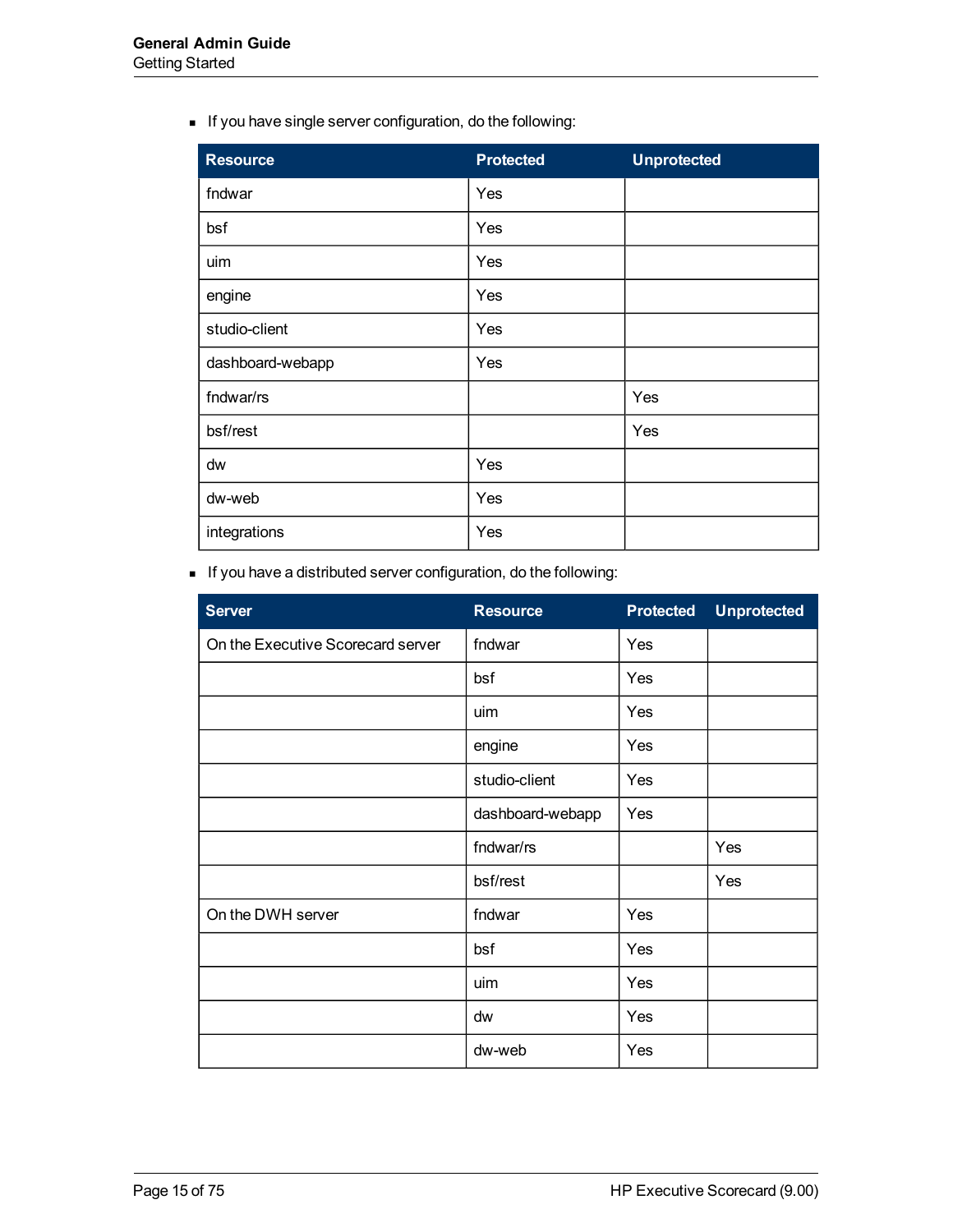- If you have single server configuration, do the following:

| Resource | Protected | Unprotected |
|---|---|---|
| fndwar | Yes | |
| bsf | Yes | |
| uim | Yes | |
| engine | Yes | |
| studio-client | Yes | |
| dashboard-webapp | Yes | |
| fndwar/rs | | Yes |
| bsf/rest | | Yes |
| dw | Yes | |
| dw-web | Yes | |
| integrations | Yes | |

- If you have a distributed server configuration, do the following:

| Server | Resource | Protected | Unprotected |
|---|---|---|---|
| On the Executive Scorecard server | fndwar | Yes | |
| | bsf | Yes | |
| | uim | Yes | |
| | engine | Yes | |
| | studio-client | Yes | |
| | dashboard-webapp | Yes | |
| | fndwar/rs | | Yes |
| | bsf/rest | | Yes |
| On the DWH server | fndwar | Yes | |
| | bsf | Yes | |
| | uim | Yes | |
| | dw | Yes | |
| | dw-web | Yes | |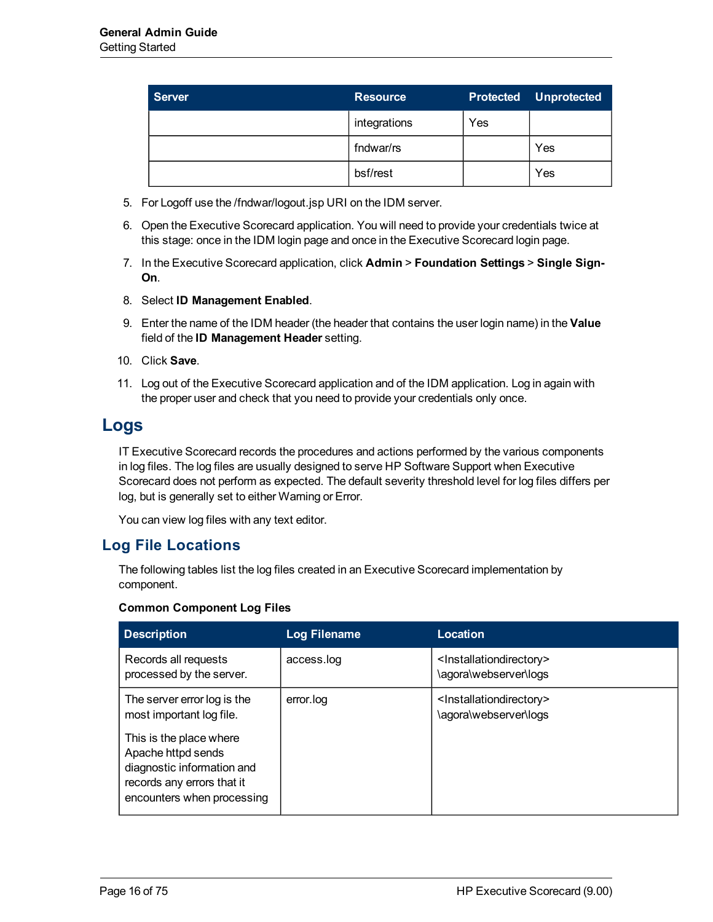| Server | Resource | Protected | Unprotected |
|---|---|---|---|
| | integrations | Yes | |
| | fndwar/rs | | Yes |
| | bsf/rest | | Yes |

5. For Logoff use the /fndwar/logout.jsp URI on the IDM server.
6. Open the Executive Scorecard application. You will need to provide your credentials twice at this stage: once in the IDM login page and once in the Executive Scorecard login page.
7. In the Executive Scorecard application, click **Admin** > **Foundation Settings** > **Single Sign-On**.
8. Select **ID Management Enabled**.
9. Enter the name of the IDM header (the header that contains the user login name) in the **Value** field of the **ID Management Header** setting.
10. Click **Save**.
11. Log out of the Executive Scorecard application and of the IDM application. Log in again with the proper user and check that you need to provide your credentials only once.

# Logs

IT Executive Scorecard records the procedures and actions performed by the various components in log files. The log files are usually designed to serve HP Software Support when Executive Scorecard does not perform as expected. The default severity threshold level for log files differs per log, but is generally set to either Warning or Error.

You can view log files with any text editor.

## Log File Locations

The following tables list the log files created in an Executive Scorecard implementation by component.

**Common Component Log Files**

| Description | Log Filename | Location |
|---|---|---|
| Records all requests processed by the server. | access.log | <Installationdirectory>\agora\webserver\logs |
| The server error log is the most important log file. This is the place where Apache httpd sends diagnostic information and records any errors that it encounters when processing | error.log | <Installationdirectory>\agora\webserver\logs |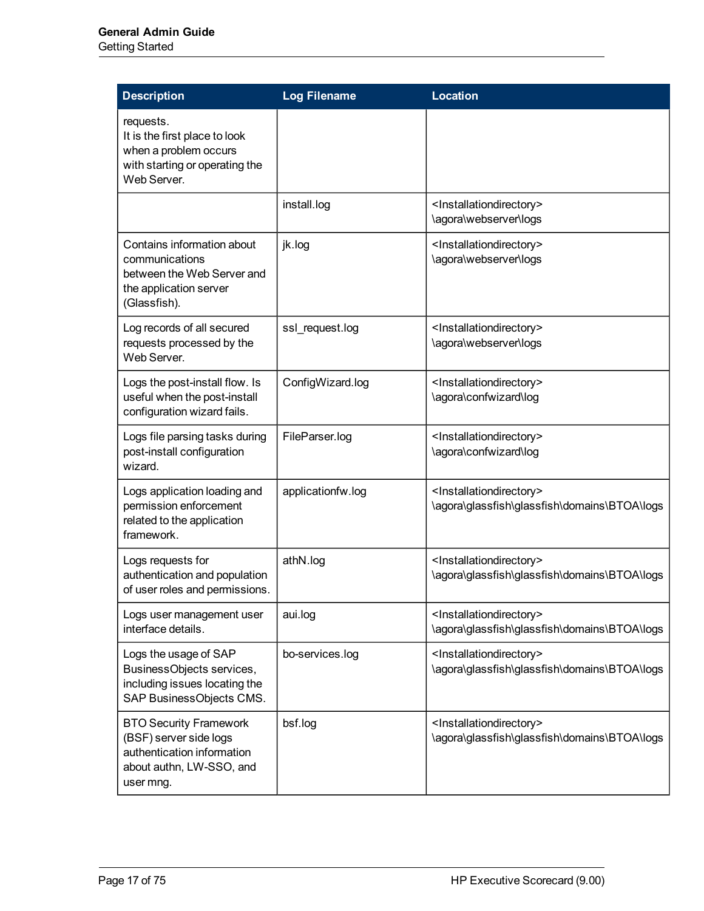| Description | Log Filename | Location |
|---|---|---|
| requests. It is the first place to look when a problem occurs with starting or operating the Web Server. | | |
| | install.log | <Installationdirectory>\agora\webserver\logs |
| Contains information about communications between the Web Server and the application server (Glassfish). | jk.log | <Installationdirectory>\agora\webserver\logs |
| Log records of all secured requests processed by the Web Server. | ssl_request.log | <Installationdirectory>\agora\webserver\logs |
| Logs the post-install flow. Is useful when the post-install configuration wizard fails. | ConfigWizard.log | <Installationdirectory>\agora\confwizard\log |
| Logs file parsing tasks during post-install configuration wizard. | FileParser.log | <Installationdirectory>\agora\confwizard\log |
| Logs application loading and permission enforcement related to the application framework. | applicationfw.log | <Installationdirectory>\agora\glassfish\glassfish\domains\BTOA\logs |
| Logs requests for authentication and population of user roles and permissions. | athN.log | <Installationdirectory>\agora\glassfish\glassfish\domains\BTOA\logs |
| Logs user management user interface details. | aui.log | <Installationdirectory>\agora\glassfish\glassfish\domains\BTOA\logs |
| Logs the usage of SAP BusinessObjects services, including issues locating the SAP BusinessObjects CMS. | bo-services.log | <Installationdirectory>\agora\glassfish\glassfish\domains\BTOA\logs |
| BTO Security Framework (BSF) server side logs authentication information about authn, LW-SSO, and user mng. | bsf.log | <Installationdirectory>\agora\glassfish\glassfish\domains\BTOA\logs |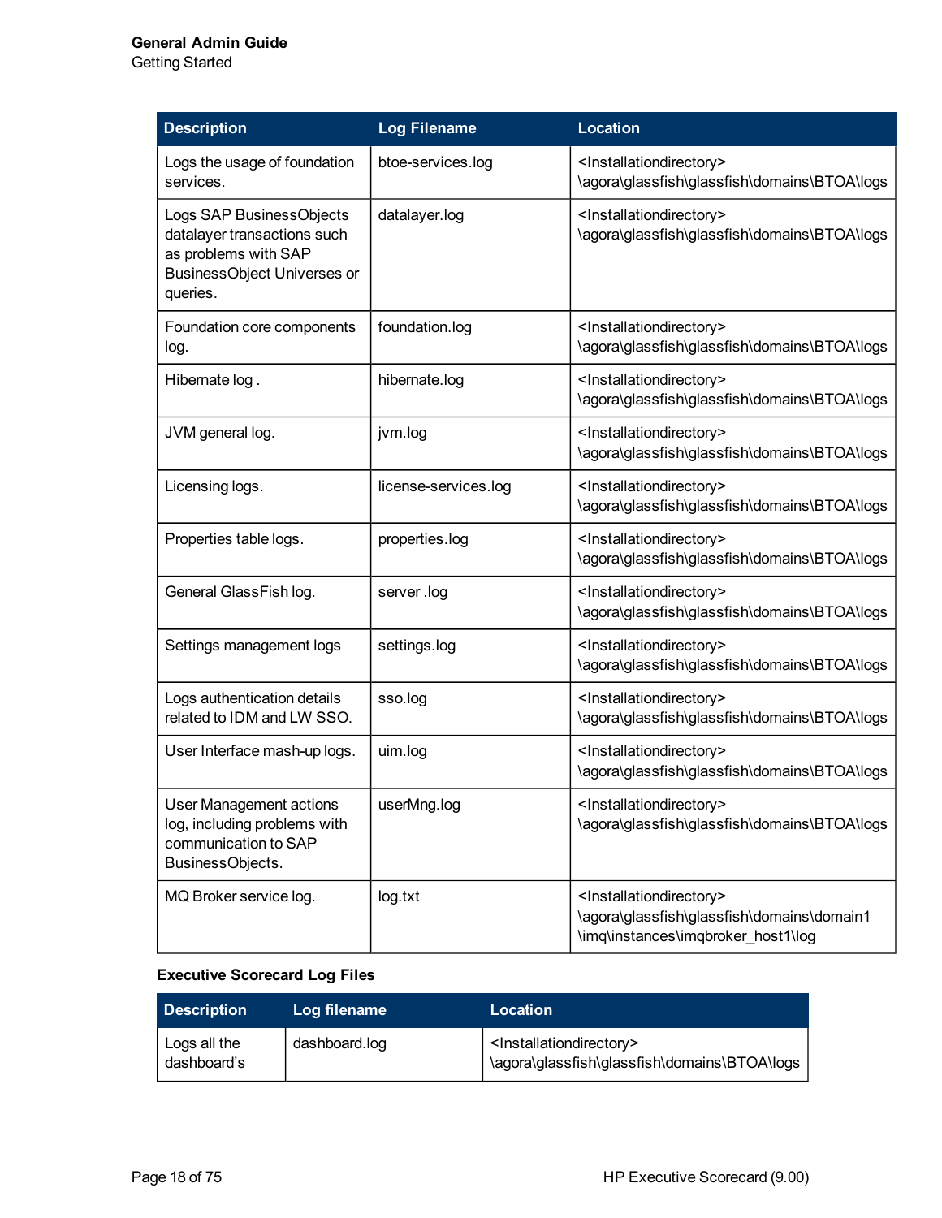| Description | Log Filename | Location |
| --- | --- | --- |
| Logs the usage of foundation services. | btoe-services.log | <Installationdirectory> \agora\glassfish\glassfish\domains\BTOA\logs |
| Logs SAP BusinessObjects datalayer transactions such as problems with SAP BusinessObject Universes or queries. | datalayer.log | <Installationdirectory> \agora\glassfish\glassfish\domains\BTOA\logs |
| Foundation core components log. | foundation.log | <Installationdirectory> \agora\glassfish\glassfish\domains\BTOA\logs |
| Hibernate log . | hibernate.log | <Installationdirectory> \agora\glassfish\glassfish\domains\BTOA\logs |
| JVM general log. | jvm.log | <Installationdirectory> \agora\glassfish\glassfish\domains\BTOA\logs |
| Licensing logs. | license-services.log | <Installationdirectory> \agora\glassfish\glassfish\domains\BTOA\logs |
| Properties table logs. | properties.log | <Installationdirectory> \agora\glassfish\glassfish\domains\BTOA\logs |
| General GlassFish log. | server .log | <Installationdirectory> \agora\glassfish\glassfish\domains\BTOA\logs |
| Settings management logs | settings.log | <Installationdirectory> \agora\glassfish\glassfish\domains\BTOA\logs |
| Logs authentication details related to IDM and LW SSO. | sso.log | <Installationdirectory> \agora\glassfish\glassfish\domains\BTOA\logs |
| User Interface mash-up logs. | uim.log | <Installationdirectory> \agora\glassfish\glassfish\domains\BTOA\logs |
| User Management actions log, including problems with communication to SAP BusinessObjects. | userMng.log | <Installationdirectory> \agora\glassfish\glassfish\domains\BTOA\logs |
| MQ Broker service log. | log.txt | <Installationdirectory> \agora\glassfish\glassfish\domains\domain1 \imq\instances\imqbroker_host1\log |

**Executive Scorecard Log Files**

| Description | Log filename | Location |
| --- | --- | --- |
| Logs all the dashboard's | dashboard.log | <Installationdirectory> \agora\glassfish\glassfish\domains\BTOA\logs |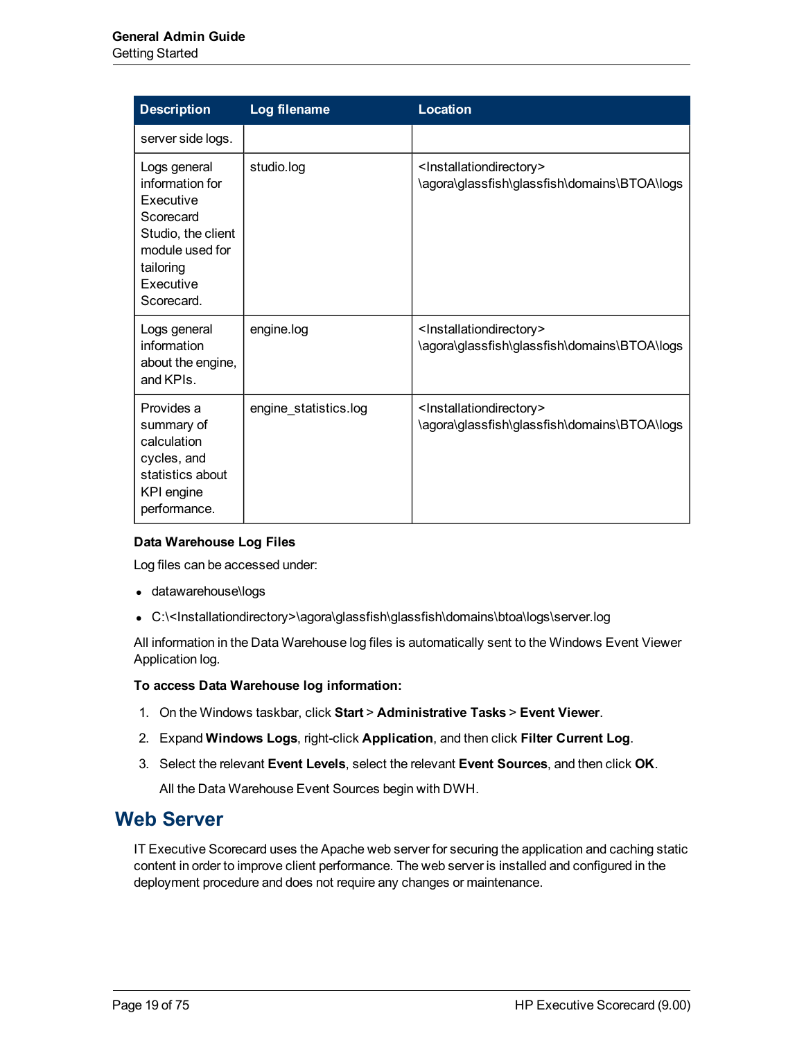| Description | Log filename | Location |
| --- | --- | --- |
| server side logs. | | |
| Logs general information for Executive Scorecard Studio, the client module used for tailoring Executive Scorecard. | studio.log | <Installationdirectory>\agora\glassfish\glassfish\domains\BTOA\logs |
| Logs general information about the engine, and KPIs. | engine.log | <Installationdirectory>\agora\glassfish\glassfish\domains\BTOA\logs |
| Provides a summary of calculation cycles, and statistics about KPI engine performance. | engine_statistics.log | <Installationdirectory>\agora\glassfish\glassfish\domains\BTOA\logs |

**Data Warehouse Log Files**

Log files can be accessed under:

- datawarehouse\logs
- C:\<Installationdirectory>\agora\glassfish\glassfish\domains\btoa\logs\server.log

All information in the Data Warehouse log files is automatically sent to the Windows Event Viewer Application log.

**To access Data Warehouse log information:**

1. On the Windows taskbar, click **Start** > **Administrative Tasks** > **Event Viewer**.
2. Expand **Windows Logs**, right-click **Application**, and then click **Filter Current Log**.
3. Select the relevant **Event Levels**, select the relevant **Event Sources**, and then click **OK**.

   All the Data Warehouse Event Sources begin with DWH.

## Web Server

IT Executive Scorecard uses the Apache web server for securing the application and caching static content in order to improve client performance. The web server is installed and configured in the deployment procedure and does not require any changes or maintenance.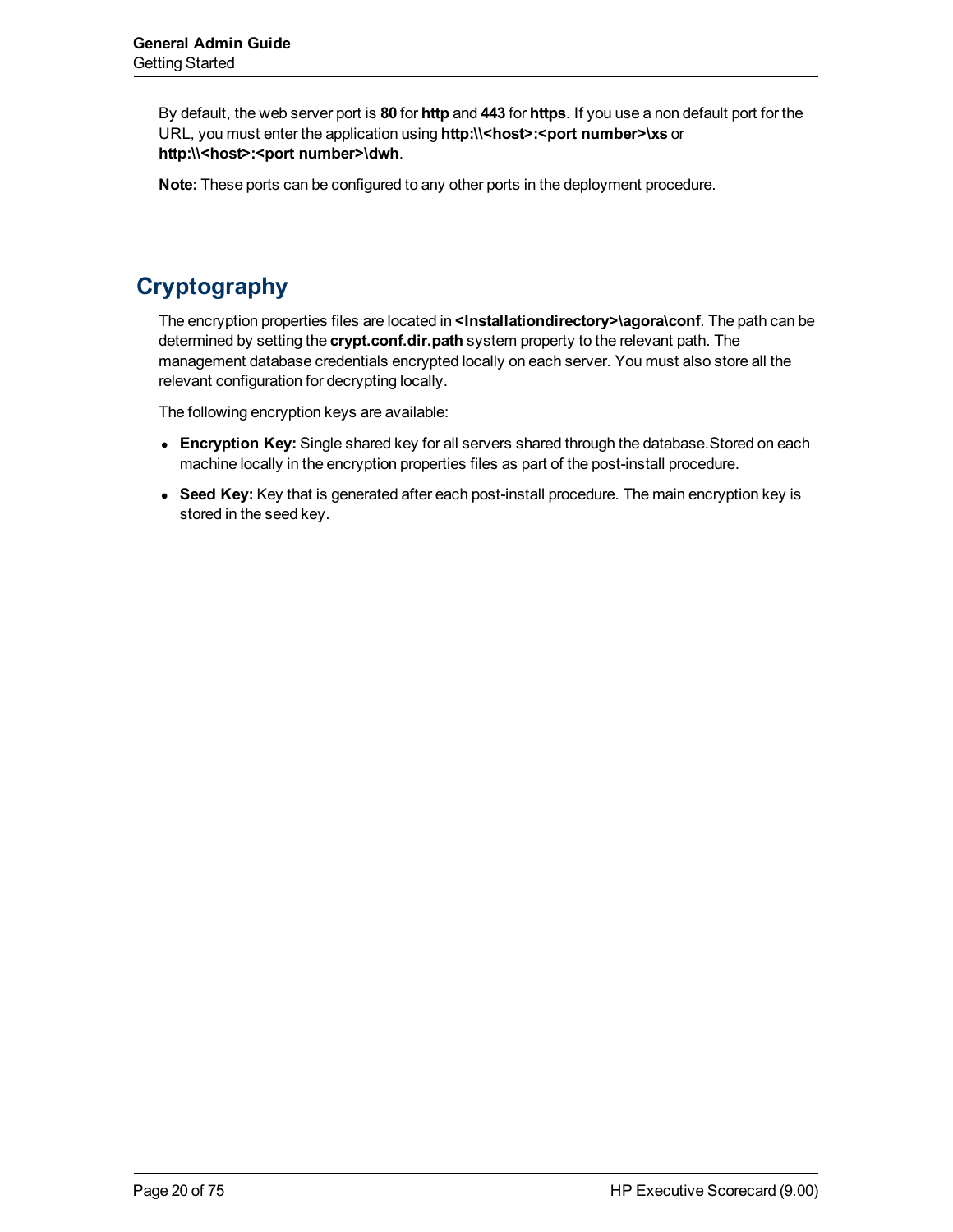By default, the web server port is **80** for **http** and **443** for **https**. If you use a non default port for the URL, you must enter the application using **http:\\<host>:<port number>\xs** or **http:\\<host>:<port number>\dwh**.

**Note:** These ports can be configured to any other ports in the deployment procedure.

## Cryptography

The encryption properties files are located in **<Installationdirectory>\agora\conf**. The path can be determined by setting the **crypt.conf.dir.path** system property to the relevant path. The management database credentials encrypted locally on each server. You must also store all the relevant configuration for decrypting locally.

The following encryption keys are available:

- **Encryption Key:** Single shared key for all servers shared through the database.Stored on each machine locally in the encryption properties files as part of the post-install procedure.
- **Seed Key:** Key that is generated after each post-install procedure. The main encryption key is stored in the seed key.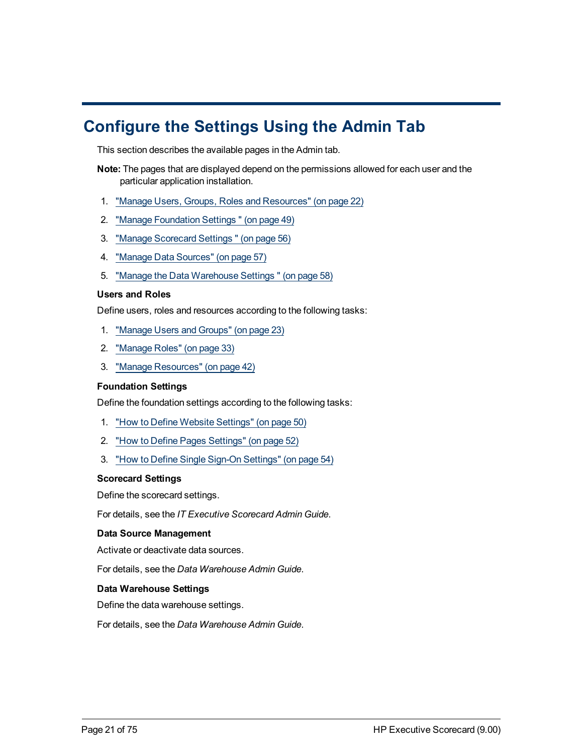# Configure the Settings Using the Admin Tab

This section describes the available pages in the Admin tab.

**Note:** The pages that are displayed depend on the permissions allowed for each user and the particular application installation.

1. "Manage Users, Groups, Roles and Resources" (on page 22)
2. "Manage Foundation Settings " (on page 49)
3. "Manage Scorecard Settings " (on page 56)
4. "Manage Data Sources" (on page 57)
5. "Manage the Data Warehouse Settings " (on page 58)

**Users and Roles**

Define users, roles and resources according to the following tasks:

1. "Manage Users and Groups" (on page 23)
2. "Manage Roles" (on page 33)
3. "Manage Resources" (on page 42)

**Foundation Settings**

Define the foundation settings according to the following tasks:

1. "How to Define Website Settings" (on page 50)
2. "How to Define Pages Settings" (on page 52)
3. "How to Define Single Sign-On Settings" (on page 54)

**Scorecard Settings**

Define the scorecard settings.

For details, see the *IT Executive Scorecard Admin Guide*.

**Data Source Management**

Activate or deactivate data sources.

For details, see the *Data Warehouse Admin Guide*.

**Data Warehouse Settings**

Define the data warehouse settings.

For details, see the *Data Warehouse Admin Guide*.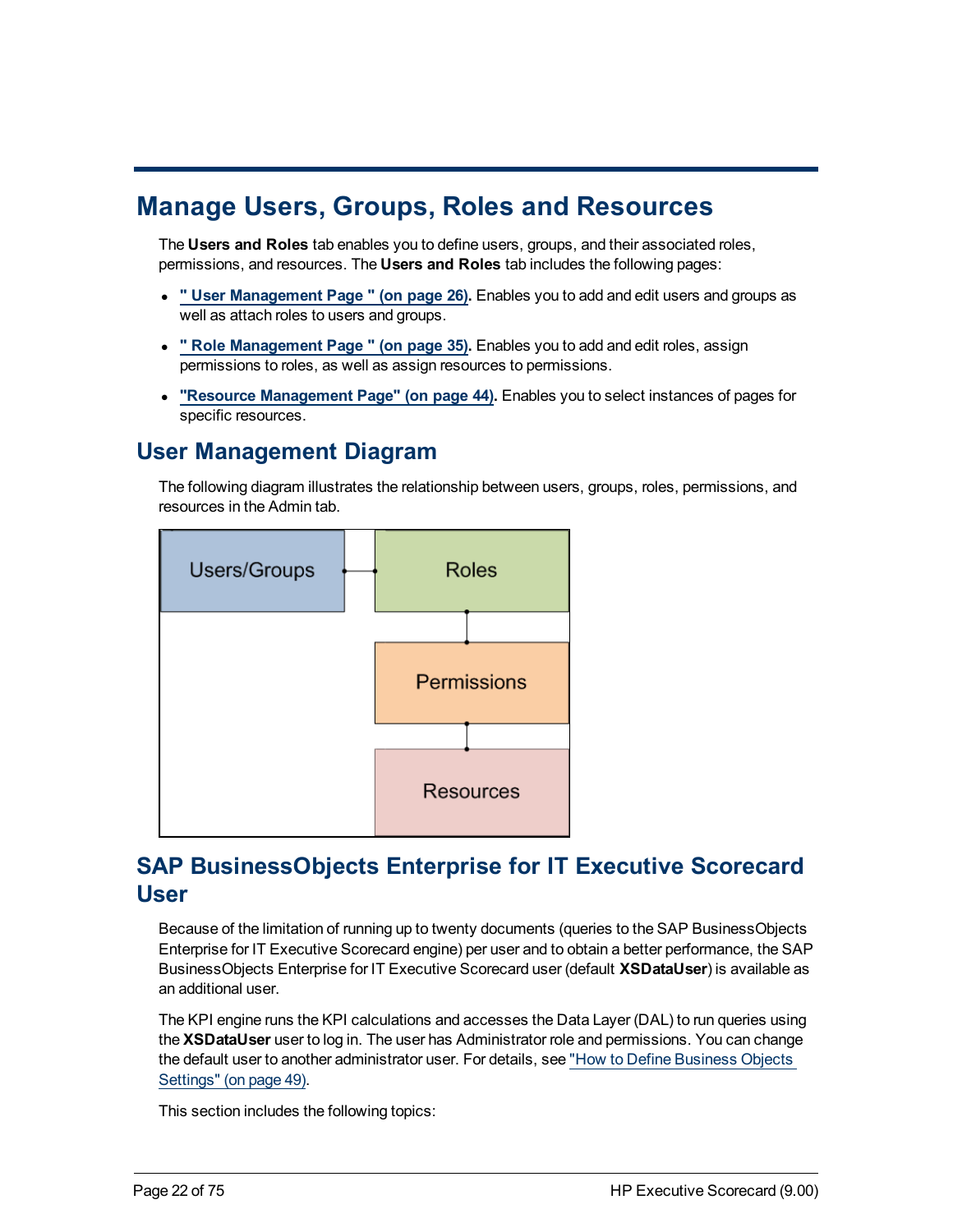# Manage Users, Groups, Roles and Resources

The **Users and Roles** tab enables you to define users, groups, and their associated roles, permissions, and resources. The **Users and Roles** tab includes the following pages:

- **" User Management Page " (on page 26).** Enables you to add and edit users and groups as well as attach roles to users and groups.
- **" Role Management Page " (on page 35).** Enables you to add and edit roles, assign permissions to roles, as well as assign resources to permissions.
- **"Resource Management Page" (on page 44).** Enables you to select instances of pages for specific resources.

## User Management Diagram

The following diagram illustrates the relationship between users, groups, roles, permissions, and resources in the Admin tab.

Users/Groups — Roles — Permissions — Resources

## SAP BusinessObjects Enterprise for IT Executive Scorecard User

Because of the limitation of running up to twenty documents (queries to the SAP BusinessObjects Enterprise for IT Executive Scorecard engine) per user and to obtain a better performance, the SAP BusinessObjects Enterprise for IT Executive Scorecard user (default **XSDataUser**) is available as an additional user.

The KPI engine runs the KPI calculations and accesses the Data Layer (DAL) to run queries using the **XSDataUser** user to log in. The user has Administrator role and permissions. You can change the default user to another administrator user. For details, see "How to Define Business Objects Settings" (on page 49).

This section includes the following topics: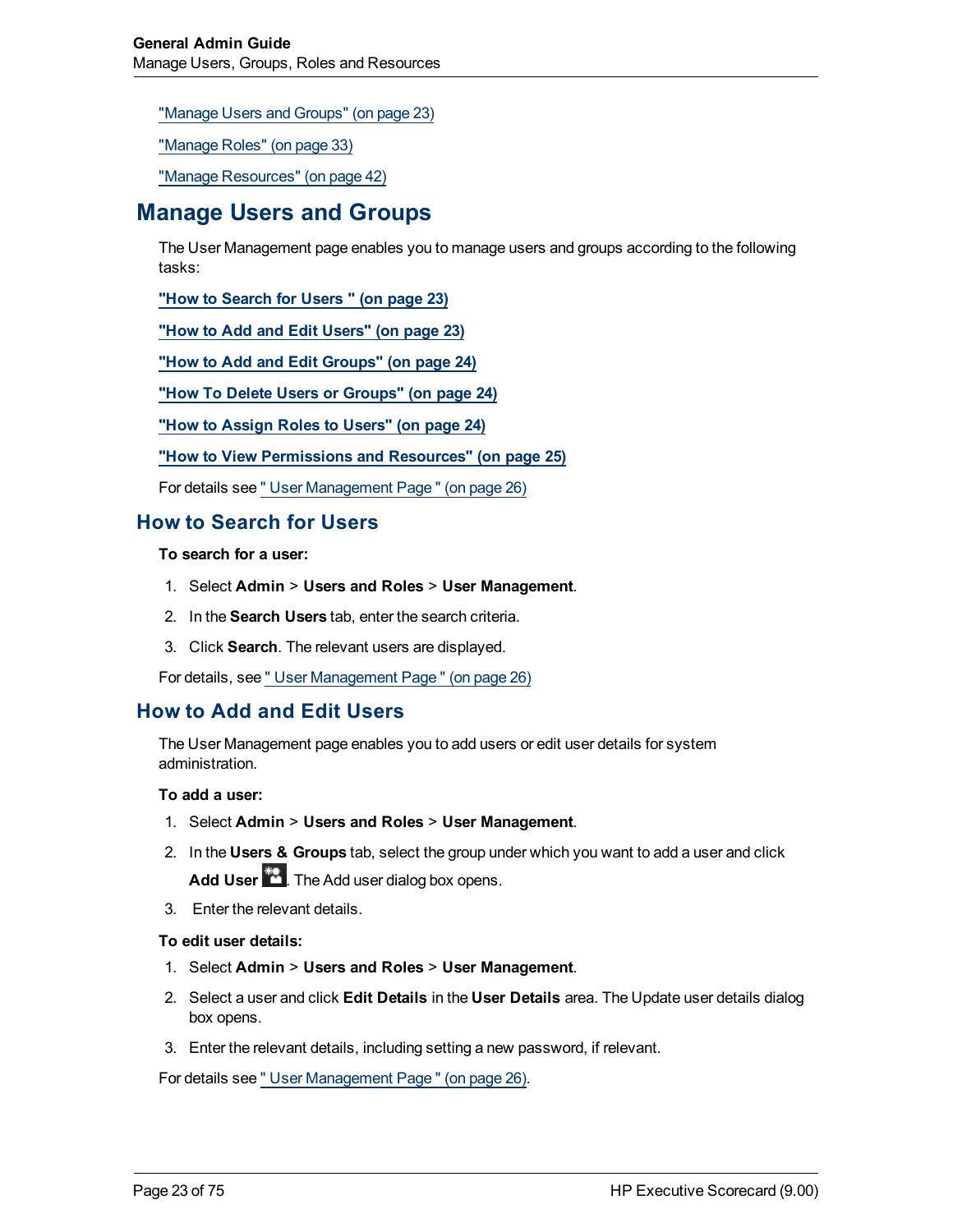"Manage Users and Groups" (on page 23)

"Manage Roles" (on page 33)

"Manage Resources" (on page 42)

## Manage Users and Groups

The User Management page enables you to manage users and groups according to the following tasks:

**"How to Search for Users " (on page 23)**

**"How to Add and Edit Users" (on page 23)**

**"How to Add and Edit Groups" (on page 24)**

**"How To Delete Users or Groups" (on page 24)**

**"How to Assign Roles to Users" (on page 24)**

**"How to View Permissions and Resources" (on page 25)**

For details see " User Management Page " (on page 26)

### How to Search for Users

**To search for a user:**

1. Select **Admin** > **Users and Roles** > **User Management**.
2. In the **Search Users** tab, enter the search criteria.
3. Click **Search**. The relevant users are displayed.

For details, see " User Management Page " (on page 26)

### How to Add and Edit Users

The User Management page enables you to add users or edit user details for system administration.

**To add a user:**

1. Select **Admin** > **Users and Roles** > **User Management**.
2. In the **Users & Groups** tab, select the group under which you want to add a user and click **Add User** . The Add user dialog box opens.
3. Enter the relevant details.

**To edit user details:**

1. Select **Admin** > **Users and Roles** > **User Management**.
2. Select a user and click **Edit Details** in the **User Details** area. The Update user details dialog box opens.
3. Enter the relevant details, including setting a new password, if relevant.

For details see " User Management Page " (on page 26).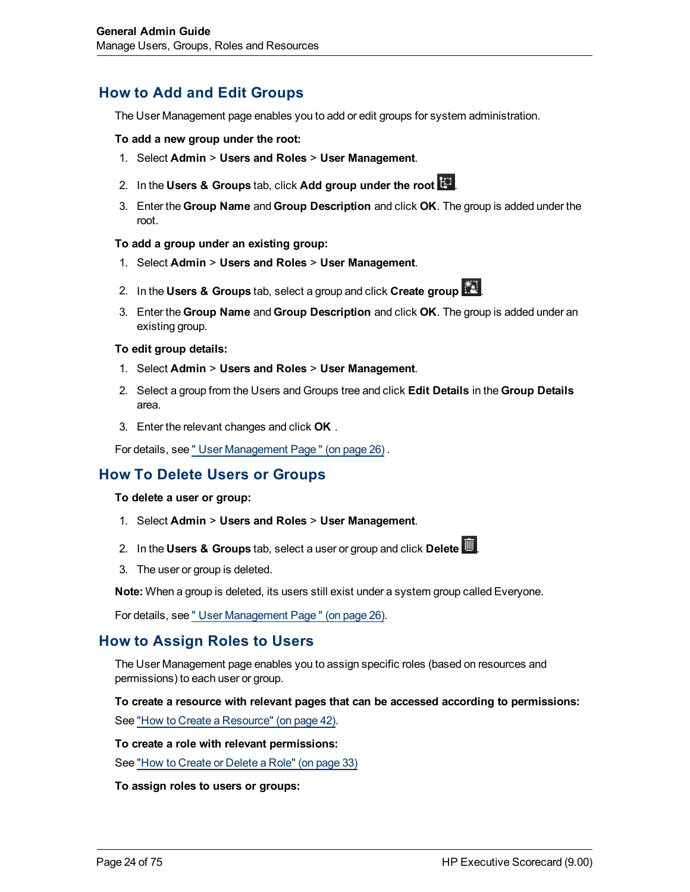## How to Add and Edit Groups

The User Management page enables you to add or edit groups for system administration.

**To add a new group under the root:**

1. Select **Admin** > **Users and Roles** > **User Management**.
2. In the **Users & Groups** tab, click **Add group under the root** .
3. Enter the **Group Name** and **Group Description** and click **OK**. The group is added under the root.

**To add a group under an existing group:**

1. Select **Admin** > **Users and Roles** > **User Management**.
2. In the **Users & Groups** tab, select a group and click **Create group** .
3. Enter the **Group Name** and **Group Description** and click **OK**. The group is added under an existing group.

**To edit group details:**

1. Select **Admin** > **Users and Roles** > **User Management**.
2. Select a group from the Users and Groups tree and click **Edit Details** in the **Group Details** area.
3. Enter the relevant changes and click **OK** .

For details, see " User Management Page " (on page 26) .

## How To Delete Users or Groups

**To delete a user or group:**

1. Select **Admin** > **Users and Roles** > **User Management**.
2. In the **Users & Groups** tab, select a user or group and click **Delete** .
3. The user or group is deleted.

**Note:** When a group is deleted, its users still exist under a system group called Everyone.

For details, see " User Management Page " (on page 26).

## How to Assign Roles to Users

The User Management page enables you to assign specific roles (based on resources and permissions) to each user or group.

**To create a resource with relevant pages that can be accessed according to permissions:**

See "How to Create a Resource" (on page 42).

**To create a role with relevant permissions:**

See "How to Create or Delete a Role" (on page 33)

**To assign roles to users or groups:**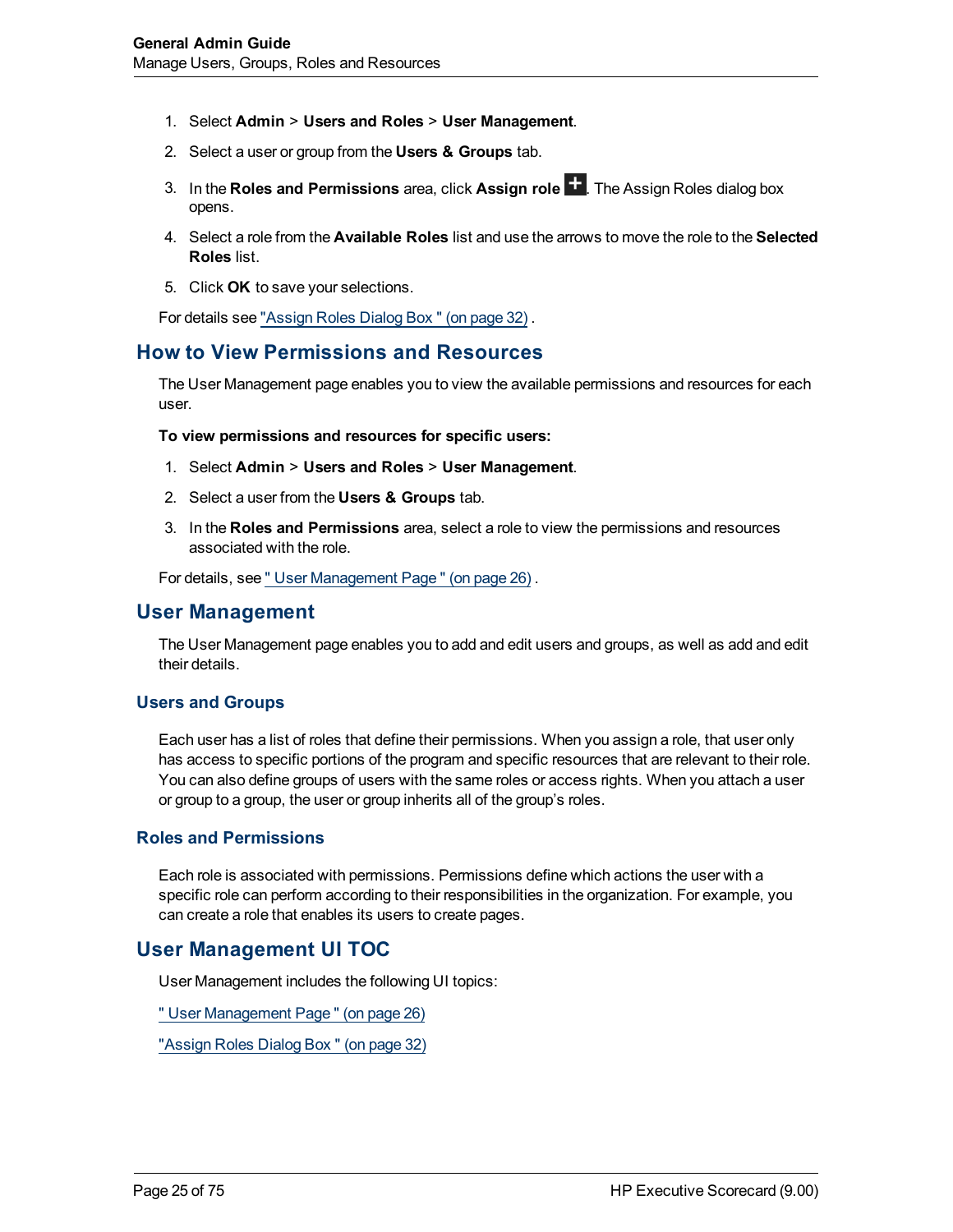1. Select **Admin** > **Users and Roles** > **User Management**.
2. Select a user or group from the **Users & Groups** tab.
3. In the **Roles and Permissions** area, click **Assign role** **+**. The Assign Roles dialog box opens.
4. Select a role from the **Available Roles** list and use the arrows to move the role to the **Selected Roles** list.
5. Click **OK** to save your selections.

For details see "Assign Roles Dialog Box " (on page 32) .

## How to View Permissions and Resources

The User Management page enables you to view the available permissions and resources for each user.

**To view permissions and resources for specific users:**

1. Select **Admin** > **Users and Roles** > **User Management**.
2. Select a user from the **Users & Groups** tab.
3. In the **Roles and Permissions** area, select a role to view the permissions and resources associated with the role.

For details, see " User Management Page " (on page 26) .

## User Management

The User Management page enables you to add and edit users and groups, as well as add and edit their details.

### Users and Groups

Each user has a list of roles that define their permissions. When you assign a role, that user only has access to specific portions of the program and specific resources that are relevant to their role. You can also define groups of users with the same roles or access rights. When you attach a user or group to a group, the user or group inherits all of the group's roles.

### Roles and Permissions

Each role is associated with permissions. Permissions define which actions the user with a specific role can perform according to their responsibilities in the organization. For example, you can create a role that enables its users to create pages.

## User Management UI TOC

User Management includes the following UI topics:

" User Management Page " (on page 26)

"Assign Roles Dialog Box " (on page 32)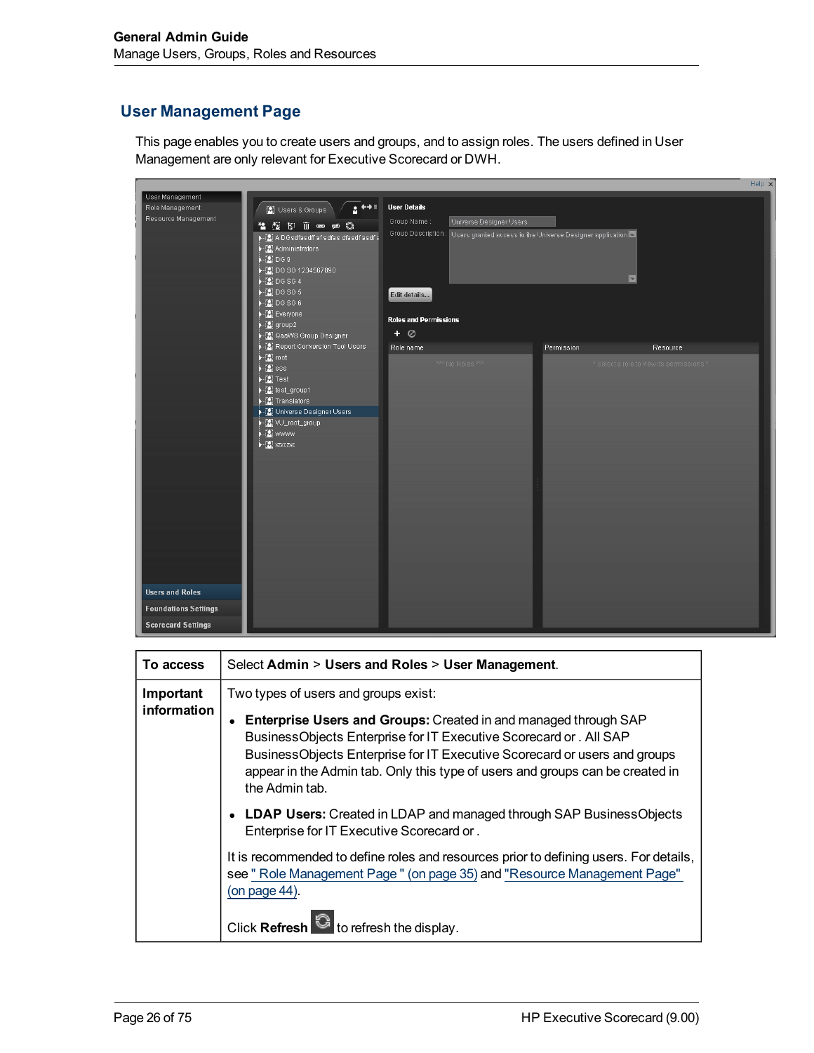## User Management Page

This page enables you to create users and groups, and to assign roles. The users defined in User Management are only relevant for Executive Scorecard or DWH.

| To access | Select **Admin** > **Users and Roles** > **User Management**. |
|---|---|
| **Important information** | Two types of users and groups exist:<br><br>• **Enterprise Users and Groups:** Created in and managed through SAP BusinessObjects Enterprise for IT Executive Scorecard or . All SAP BusinessObjects Enterprise for IT Executive Scorecard or users and groups appear in the Admin tab. Only this type of users and groups can be created in the Admin tab.<br><br>• **LDAP Users:** Created in LDAP and managed through SAP BusinessObjects Enterprise for IT Executive Scorecard or .<br><br>It is recommended to define roles and resources prior to defining users. For details, see " Role Management Page " (on page 35) and "Resource Management Page" (on page 44).<br><br>Click **Refresh** to refresh the display. |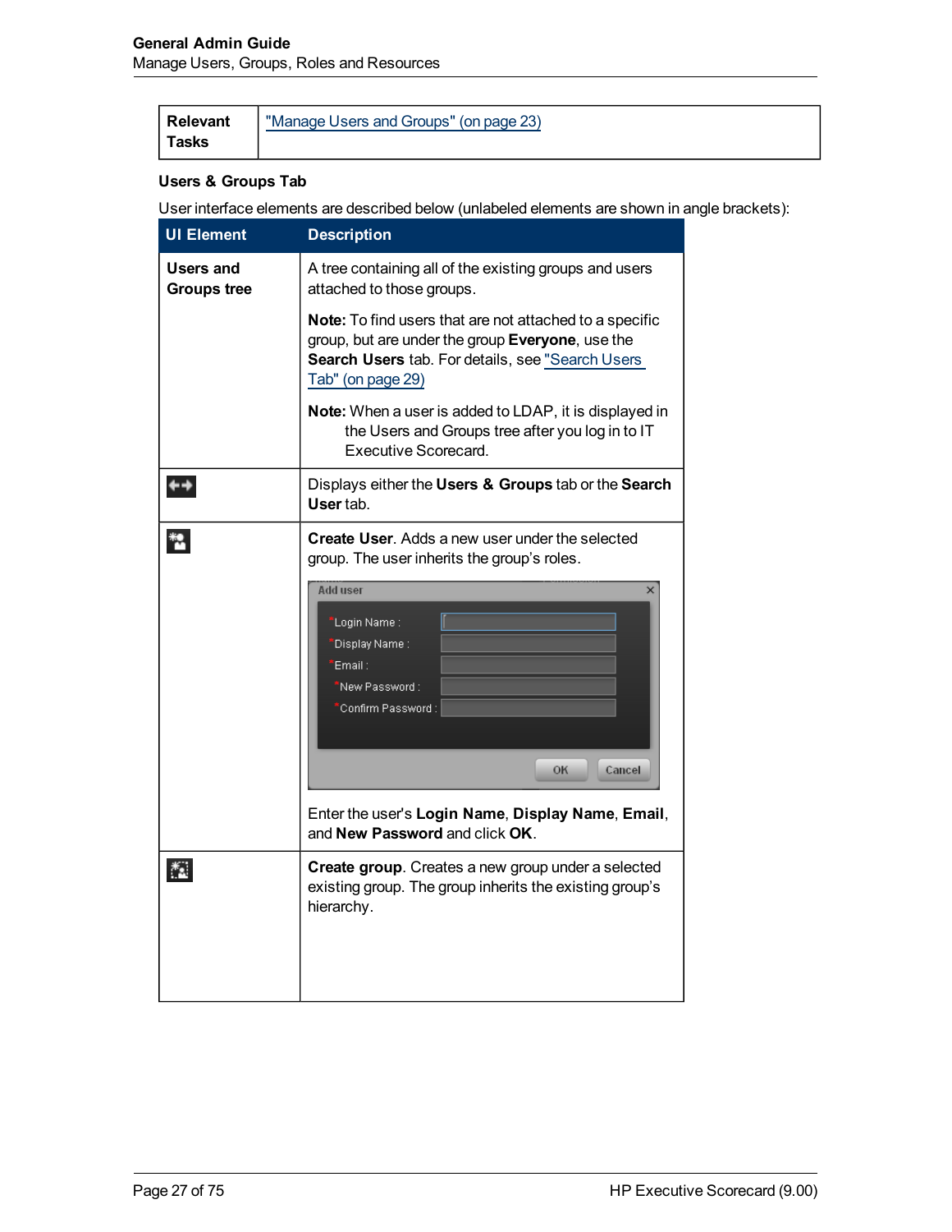| Relevant Tasks | "Manage Users and Groups" (on page 23) |
|---|---|

**Users & Groups Tab**

User interface elements are described below (unlabeled elements are shown in angle brackets):

| UI Element | Description |
|---|---|
| **Users and Groups tree** | A tree containing all of the existing groups and users attached to those groups.<br><br>**Note:** To find users that are not attached to a specific group, but are under the group **Everyone**, use the **Search Users** tab. For details, see "Search Users Tab" (on page 29)<br><br>**Note:** When a user is added to LDAP, it is displayed in the Users and Groups tree after you log in to IT Executive Scorecard. |
| | Displays either the **Users & Groups** tab or the **Search User** tab. |
| | **Create User**. Adds a new user under the selected group. The user inherits the group's roles.<br><br>Add user<br>*Login Name :<br>*Display Name :<br>*Email :<br>*New Password :<br>*Confirm Password :<br>OK Cancel<br><br>Enter the user's **Login Name**, **Display Name**, **Email**, and **New Password** and click **OK**. |
| | **Create group**. Creates a new group under a selected existing group. The group inherits the existing group's hierarchy. |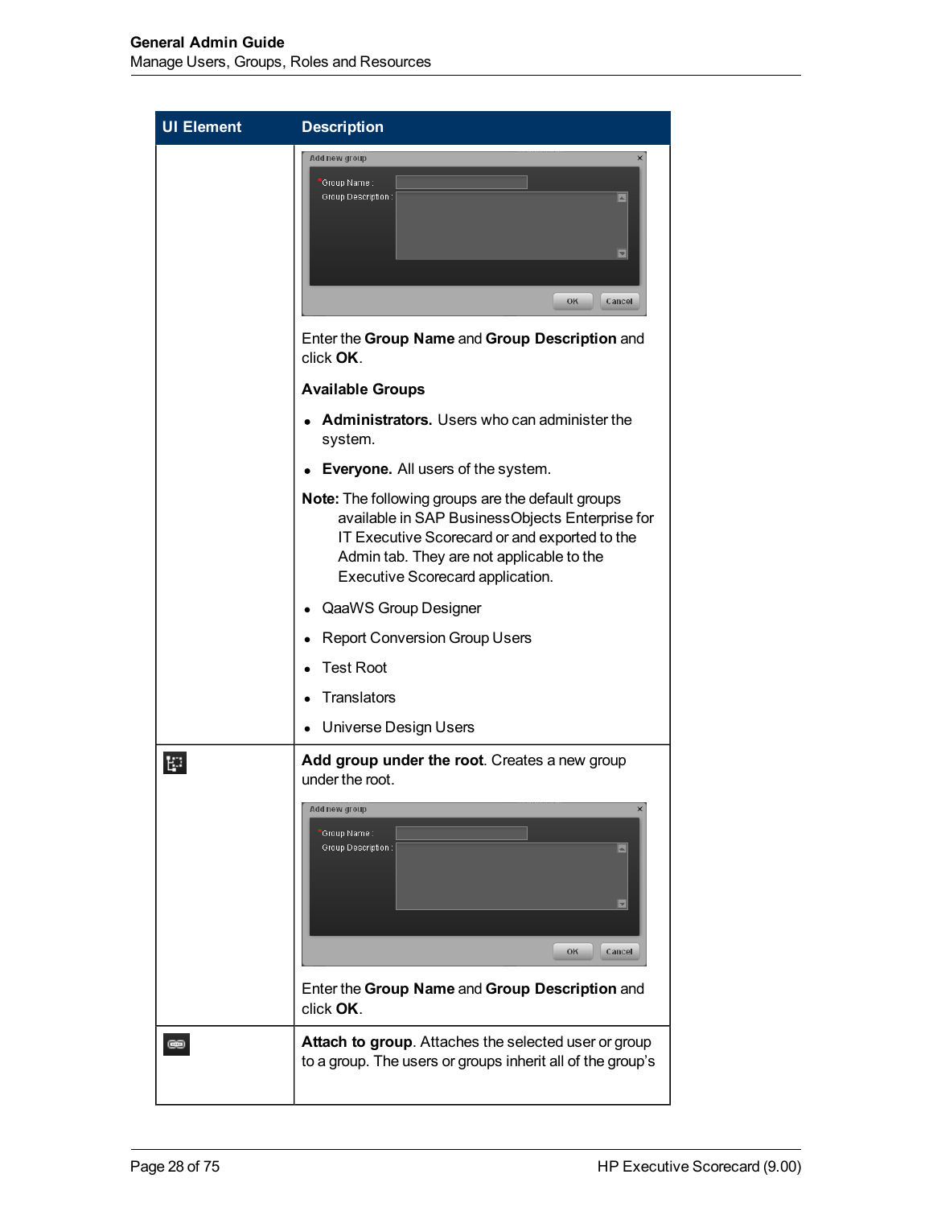| UI Element | Description |
| --- | --- |
| | Enter the **Group Name** and **Group Description** and click **OK**.<br><br>**Available Groups**<br><br>• **Administrators.** Users who can administer the system.<br>• **Everyone.** All users of the system.<br><br>**Note:** The following groups are the default groups available in SAP BusinessObjects Enterprise for IT Executive Scorecard or and exported to the Admin tab. They are not applicable to the Executive Scorecard application.<br><br>• QaaWS Group Designer<br>• Report Conversion Group Users<br>• Test Root<br>• Translators<br>• Universe Design Users |
| | **Add group under the root**. Creates a new group under the root.<br><br>Enter the **Group Name** and **Group Description** and click **OK**. |
| | **Attach to group**. Attaches the selected user or group to a group. The users or groups inherit all of the group's |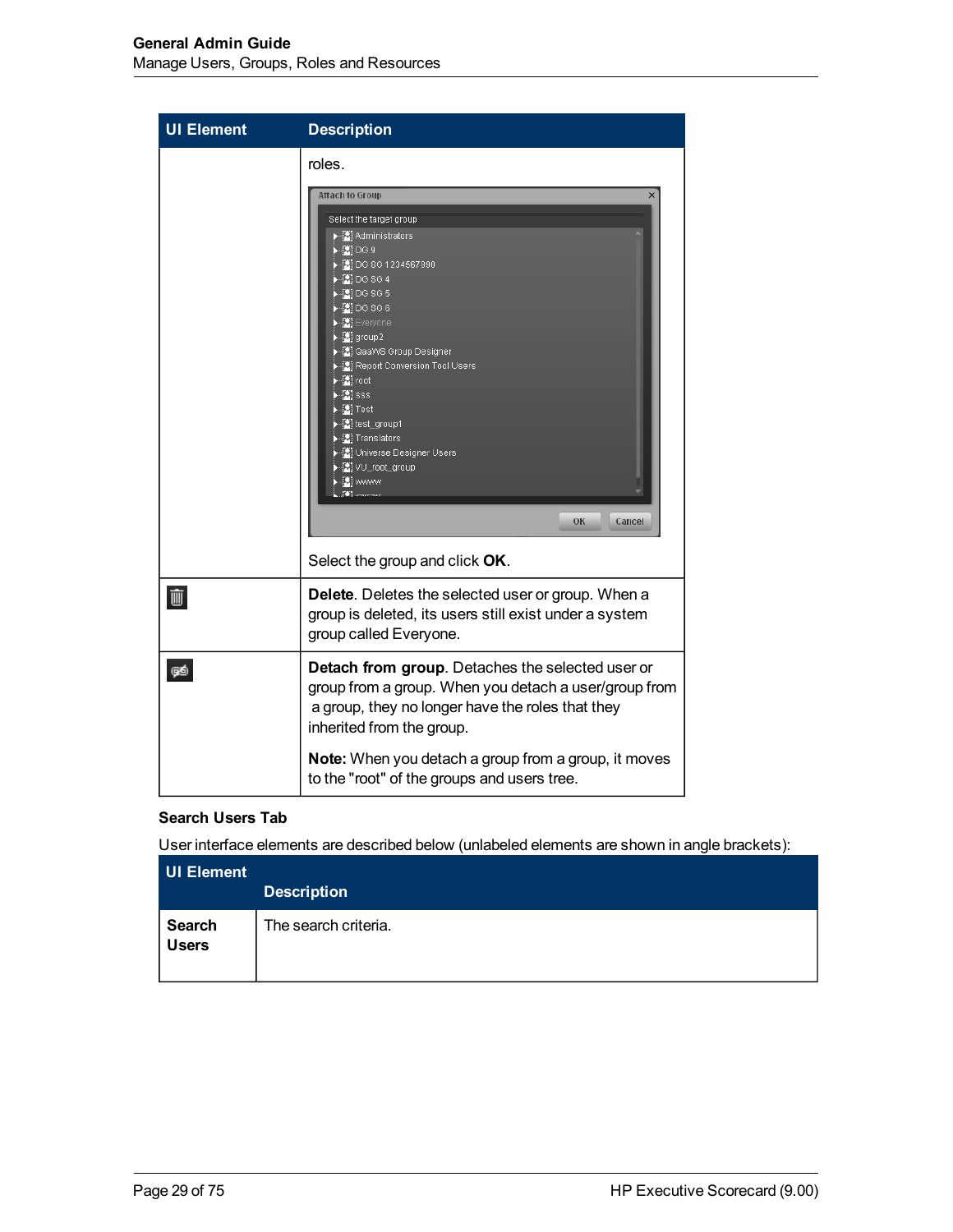| UI Element | Description |
|---|---|
| | roles.<br><br>Select the group and click **OK**. |
| <Delete icon> | **Delete**. Deletes the selected user or group. When a group is deleted, its users still exist under a system group called Everyone. |
| <Detach icon> | **Detach from group**. Detaches the selected user or group from a group. When you detach a user/group from a group, they no longer have the roles that they inherited from the group.<br><br>**Note:** When you detach a group from a group, it moves to the "root" of the groups and users tree. |

### Search Users Tab

User interface elements are described below (unlabeled elements are shown in angle brackets):

| UI Element | Description |
|---|---|
| **Search Users** | The search criteria. |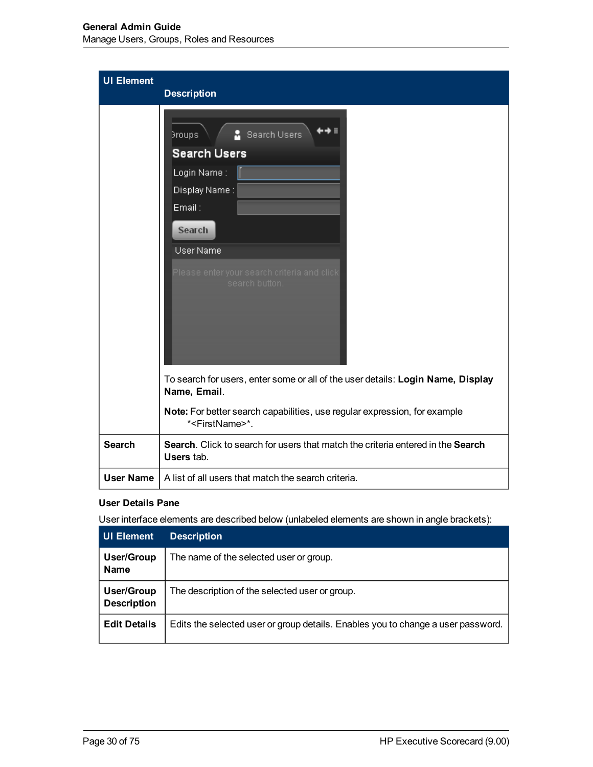| UI Element | Description |
|---|---|
| | To search for users, enter some or all of the user details: **Login Name, Display Name, Email**.<br><br>**Note:** For better search capabilities, use regular expression, for example \*<FirstName>\*. |
| **Search** | **Search**. Click to search for users that match the criteria entered in the **Search Users** tab. |
| **User Name** | A list of all users that match the search criteria. |

**User Details Pane**

User interface elements are described below (unlabeled elements are shown in angle brackets):

| UI Element | Description |
|---|---|
| **User/Group Name** | The name of the selected user or group. |
| **User/Group Description** | The description of the selected user or group. |
| **Edit Details** | Edits the selected user or group details. Enables you to change a user password. |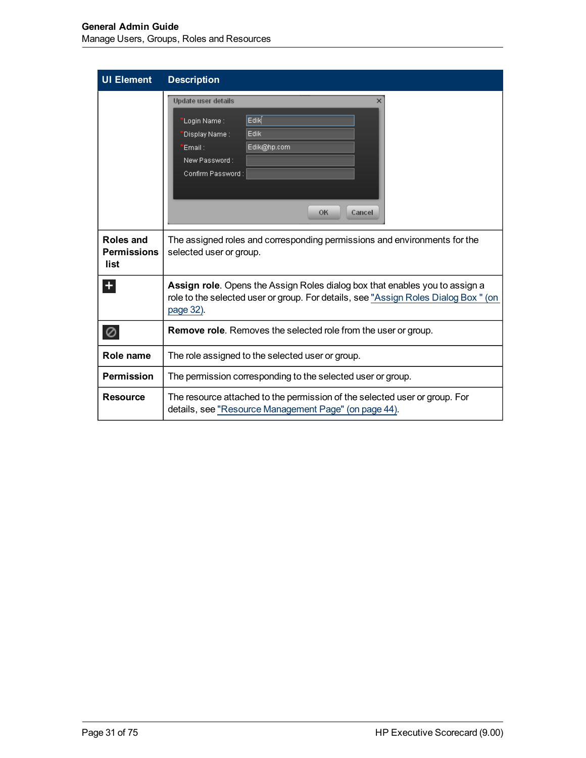| UI Element | Description |
| --- | --- |
| | |
| **Roles and Permissions list** | The assigned roles and corresponding permissions and environments for the selected user or group. |
| + | **Assign role**. Opens the Assign Roles dialog box that enables you to assign a role to the selected user or group. For details, see "Assign Roles Dialog Box " (on page 32). |
| ⊘ | **Remove role**. Removes the selected role from the user or group. |
| **Role name** | The role assigned to the selected user or group. |
| **Permission** | The permission corresponding to the selected user or group. |
| **Resource** | The resource attached to the permission of the selected user or group. For details, see "Resource Management Page" (on page 44). |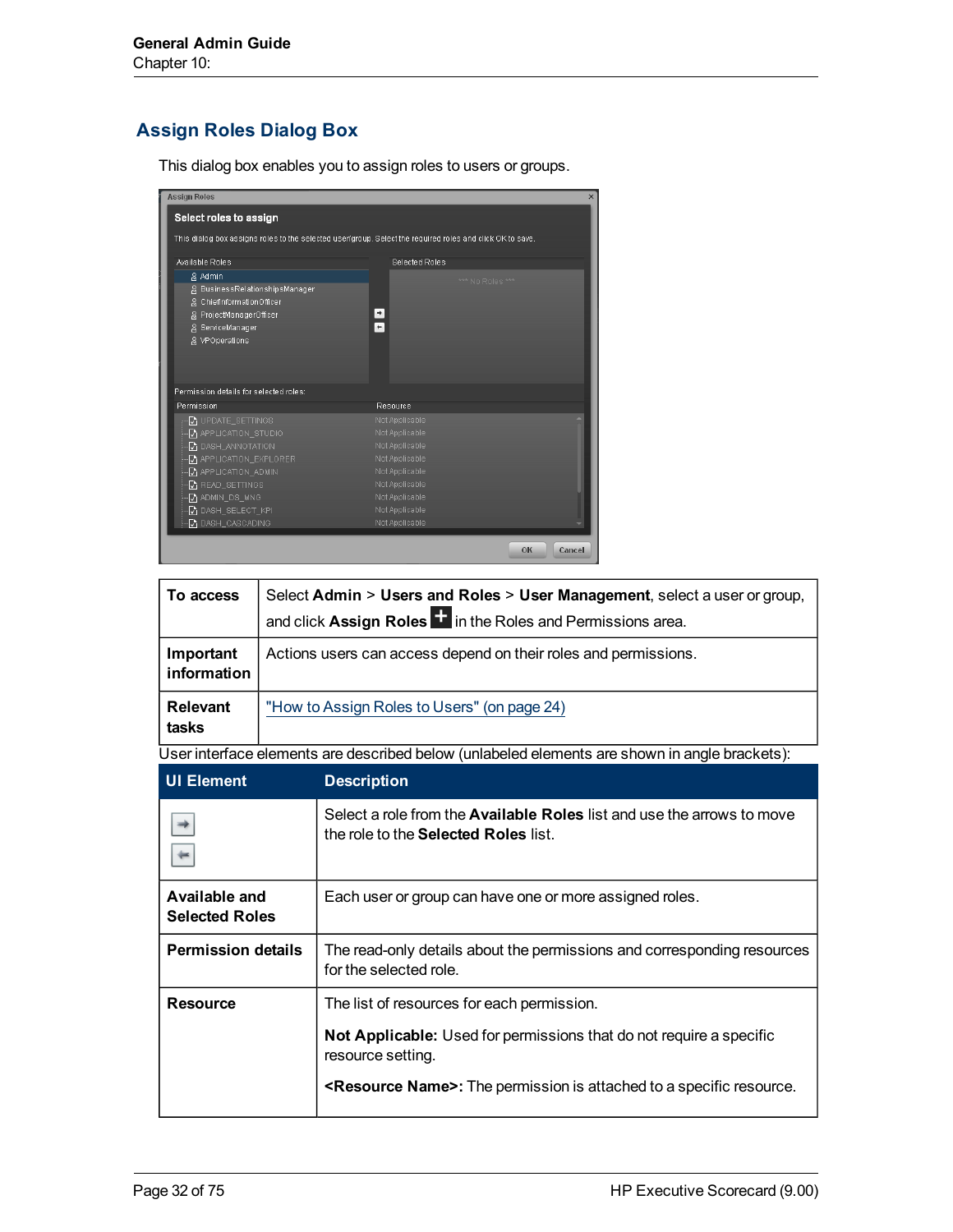## Assign Roles Dialog Box

This dialog box enables you to assign roles to users or groups.

| | |
|---|---|
| **To access** | Select **Admin** > **Users and Roles** > **User Management**, select a user or group, and click **Assign Roles** in the Roles and Permissions area. |
| **Important information** | Actions users can access depend on their roles and permissions. |
| **Relevant tasks** | "How to Assign Roles to Users" (on page 24) |

User interface elements are described below (unlabeled elements are shown in angle brackets):

| UI Element | Description |
|---|---|
| → ← | Select a role from the **Available Roles** list and use the arrows to move the role to the **Selected Roles** list. |
| **Available and Selected Roles** | Each user or group can have one or more assigned roles. |
| **Permission details** | The read-only details about the permissions and corresponding resources for the selected role. |
| **Resource** | The list of resources for each permission.<br><br>**Not Applicable:** Used for permissions that do not require a specific resource setting.<br><br>**<Resource Name>:** The permission is attached to a specific resource. |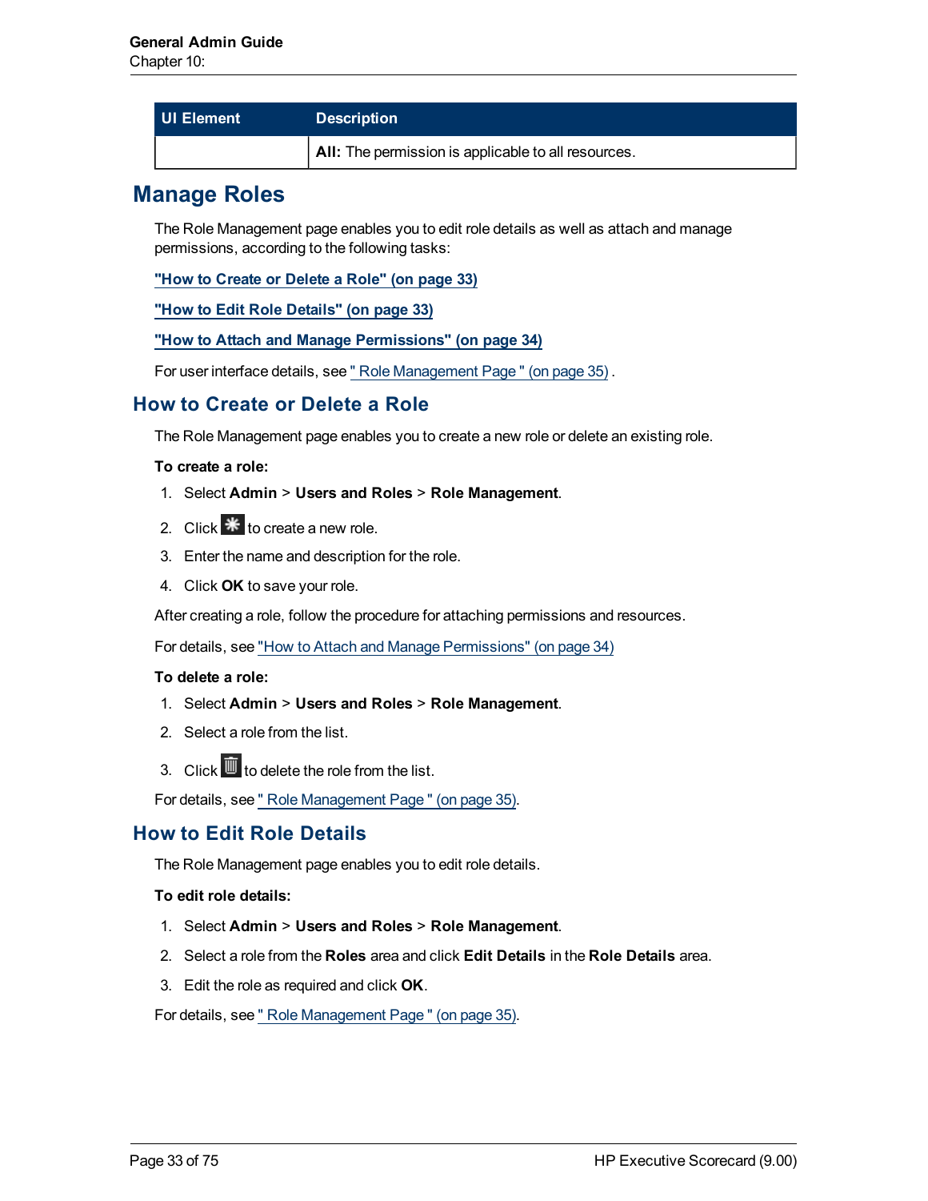| UI Element | Description |
| --- | --- |
| | **All:** The permission is applicable to all resources. |

# Manage Roles

The Role Management page enables you to edit role details as well as attach and manage permissions, according to the following tasks:

**"How to Create or Delete a Role" (on page 33)**

**"How to Edit Role Details" (on page 33)**

**"How to Attach and Manage Permissions" (on page 34)**

For user interface details, see " Role Management Page " (on page 35) .

## How to Create or Delete a Role

The Role Management page enables you to create a new role or delete an existing role.

**To create a role:**

1. Select **Admin** > **Users and Roles** > **Role Management**.
2. Click to create a new role.
3. Enter the name and description for the role.
4. Click **OK** to save your role.

After creating a role, follow the procedure for attaching permissions and resources.

For details, see "How to Attach and Manage Permissions" (on page 34)

**To delete a role:**

1. Select **Admin** > **Users and Roles** > **Role Management**.
2. Select a role from the list.
3. Click to delete the role from the list.

For details, see " Role Management Page " (on page 35).

## How to Edit Role Details

The Role Management page enables you to edit role details.

**To edit role details:**

1. Select **Admin** > **Users and Roles** > **Role Management**.
2. Select a role from the **Roles** area and click **Edit Details** in the **Role Details** area.
3. Edit the role as required and click **OK**.

For details, see " Role Management Page " (on page 35).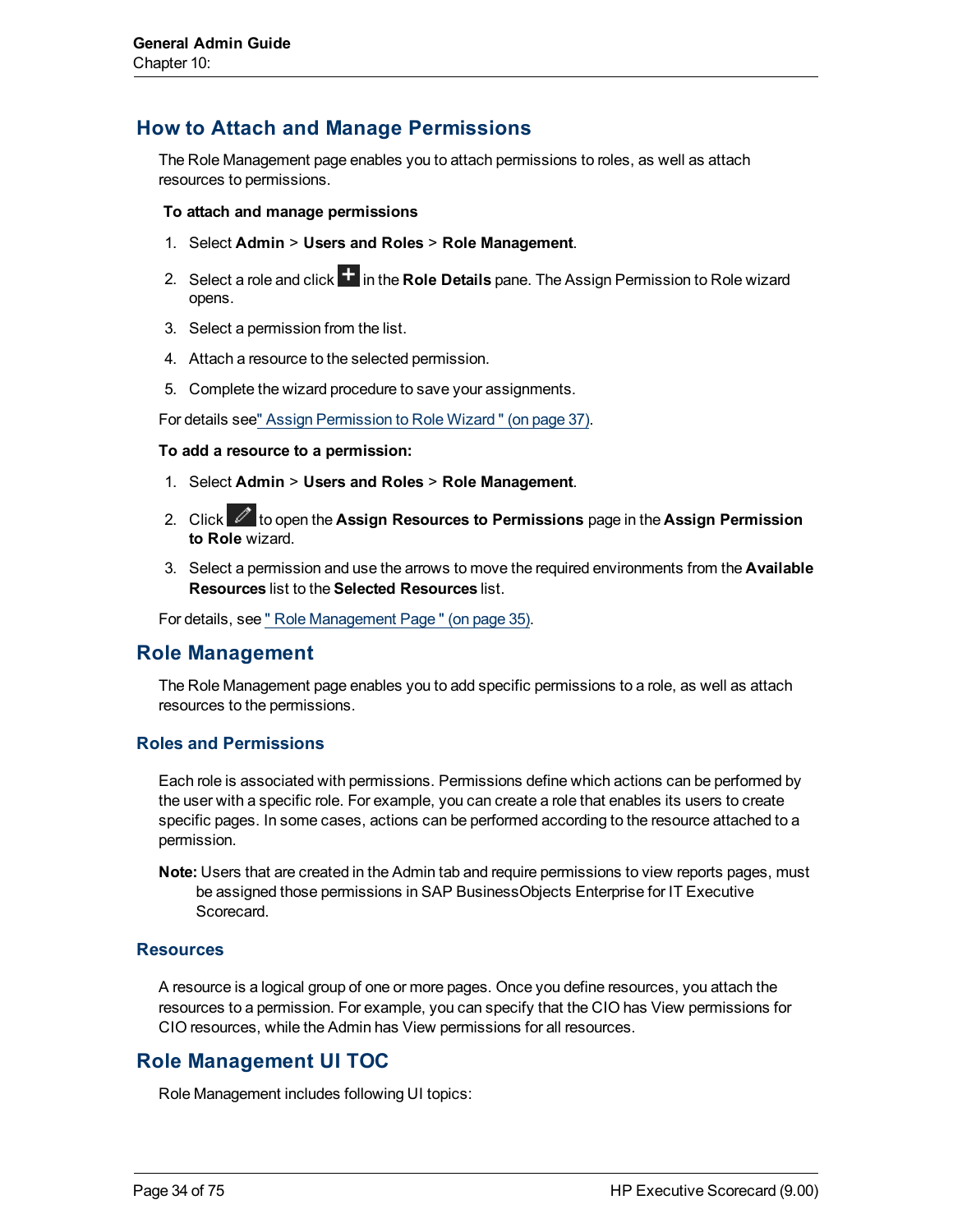## How to Attach and Manage Permissions

The Role Management page enables you to attach permissions to roles, as well as attach resources to permissions.

**To attach and manage permissions**

1. Select **Admin** > **Users and Roles** > **Role Management**.
2. Select a role and click + in the **Role Details** pane. The Assign Permission to Role wizard opens.
3. Select a permission from the list.
4. Attach a resource to the selected permission.
5. Complete the wizard procedure to save your assignments.

For details see" Assign Permission to Role Wizard " (on page 37).

**To add a resource to a permission:**

1. Select **Admin** > **Users and Roles** > **Role Management**.
2. Click to open the **Assign Resources to Permissions** page in the **Assign Permission to Role** wizard.
3. Select a permission and use the arrows to move the required environments from the **Available Resources** list to the **Selected Resources** list.

For details, see " Role Management Page " (on page 35).

## Role Management

The Role Management page enables you to add specific permissions to a role, as well as attach resources to the permissions.

### Roles and Permissions

Each role is associated with permissions. Permissions define which actions can be performed by the user with a specific role. For example, you can create a role that enables its users to create specific pages. In some cases, actions can be performed according to the resource attached to a permission.

**Note:** Users that are created in the Admin tab and require permissions to view reports pages, must be assigned those permissions in SAP BusinessObjects Enterprise for IT Executive Scorecard.

### Resources

A resource is a logical group of one or more pages. Once you define resources, you attach the resources to a permission. For example, you can specify that the CIO has View permissions for CIO resources, while the Admin has View permissions for all resources.

## Role Management UI TOC

Role Management includes following UI topics: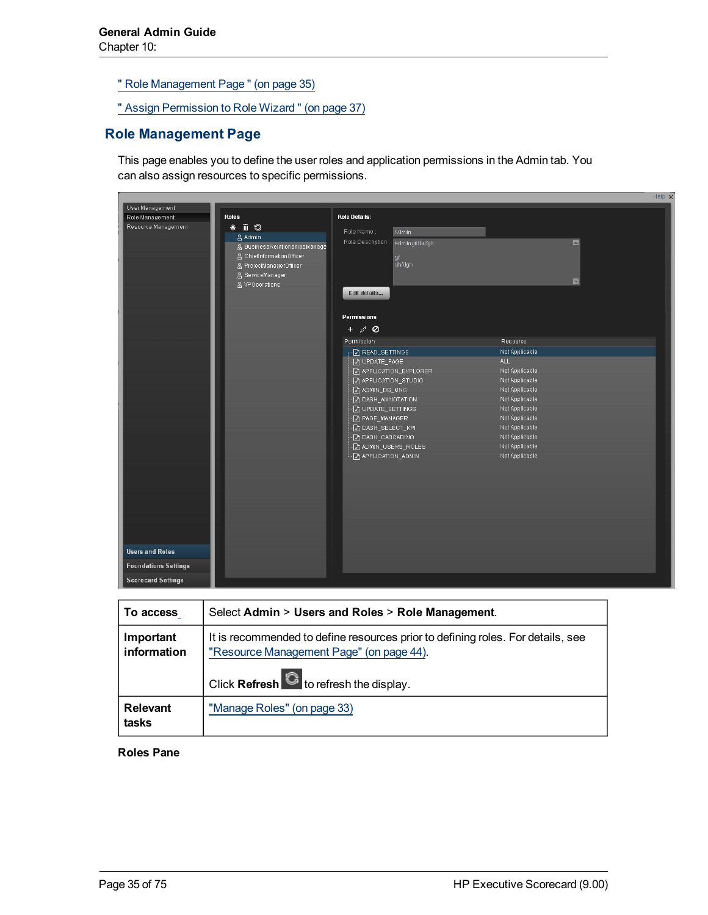" Role Management Page " (on page 35)

" Assign Permission to Role Wizard " (on page 37)

## Role Management Page

This page enables you to define the user roles and application permissions in the Admin tab. You can also assign resources to specific permissions.

| To access | Select **Admin** > **Users and Roles** > **Role Management**. |
|---|---|
| **Important information** | It is recommended to define resources prior to defining roles. For details, see "Resource Management Page" (on page 44).<br><br>Click **Refresh** to refresh the display. |
| **Relevant tasks** | "Manage Roles" (on page 33) |

**Roles Pane**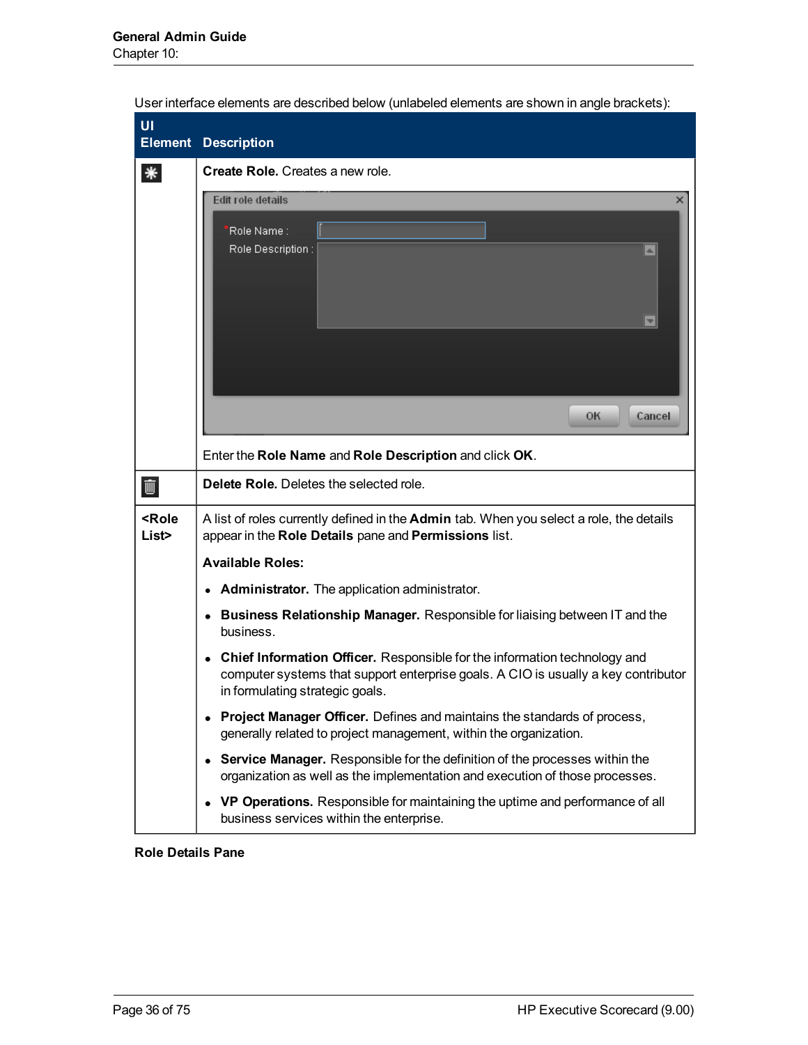User interface elements are described below (unlabeled elements are shown in angle brackets):

| UI Element | Description |
|---|---|
| ✱ | **Create Role.** Creates a new role.<br><br>Enter the **Role Name** and **Role Description** and click **OK**. |
| 🗑 | **Delete Role.** Deletes the selected role. |
| **<Role List>** | A list of roles currently defined in the **Admin** tab. When you select a role, the details appear in the **Role Details** pane and **Permissions** list.<br><br>**Available Roles:**<br><br>• **Administrator.** The application administrator.<br>• **Business Relationship Manager.** Responsible for liaising between IT and the business.<br>• **Chief Information Officer.** Responsible for the information technology and computer systems that support enterprise goals. A CIO is usually a key contributor in formulating strategic goals.<br>• **Project Manager Officer.** Defines and maintains the standards of process, generally related to project management, within the organization.<br>• **Service Manager.** Responsible for the definition of the processes within the organization as well as the implementation and execution of those processes.<br>• **VP Operations.** Responsible for maintaining the uptime and performance of all business services within the enterprise. |

**Role Details Pane**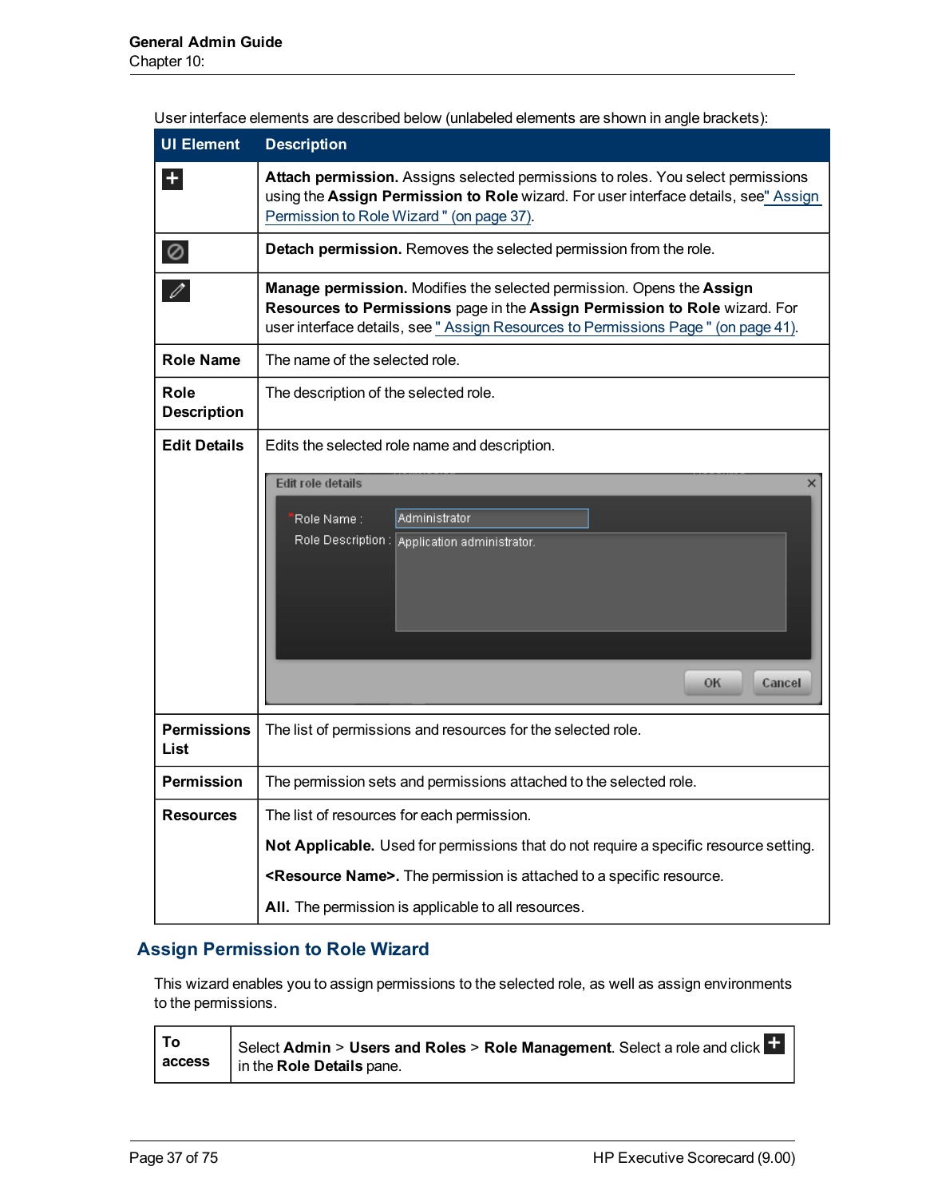User interface elements are described below (unlabeled elements are shown in angle brackets):

| UI Element | Description |
|---|---|
| + | **Attach permission.** Assigns selected permissions to roles. You select permissions using the **Assign Permission to Role** wizard. For user interface details, see" Assign Permission to Role Wizard " (on page 37). |
| ⊘ | **Detach permission.** Removes the selected permission from the role. |
| ✎ | **Manage permission.** Modifies the selected permission. Opens the **Assign Resources to Permissions** page in the **Assign Permission to Role** wizard. For user interface details, see " Assign Resources to Permissions Page " (on page 41). |
| **Role Name** | The name of the selected role. |
| **Role Description** | The description of the selected role. |
| **Edit Details** | Edits the selected role name and description. |
| **Permissions List** | The list of permissions and resources for the selected role. |
| **Permission** | The permission sets and permissions attached to the selected role. |
| **Resources** | The list of resources for each permission.<br><br>**Not Applicable.** Used for permissions that do not require a specific resource setting.<br><br>**<Resource Name>.** The permission is attached to a specific resource.<br><br>**All.** The permission is applicable to all resources. |

## Assign Permission to Role Wizard

This wizard enables you to assign permissions to the selected role, as well as assign environments to the permissions.

| To access | Select **Admin** > **Users and Roles** > **Role Management**. Select a role and click + in the **Role Details** pane. |
|---|---|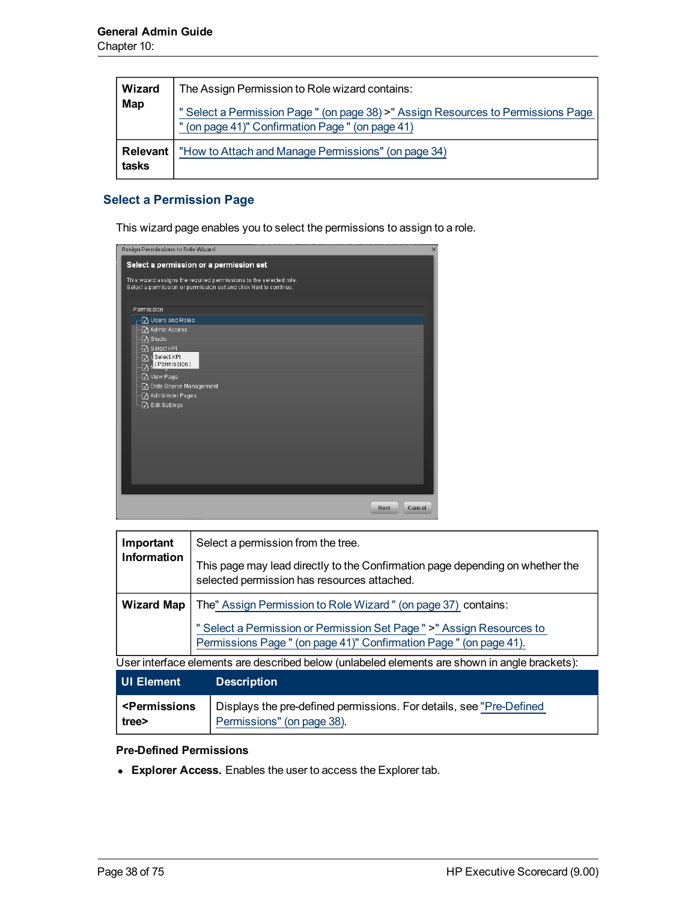| Wizard Map | The Assign Permission to Role wizard contains:<br><br>" Select a Permission Page " (on page 38) >" Assign Resources to Permissions Page " (on page 41)" Confirmation Page " (on page 41) |
|---|---|
| Relevant tasks | "How to Attach and Manage Permissions" (on page 34) |

### Select a Permission Page

This wizard page enables you to select the permissions to assign to a role.

| Important Information | Select a permission from the tree.<br><br>This page may lead directly to the Confirmation page depending on whether the selected permission has resources attached. |
|---|---|
| Wizard Map | The" Assign Permission to Role Wizard " (on page 37) contains:<br><br>" Select a Permission or Permission Set Page " >" Assign Resources to Permissions Page " (on page 41)" Confirmation Page " (on page 41). |

User interface elements are described below (unlabeled elements are shown in angle brackets):

| UI Element | Description |
|---|---|
| <Permissions tree> | Displays the pre-defined permissions. For details, see "Pre-Defined Permissions" (on page 38). |

**Pre-Defined Permissions**

- **Explorer Access.** Enables the user to access the Explorer tab.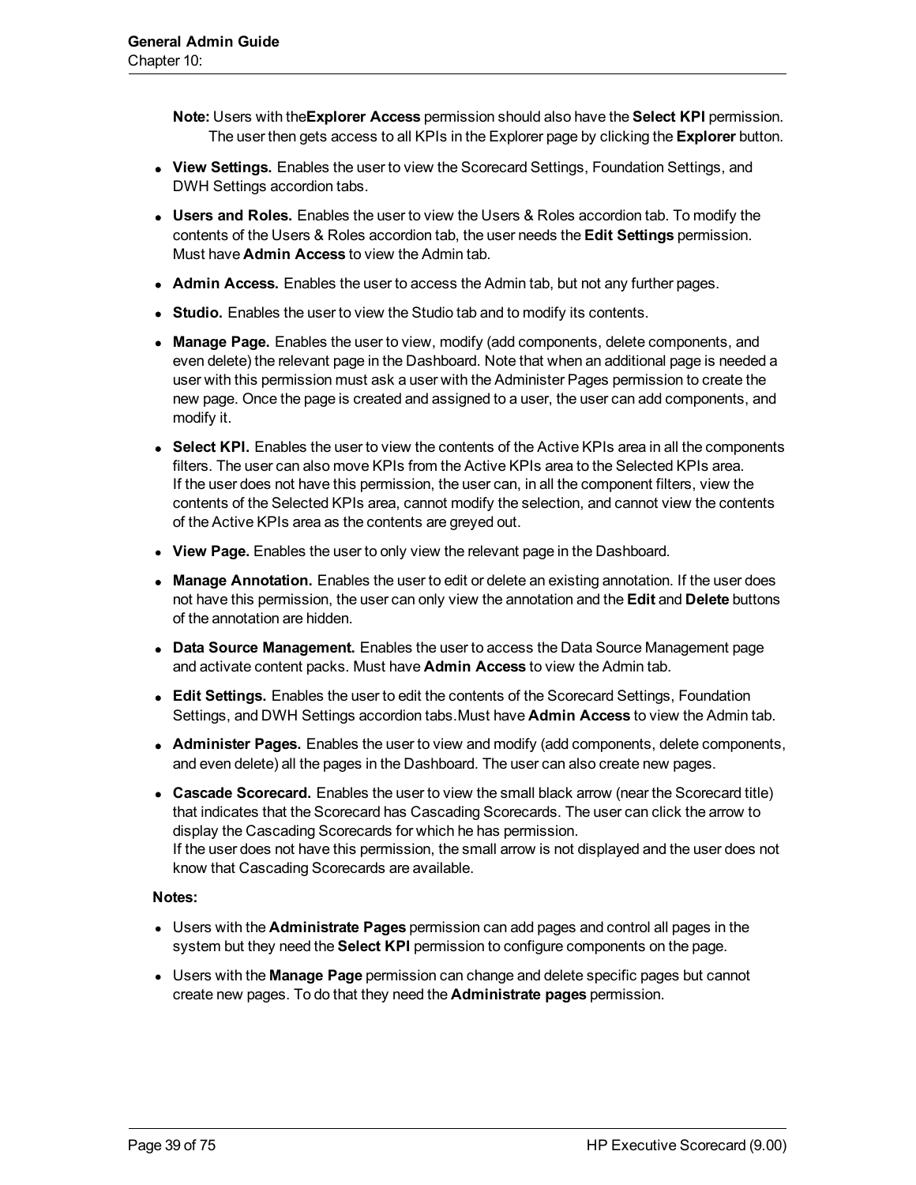**Note:** Users with the**Explorer Access** permission should also have the **Select KPI** permission. The user then gets access to all KPIs in the Explorer page by clicking the **Explorer** button.

- **View Settings.** Enables the user to view the Scorecard Settings, Foundation Settings, and DWH Settings accordion tabs.
- **Users and Roles.** Enables the user to view the Users & Roles accordion tab. To modify the contents of the Users & Roles accordion tab, the user needs the **Edit Settings** permission. Must have **Admin Access** to view the Admin tab.
- **Admin Access.** Enables the user to access the Admin tab, but not any further pages.
- **Studio.** Enables the user to view the Studio tab and to modify its contents.
- **Manage Page.** Enables the user to view, modify (add components, delete components, and even delete) the relevant page in the Dashboard. Note that when an additional page is needed a user with this permission must ask a user with the Administer Pages permission to create the new page. Once the page is created and assigned to a user, the user can add components, and modify it.
- **Select KPI.** Enables the user to view the contents of the Active KPIs area in all the components filters. The user can also move KPIs from the Active KPIs area to the Selected KPIs area. If the user does not have this permission, the user can, in all the component filters, view the contents of the Selected KPIs area, cannot modify the selection, and cannot view the contents of the Active KPIs area as the contents are greyed out.
- **View Page.** Enables the user to only view the relevant page in the Dashboard.
- **Manage Annotation.** Enables the user to edit or delete an existing annotation. If the user does not have this permission, the user can only view the annotation and the **Edit** and **Delete** buttons of the annotation are hidden.
- **Data Source Management.** Enables the user to access the Data Source Management page and activate content packs. Must have **Admin Access** to view the Admin tab.
- **Edit Settings.** Enables the user to edit the contents of the Scorecard Settings, Foundation Settings, and DWH Settings accordion tabs.Must have **Admin Access** to view the Admin tab.
- **Administer Pages.** Enables the user to view and modify (add components, delete components, and even delete) all the pages in the Dashboard. The user can also create new pages.
- **Cascade Scorecard.** Enables the user to view the small black arrow (near the Scorecard title) that indicates that the Scorecard has Cascading Scorecards. The user can click the arrow to display the Cascading Scorecards for which he has permission. If the user does not have this permission, the small arrow is not displayed and the user does not know that Cascading Scorecards are available.

**Notes:**

- Users with the **Administrate Pages** permission can add pages and control all pages in the system but they need the **Select KPI** permission to configure components on the page.
- Users with the **Manage Page** permission can change and delete specific pages but cannot create new pages. To do that they need the **Administrate pages** permission.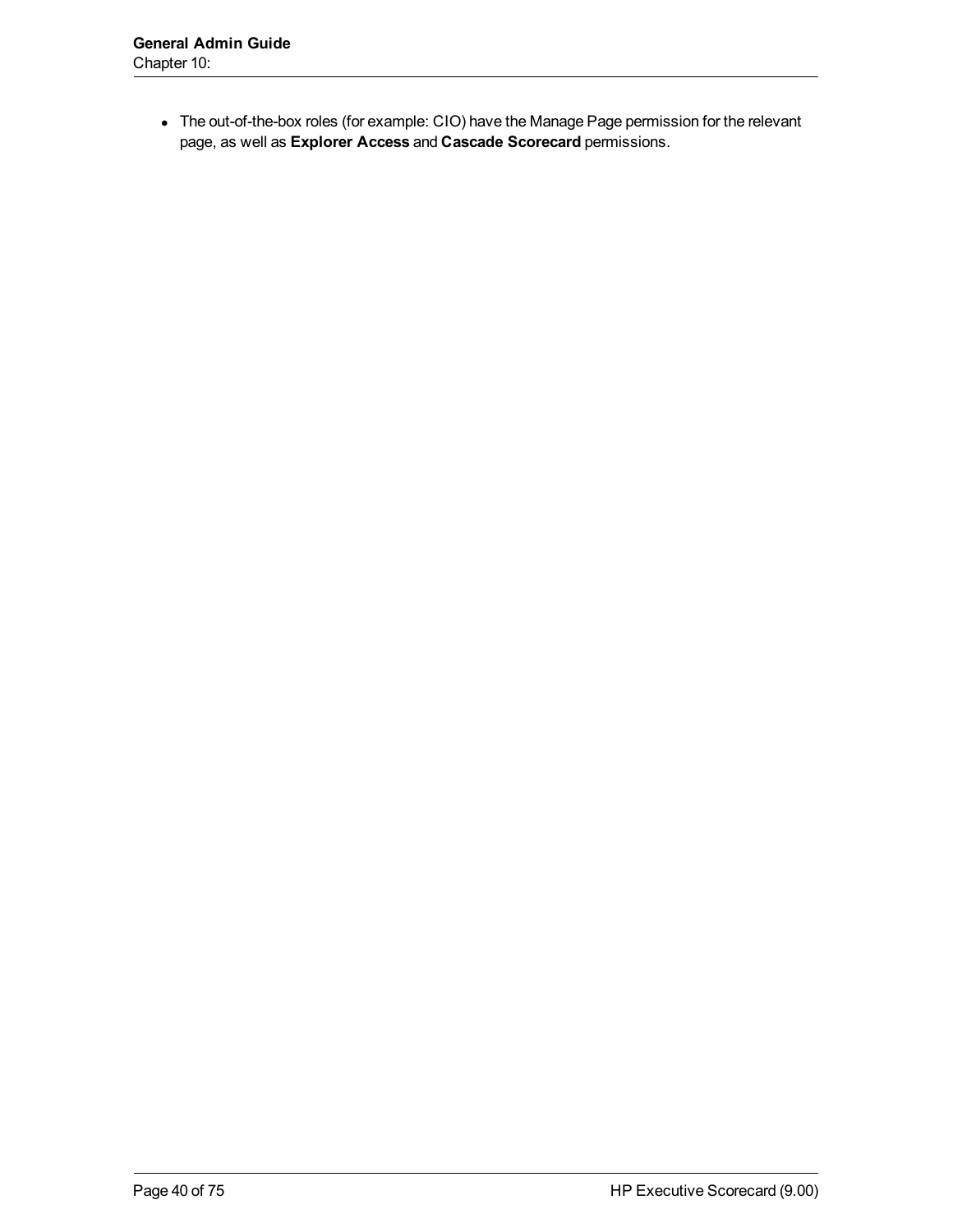- The out-of-the-box roles (for example: CIO) have the Manage Page permission for the relevant page, as well as **Explorer Access** and **Cascade Scorecard** permissions.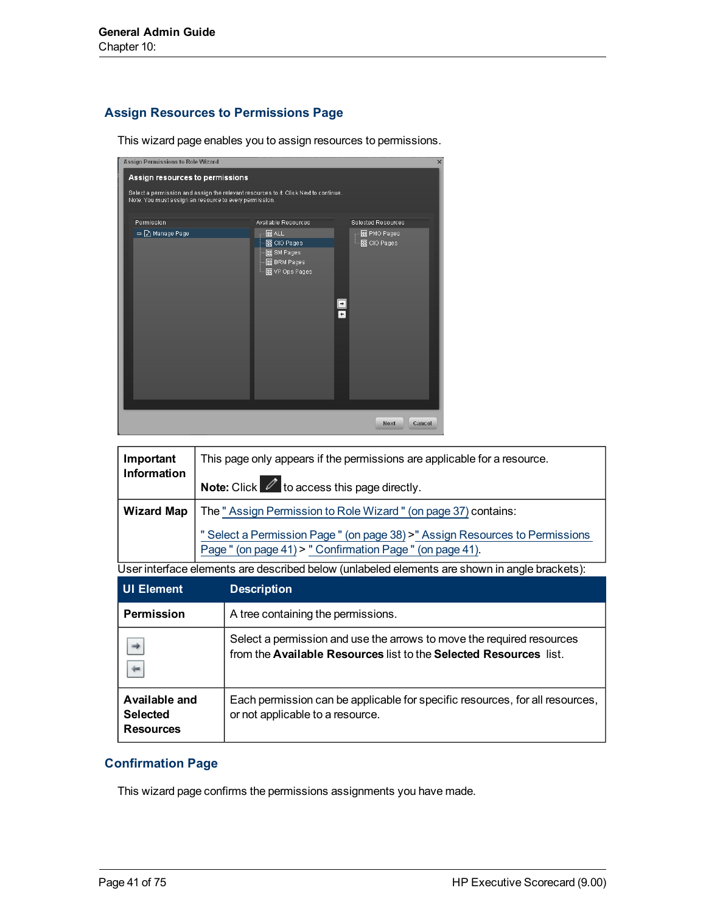## Assign Resources to Permissions Page

This wizard page enables you to assign resources to permissions.

| | |
|---|---|
| **Important Information** | This page only appears if the permissions are applicable for a resource.<br><br>**Note:** Click to access this page directly. |
| **Wizard Map** | The " Assign Permission to Role Wizard " (on page 37) contains:<br><br>" Select a Permission Page " (on page 38) >" Assign Resources to Permissions Page " (on page 41) > " Confirmation Page " (on page 41). |

User interface elements are described below (unlabeled elements are shown in angle brackets):

| UI Element | Description |
|---|---|
| **Permission** | A tree containing the permissions. |
| | Select a permission and use the arrows to move the required resources from the **Available Resources** list to the **Selected Resources** list. |
| **Available and Selected Resources** | Each permission can be applicable for specific resources, for all resources, or not applicable to a resource. |

## Confirmation Page

This wizard page confirms the permissions assignments you have made.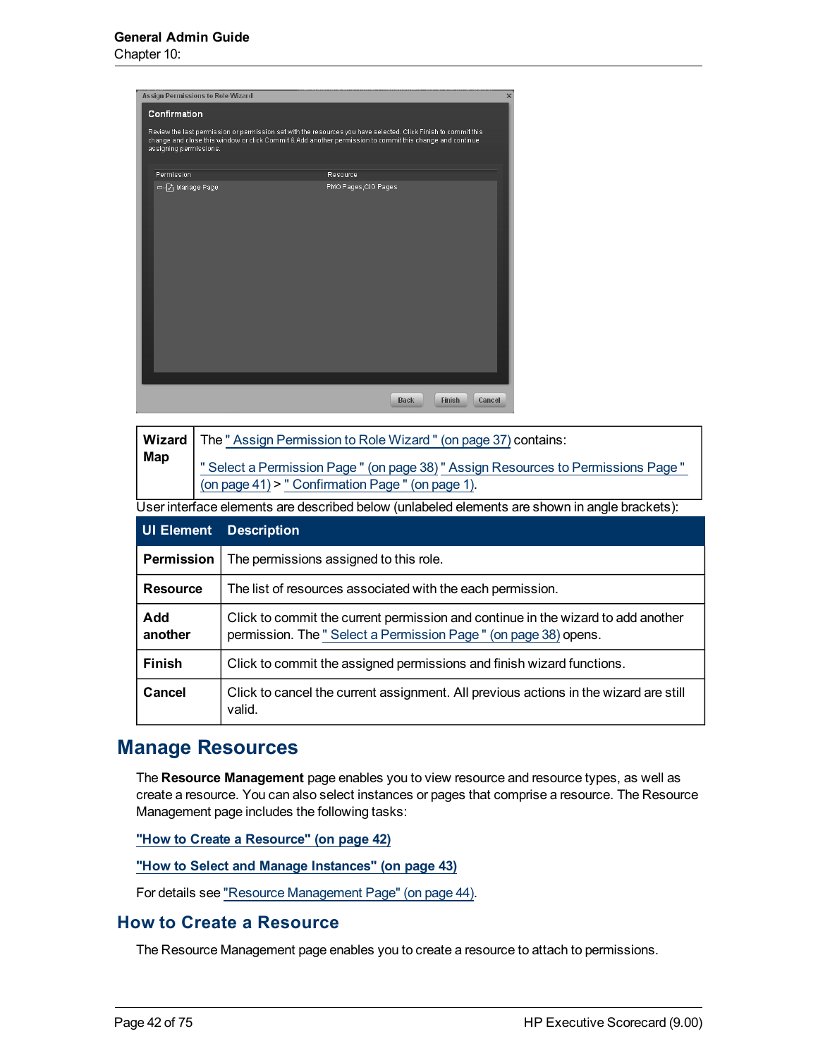| Wizard Map | The " Assign Permission to Role Wizard " (on page 37) contains: " Select a Permission Page " (on page 38) " Assign Resources to Permissions Page " (on page 41) > " Confirmation Page " (on page 1). |
|---|---|

User interface elements are described below (unlabeled elements are shown in angle brackets):

| UI Element | Description |
|---|---|
| **Permission** | The permissions assigned to this role. |
| **Resource** | The list of resources associated with the each permission. |
| **Add another** | Click to commit the current permission and continue in the wizard to add another permission. The " Select a Permission Page " (on page 38) opens. |
| **Finish** | Click to commit the assigned permissions and finish wizard functions. |
| **Cancel** | Click to cancel the current assignment. All previous actions in the wizard are still valid. |

## Manage Resources

The **Resource Management** page enables you to view resource and resource types, as well as create a resource. You can also select instances or pages that comprise a resource. The Resource Management page includes the following tasks:

**"How to Create a Resource" (on page 42)**

**"How to Select and Manage Instances" (on page 43)**

For details see "Resource Management Page" (on page 44).

## How to Create a Resource

The Resource Management page enables you to create a resource to attach to permissions.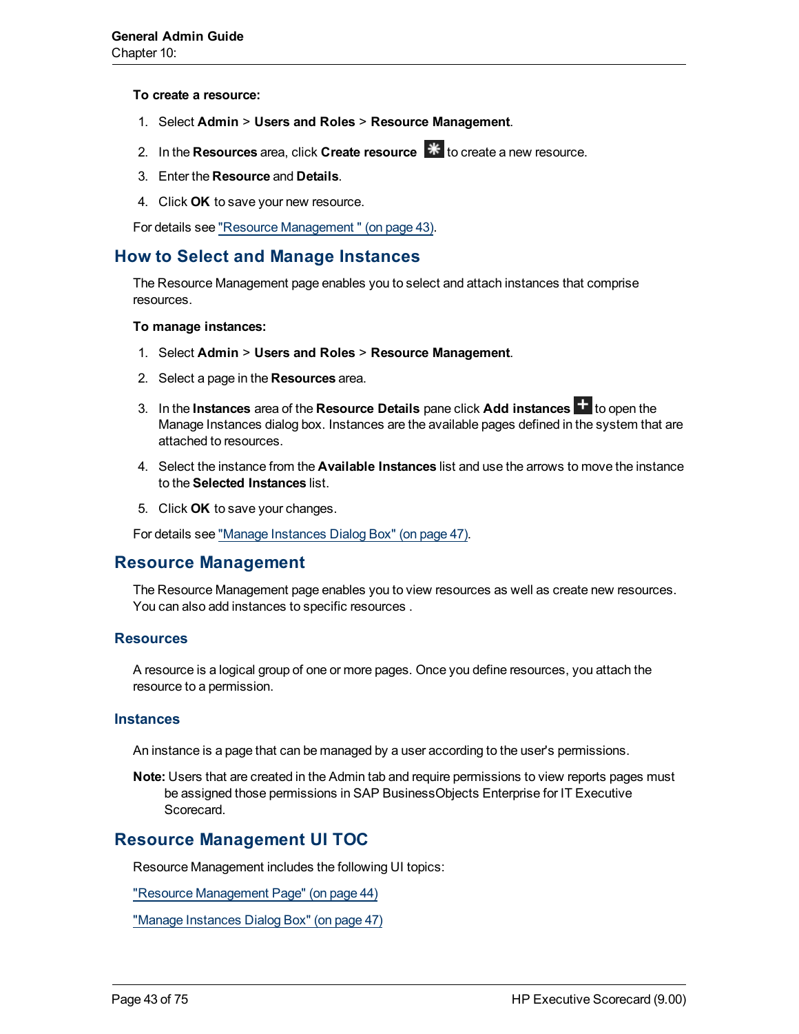**To create a resource:**

1. Select **Admin** > **Users and Roles** > **Resource Management**.
2. In the **Resources** area, click **Create resource** to create a new resource.
3. Enter the **Resource** and **Details**.
4. Click **OK** to save your new resource.

For details see "Resource Management " (on page 43).

## How to Select and Manage Instances

The Resource Management page enables you to select and attach instances that comprise resources.

**To manage instances:**

1. Select **Admin** > **Users and Roles** > **Resource Management**.
2. Select a page in the **Resources** area.
3. In the **Instances** area of the **Resource Details** pane click **Add instances** to open the Manage Instances dialog box. Instances are the available pages defined in the system that are attached to resources.
4. Select the instance from the **Available Instances** list and use the arrows to move the instance to the **Selected Instances** list.
5. Click **OK** to save your changes.

For details see "Manage Instances Dialog Box" (on page 47).

## Resource Management

The Resource Management page enables you to view resources as well as create new resources. You can also add instances to specific resources .

### Resources

A resource is a logical group of one or more pages. Once you define resources, you attach the resource to a permission.

### Instances

An instance is a page that can be managed by a user according to the user's permissions.

**Note:** Users that are created in the Admin tab and require permissions to view reports pages must be assigned those permissions in SAP BusinessObjects Enterprise for IT Executive Scorecard.

## Resource Management UI TOC

Resource Management includes the following UI topics:

"Resource Management Page" (on page 44)

"Manage Instances Dialog Box" (on page 47)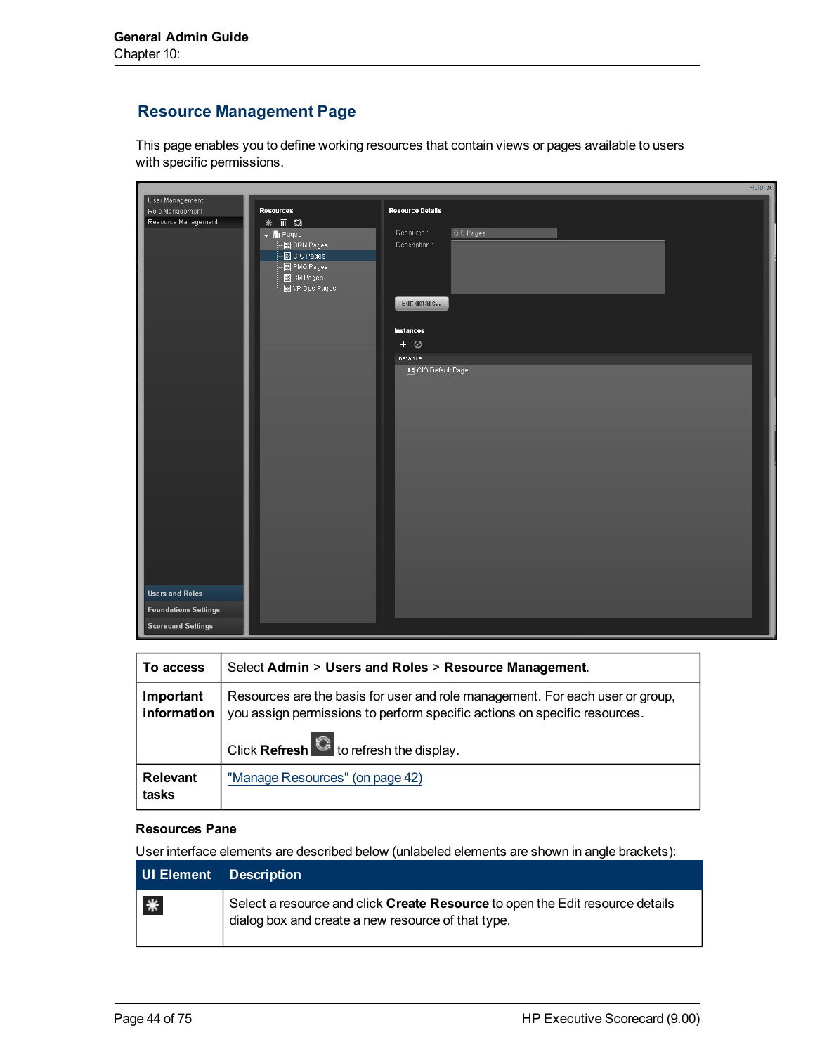## Resource Management Page

This page enables you to define working resources that contain views or pages available to users with specific permissions.

| To access | Select **Admin** > **Users and Roles** > **Resource Management**. |
|---|---|
| **Important information** | Resources are the basis for user and role management. For each user or group, you assign permissions to perform specific actions on specific resources.<br><br>Click **Refresh** to refresh the display. |
| **Relevant tasks** | "Manage Resources" (on page 42) |

#### Resources Pane

User interface elements are described below (unlabeled elements are shown in angle brackets):

| UI Element | Description |
|---|---|
| | Select a resource and click **Create Resource** to open the Edit resource details dialog box and create a new resource of that type. |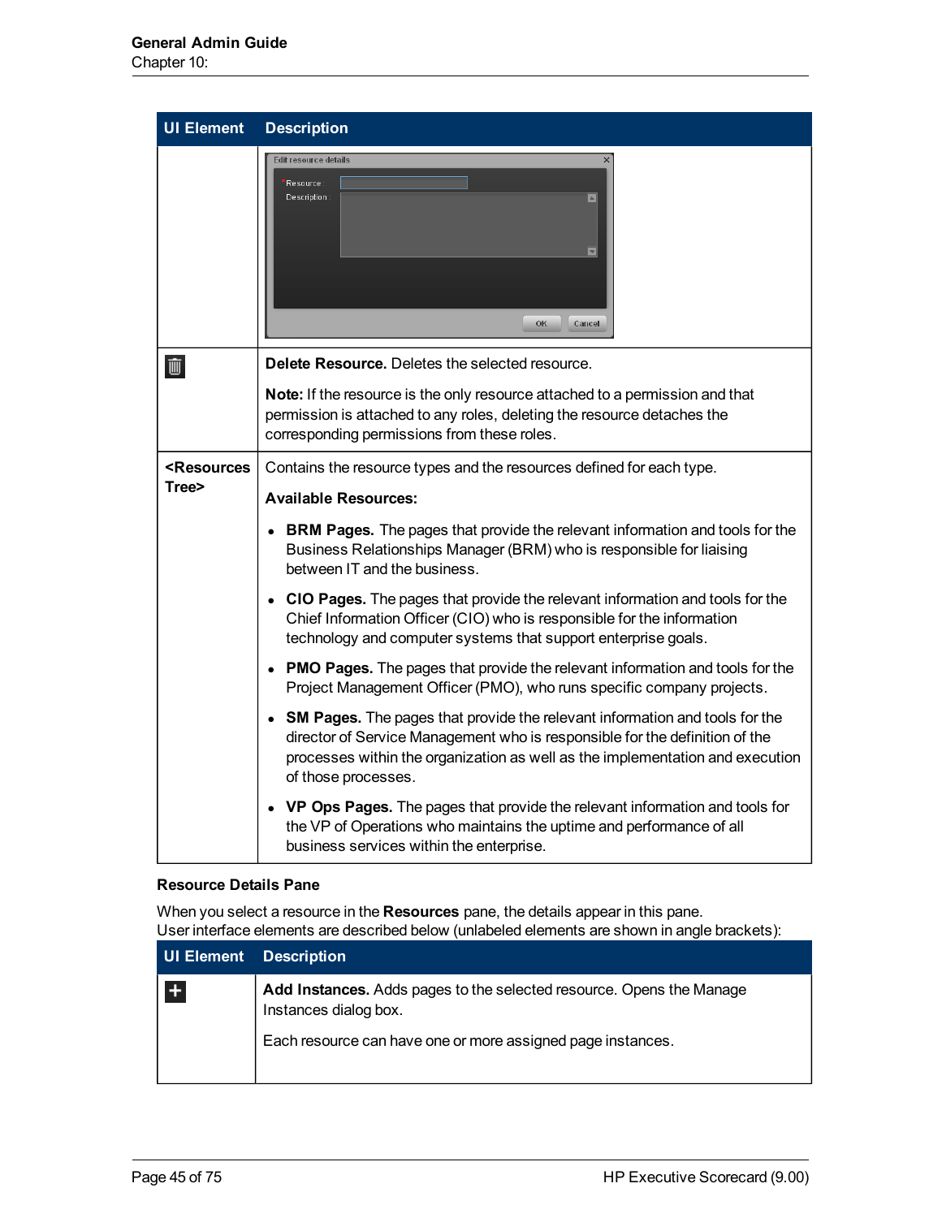| UI Element | Description |
| --- | --- |
| | |
| | **Delete Resource.** Deletes the selected resource.<br><br>**Note:** If the resource is the only resource attached to a permission and that permission is attached to any roles, deleting the resource detaches the corresponding permissions from these roles. |
| **<Resources Tree>** | Contains the resource types and the resources defined for each type.<br><br>**Available Resources:**<br><br>• **BRM Pages.** The pages that provide the relevant information and tools for the Business Relationships Manager (BRM) who is responsible for liaising between IT and the business.<br><br>• **CIO Pages.** The pages that provide the relevant information and tools for the Chief Information Officer (CIO) who is responsible for the information technology and computer systems that support enterprise goals.<br><br>• **PMO Pages.** The pages that provide the relevant information and tools for the Project Management Officer (PMO), who runs specific company projects.<br><br>• **SM Pages.** The pages that provide the relevant information and tools for the director of Service Management who is responsible for the definition of the processes within the organization as well as the implementation and execution of those processes.<br><br>• **VP Ops Pages.** The pages that provide the relevant information and tools for the VP of Operations who maintains the uptime and performance of all business services within the enterprise. |

**Resource Details Pane**

When you select a resource in the **Resources** pane, the details appear in this pane.
User interface elements are described below (unlabeled elements are shown in angle brackets):

| UI Element | Description |
| --- | --- |
| | **Add Instances.** Adds pages to the selected resource. Opens the Manage Instances dialog box.<br><br>Each resource can have one or more assigned page instances. |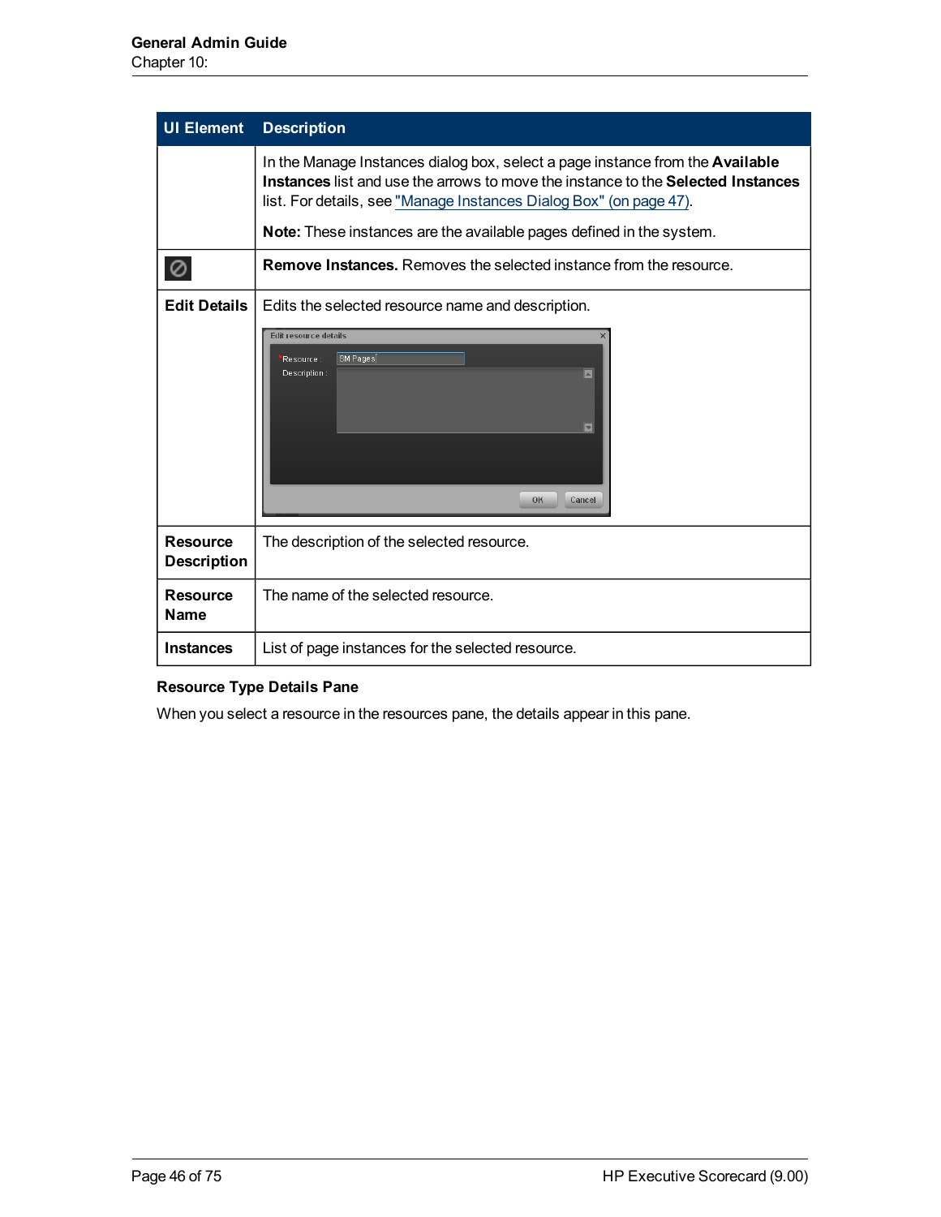| UI Element | Description |
|---|---|
| | In the Manage Instances dialog box, select a page instance from the **Available Instances** list and use the arrows to move the instance to the **Selected Instances** list. For details, see "Manage Instances Dialog Box" (on page 47).<br><br>**Note:** These instances are the available pages defined in the system. |
| ⊘ | **Remove Instances.** Removes the selected instance from the resource. |
| **Edit Details** | Edits the selected resource name and description. |
| **Resource Description** | The description of the selected resource. |
| **Resource Name** | The name of the selected resource. |
| **Instances** | List of page instances for the selected resource. |

**Resource Type Details Pane**

When you select a resource in the resources pane, the details appear in this pane.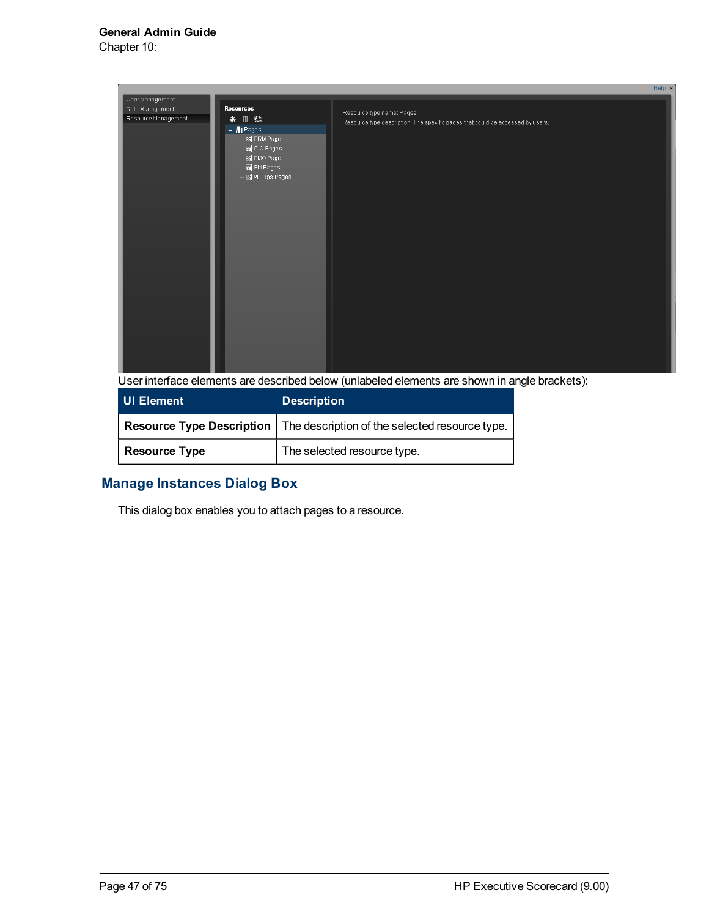User interface elements are described below (unlabeled elements are shown in angle brackets):

| UI Element | Description |
| --- | --- |
| **Resource Type Description** | The description of the selected resource type. |
| **Resource Type** | The selected resource type. |

## Manage Instances Dialog Box

This dialog box enables you to attach pages to a resource.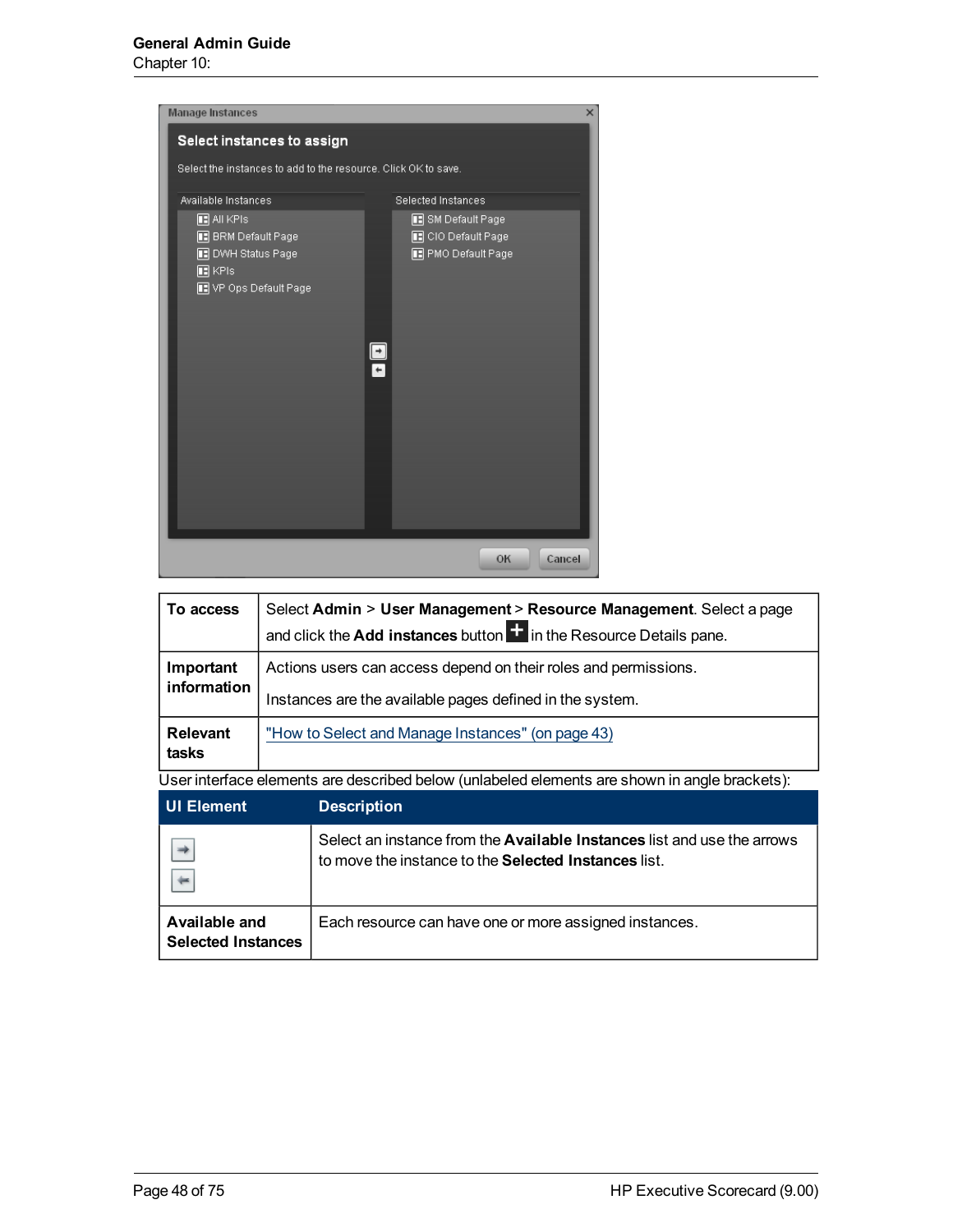| To access | Select **Admin** > **User Management** > **Resource Management**. Select a page and click the **Add instances** button in the Resource Details pane. |
| --- | --- |
| **Important information** | Actions users can access depend on their roles and permissions.<br><br>Instances are the available pages defined in the system. |
| **Relevant tasks** | "How to Select and Manage Instances" (on page 43) |

User interface elements are described below (unlabeled elements are shown in angle brackets):

| UI Element | Description |
| --- | --- |
| | Select an instance from the **Available Instances** list and use the arrows to move the instance to the **Selected Instances** list. |
| **Available and Selected Instances** | Each resource can have one or more assigned instances. |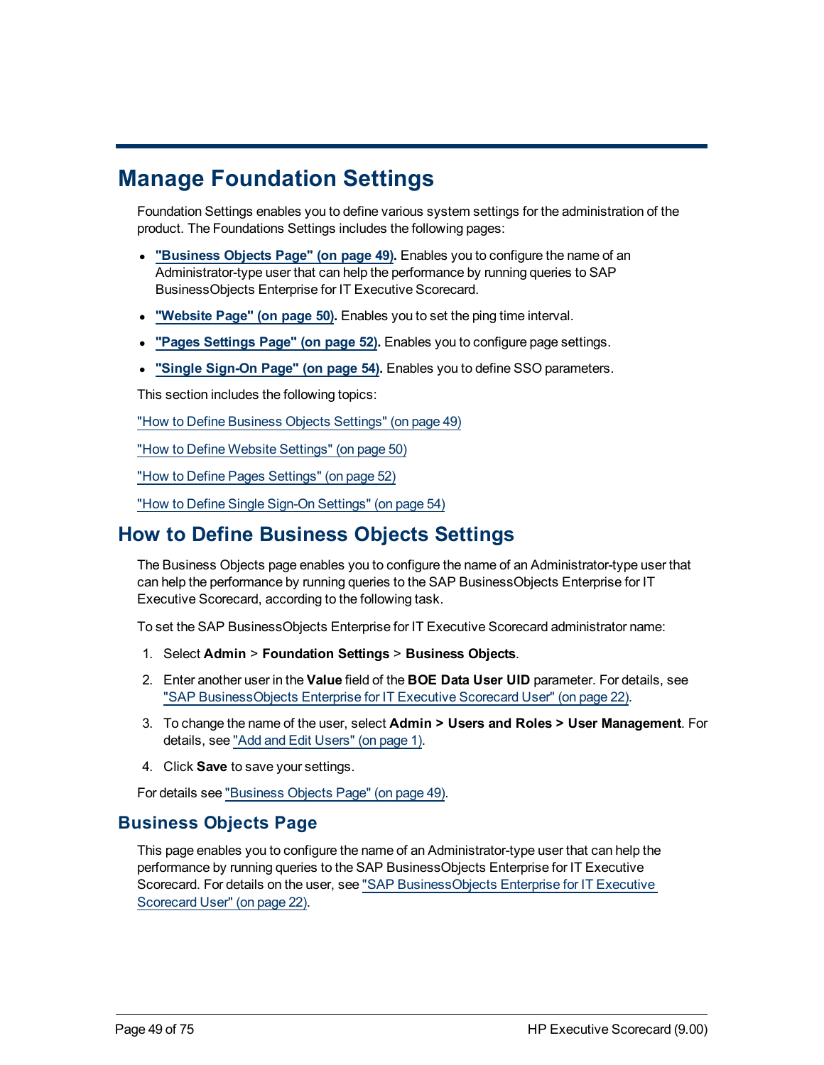# Manage Foundation Settings

Foundation Settings enables you to define various system settings for the administration of the product. The Foundations Settings includes the following pages:

- **"Business Objects Page" (on page 49).** Enables you to configure the name of an Administrator-type user that can help the performance by running queries to SAP BusinessObjects Enterprise for IT Executive Scorecard.
- **"Website Page" (on page 50).** Enables you to set the ping time interval.
- **"Pages Settings Page" (on page 52).** Enables you to configure page settings.
- **"Single Sign-On Page" (on page 54).** Enables you to define SSO parameters.

This section includes the following topics:

"How to Define Business Objects Settings" (on page 49)

"How to Define Website Settings" (on page 50)

"How to Define Pages Settings" (on page 52)

"How to Define Single Sign-On Settings" (on page 54)

## How to Define Business Objects Settings

The Business Objects page enables you to configure the name of an Administrator-type user that can help the performance by running queries to the SAP BusinessObjects Enterprise for IT Executive Scorecard, according to the following task.

To set the SAP BusinessObjects Enterprise for IT Executive Scorecard administrator name:

1. Select **Admin** > **Foundation Settings** > **Business Objects**.
2. Enter another user in the **Value** field of the **BOE Data User UID** parameter. For details, see "SAP BusinessObjects Enterprise for IT Executive Scorecard User" (on page 22).
3. To change the name of the user, select **Admin > Users and Roles > User Management**. For details, see "Add and Edit Users" (on page 1).
4. Click **Save** to save your settings.

For details see "Business Objects Page" (on page 49).

### Business Objects Page

This page enables you to configure the name of an Administrator-type user that can help the performance by running queries to the SAP BusinessObjects Enterprise for IT Executive Scorecard. For details on the user, see "SAP BusinessObjects Enterprise for IT Executive Scorecard User" (on page 22).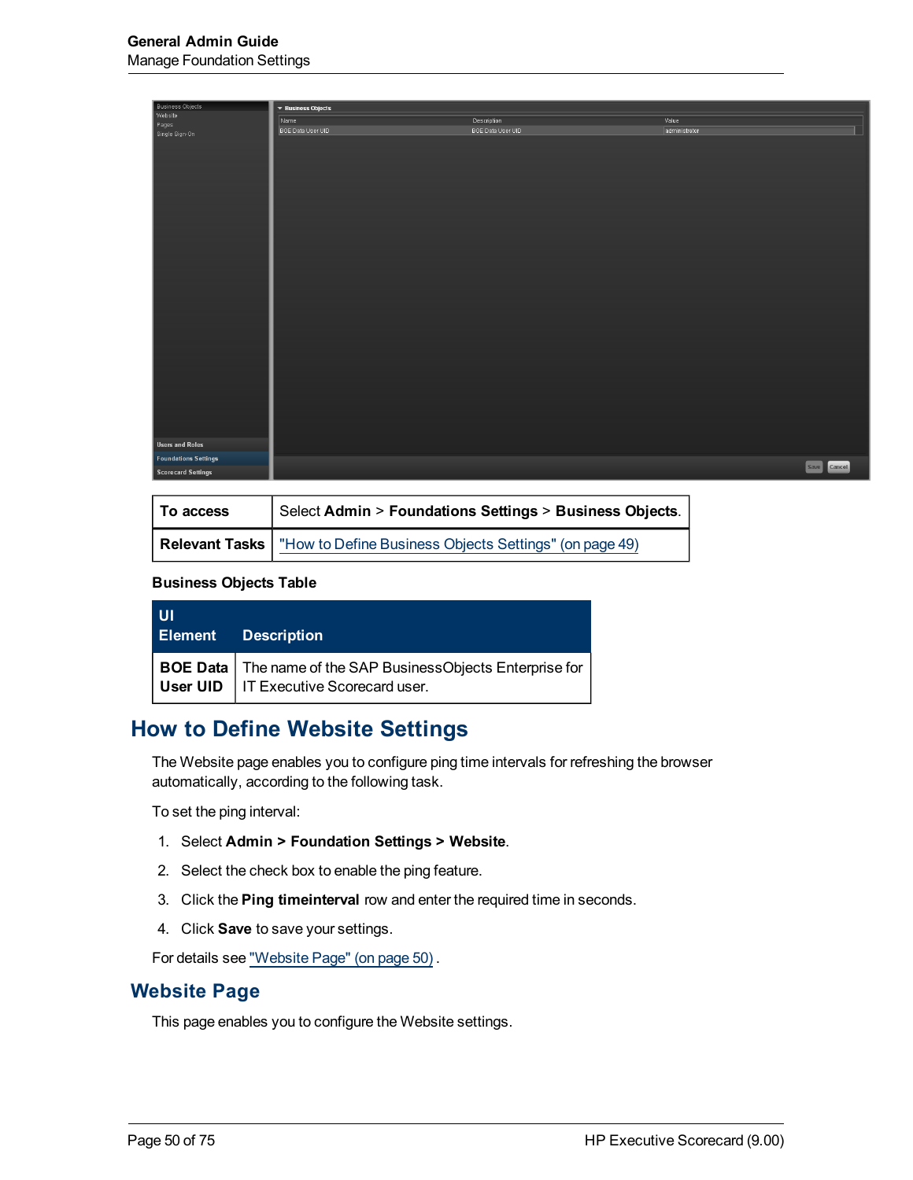| To access | Select **Admin** > **Foundations Settings** > **Business Objects**. |
| --- | --- |
| **Relevant Tasks** | "How to Define Business Objects Settings" (on page 49) |

**Business Objects Table**

| UI Element | Description |
| --- | --- |
| **BOE Data User UID** | The name of the SAP BusinessObjects Enterprise for IT Executive Scorecard user. |

## How to Define Website Settings

The Website page enables you to configure ping time intervals for refreshing the browser automatically, according to the following task.

To set the ping interval:

1. Select **Admin > Foundation Settings > Website**.
2. Select the check box to enable the ping feature.
3. Click the **Ping timeinterval** row and enter the required time in seconds.
4. Click **Save** to save your settings.

For details see "Website Page" (on page 50) .

## Website Page

This page enables you to configure the Website settings.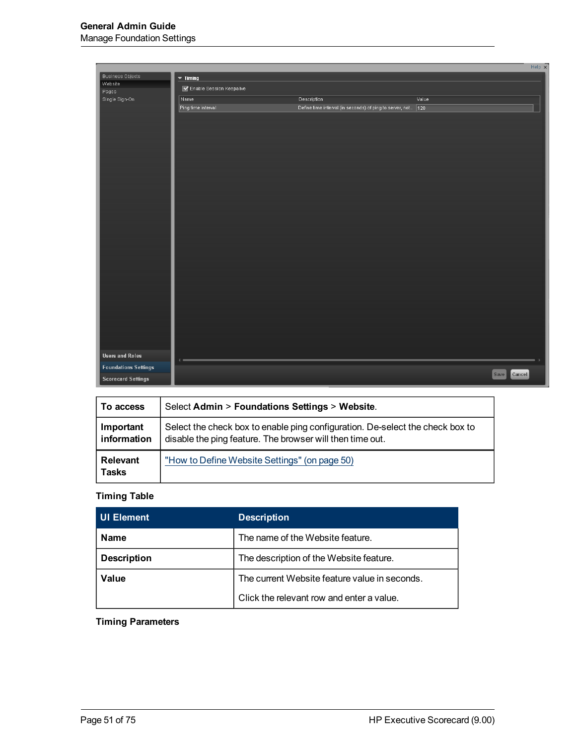| To access | Select **Admin** > **Foundations Settings** > **Website**. |
| --- | --- |
| **Important information** | Select the check box to enable ping configuration. De-select the check box to disable the ping feature. The browser will then time out. |
| **Relevant Tasks** | "How to Define Website Settings" (on page 50) |

**Timing Table**

| UI Element | Description |
| --- | --- |
| **Name** | The name of the Website feature. |
| **Description** | The description of the Website feature. |
| **Value** | The current Website feature value in seconds. Click the relevant row and enter a value. |

**Timing Parameters**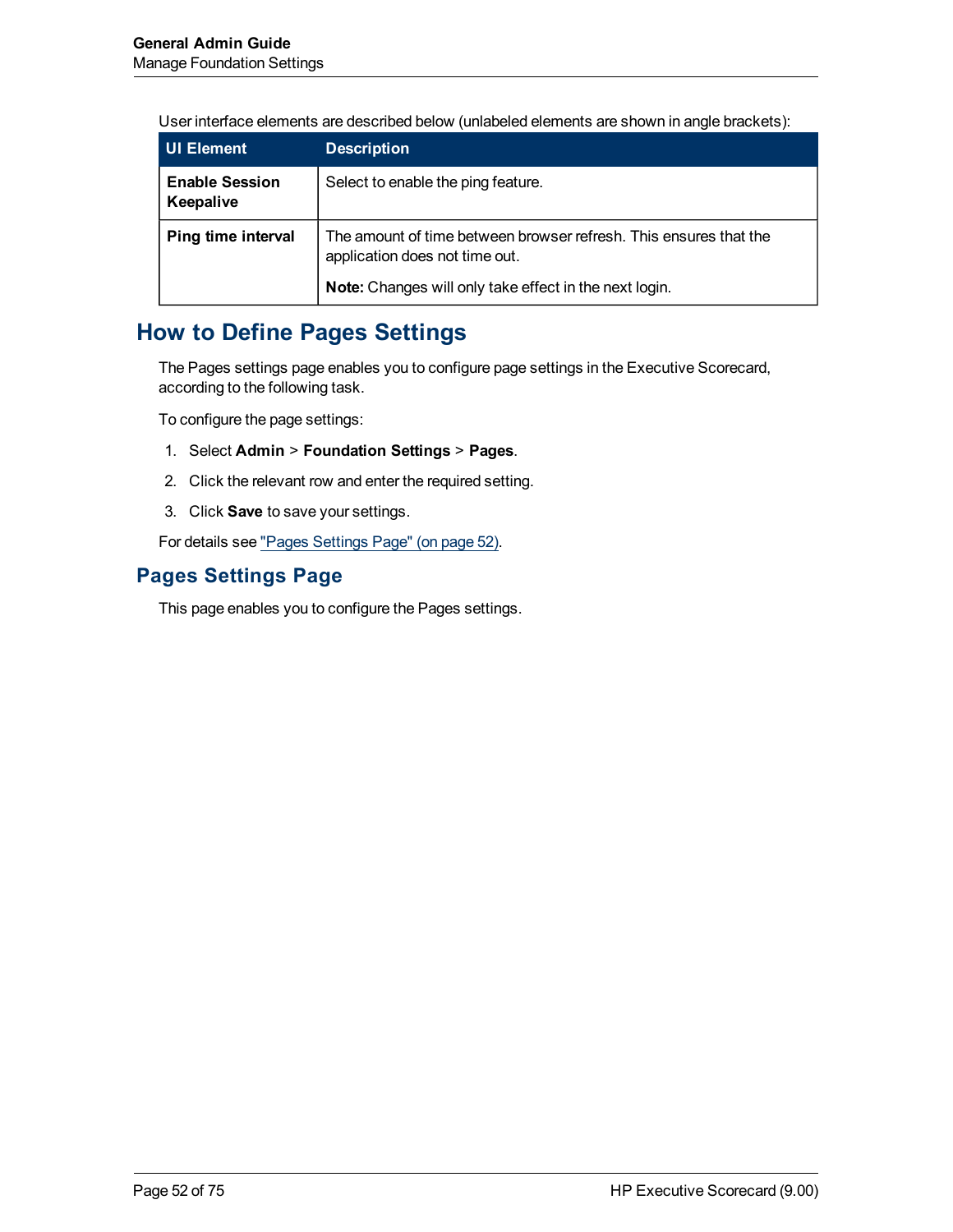User interface elements are described below (unlabeled elements are shown in angle brackets):

| UI Element | Description |
|---|---|
| **Enable Session Keepalive** | Select to enable the ping feature. |
| **Ping time interval** | The amount of time between browser refresh. This ensures that the application does not time out. **Note:** Changes will only take effect in the next login. |

## How to Define Pages Settings

The Pages settings page enables you to configure page settings in the Executive Scorecard, according to the following task.

To configure the page settings:

1. Select **Admin** > **Foundation Settings** > **Pages**.
2. Click the relevant row and enter the required setting.
3. Click **Save** to save your settings.

For details see "Pages Settings Page" (on page 52).

### Pages Settings Page

This page enables you to configure the Pages settings.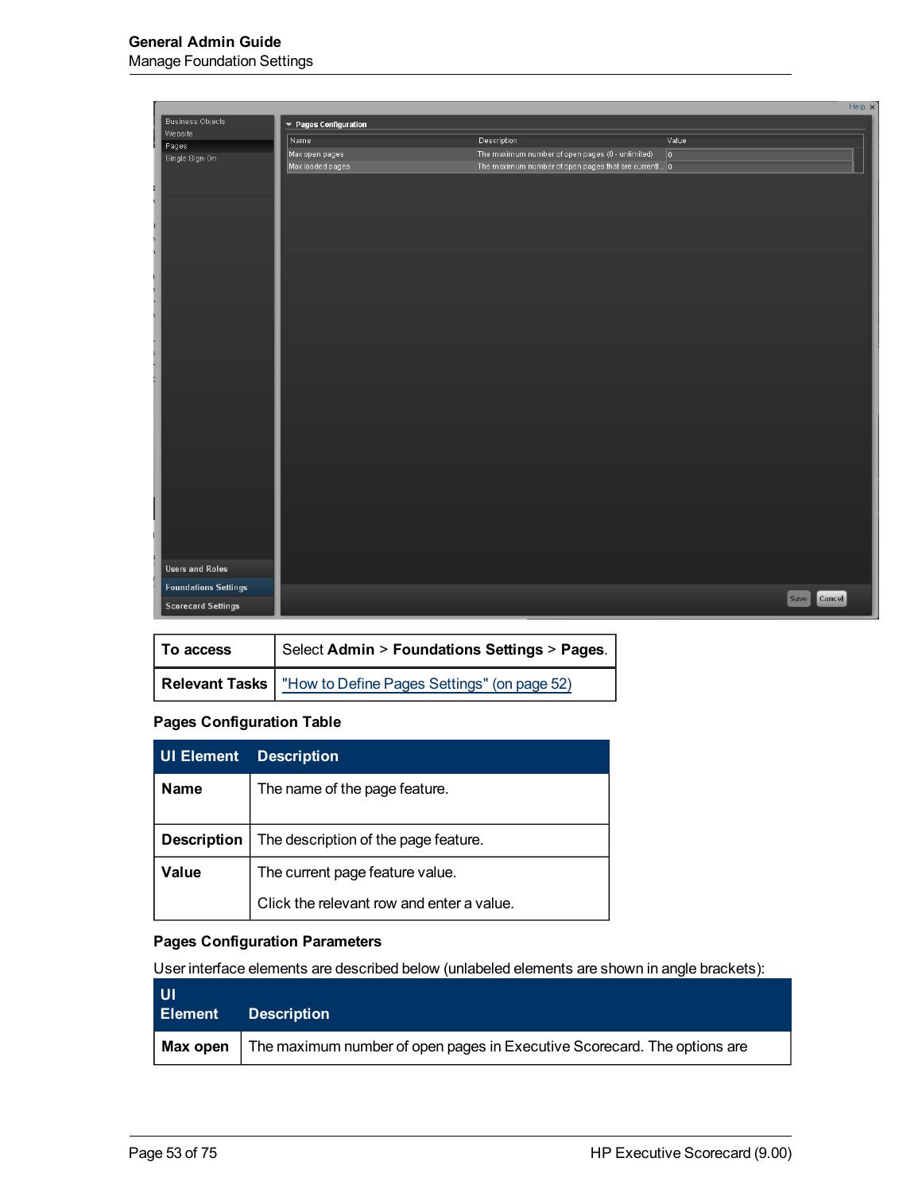| To access | Select **Admin** > **Foundations Settings** > **Pages**. |
|---|---|
| **Relevant Tasks** | "How to Define Pages Settings" (on page 52) |

**Pages Configuration Table**

| UI Element | Description |
|---|---|
| **Name** | The name of the page feature. |
| **Description** | The description of the page feature. |
| **Value** | The current page feature value.<br><br>Click the relevant row and enter a value. |

**Pages Configuration Parameters**

User interface elements are described below (unlabeled elements are shown in angle brackets):

| UI Element | Description |
|---|---|
| **Max open** | The maximum number of open pages in Executive Scorecard. The options are |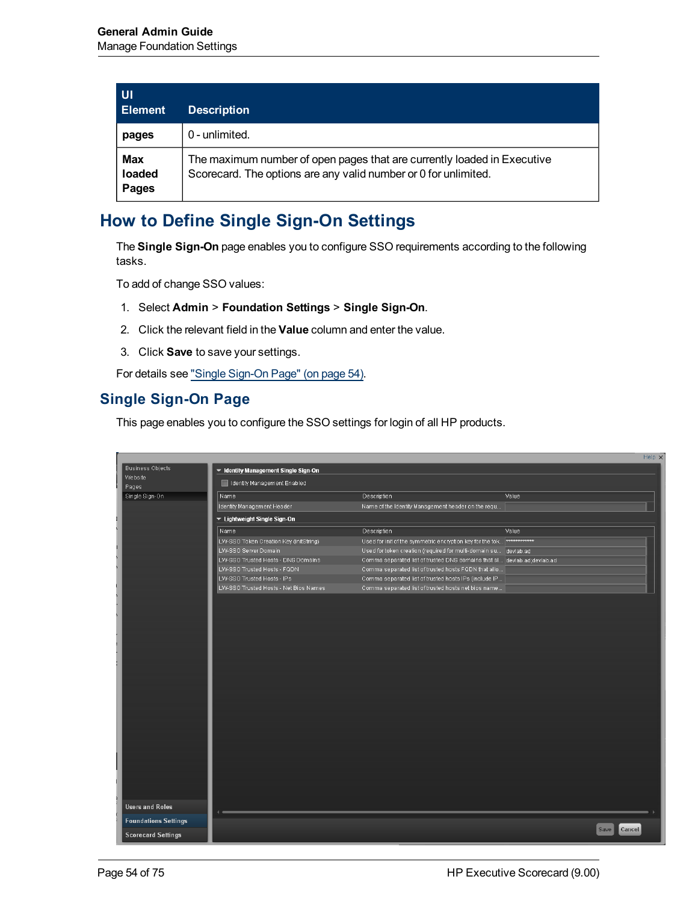| UI Element | Description |
| --- | --- |
| pages | 0 - unlimited. |
| Max loaded Pages | The maximum number of open pages that are currently loaded in Executive Scorecard. The options are any valid number or 0 for unlimited. |

## How to Define Single Sign-On Settings

The **Single Sign-On** page enables you to configure SSO requirements according to the following tasks.

To add of change SSO values:

1. Select **Admin** > **Foundation Settings** > **Single Sign-On**.
2. Click the relevant field in the **Value** column and enter the value.
3. Click **Save** to save your settings.

For details see "Single Sign-On Page" (on page 54).

## Single Sign-On Page

This page enables you to configure the SSO settings for login of all HP products.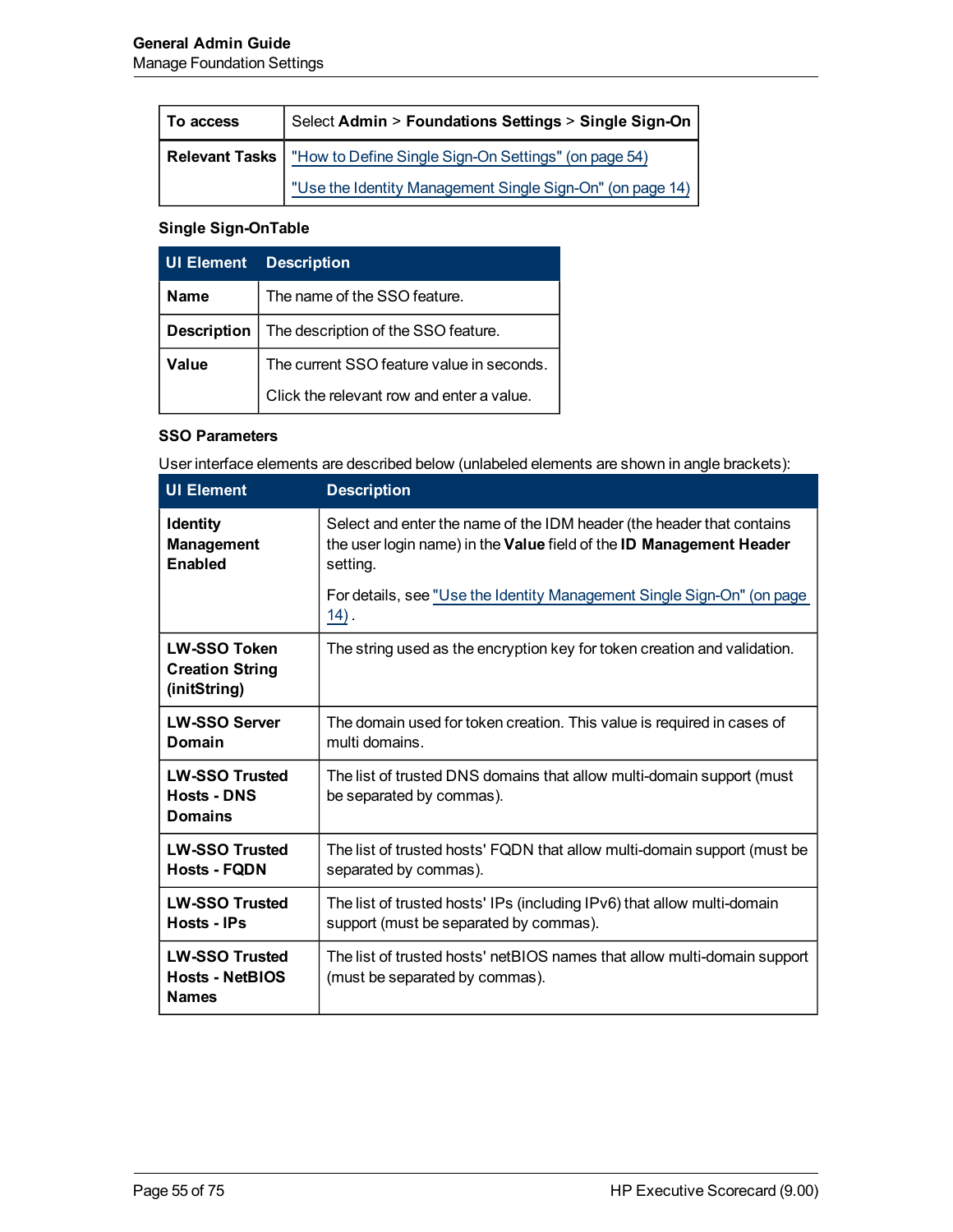| To access | Select **Admin** > **Foundations Settings** > **Single Sign-On** |
|---|---|
| **Relevant Tasks** | "How to Define Single Sign-On Settings" (on page 54)<br><br>"Use the Identity Management Single Sign-On" (on page 14) |

**Single Sign-OnTable**

| UI Element | Description |
|---|---|
| **Name** | The name of the SSO feature. |
| **Description** | The description of the SSO feature. |
| **Value** | The current SSO feature value in seconds.<br><br>Click the relevant row and enter a value. |

**SSO Parameters**

User interface elements are described below (unlabeled elements are shown in angle brackets):

| UI Element | Description |
|---|---|
| **Identity Management Enabled** | Select and enter the name of the IDM header (the header that contains the user login name) in the **Value** field of the **ID Management Header** setting.<br><br>For details, see "Use the Identity Management Single Sign-On" (on page 14) . |
| **LW-SSO Token Creation String (initString)** | The string used as the encryption key for token creation and validation. |
| **LW-SSO Server Domain** | The domain used for token creation. This value is required in cases of multi domains. |
| **LW-SSO Trusted Hosts - DNS Domains** | The list of trusted DNS domains that allow multi-domain support (must be separated by commas). |
| **LW-SSO Trusted Hosts - FQDN** | The list of trusted hosts' FQDN that allow multi-domain support (must be separated by commas). |
| **LW-SSO Trusted Hosts - IPs** | The list of trusted hosts' IPs (including IPv6) that allow multi-domain support (must be separated by commas). |
| **LW-SSO Trusted Hosts - NetBIOS Names** | The list of trusted hosts' netBIOS names that allow multi-domain support (must be separated by commas). |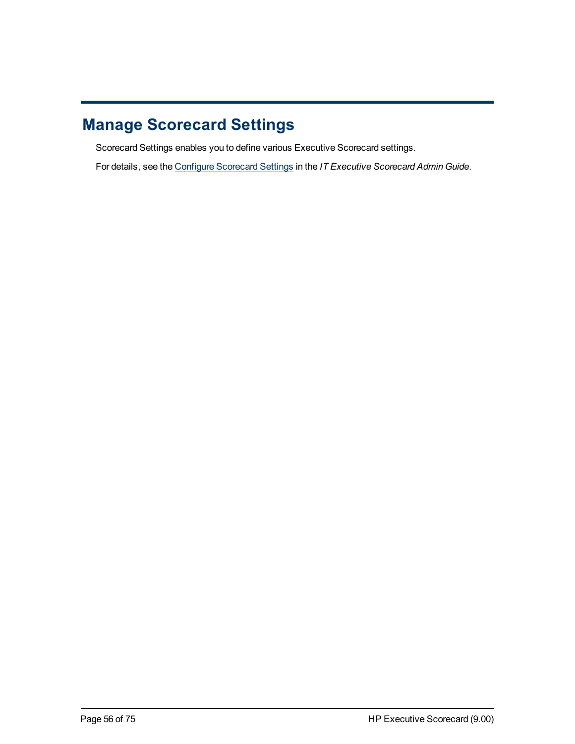# Manage Scorecard Settings

Scorecard Settings enables you to define various Executive Scorecard settings.

For details, see the Configure Scorecard Settings in the *IT Executive Scorecard Admin Guide*.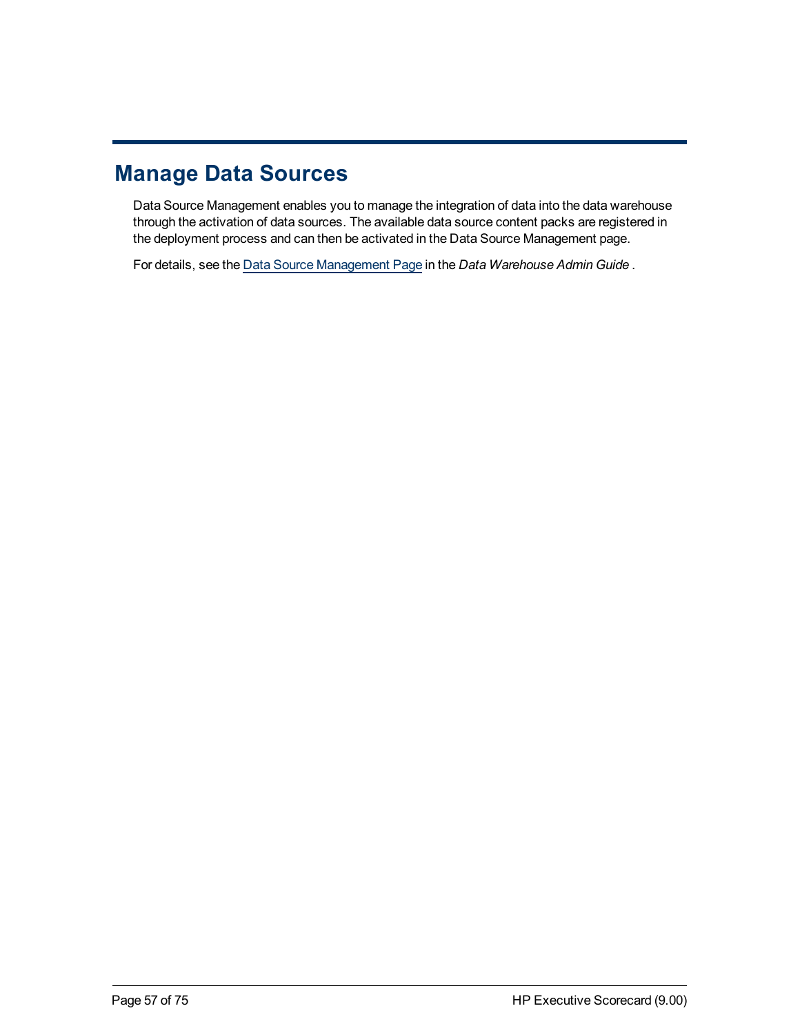# Manage Data Sources

Data Source Management enables you to manage the integration of data into the data warehouse through the activation of data sources. The available data source content packs are registered in the deployment process and can then be activated in the Data Source Management page.

For details, see the Data Source Management Page in the *Data Warehouse Admin Guide* .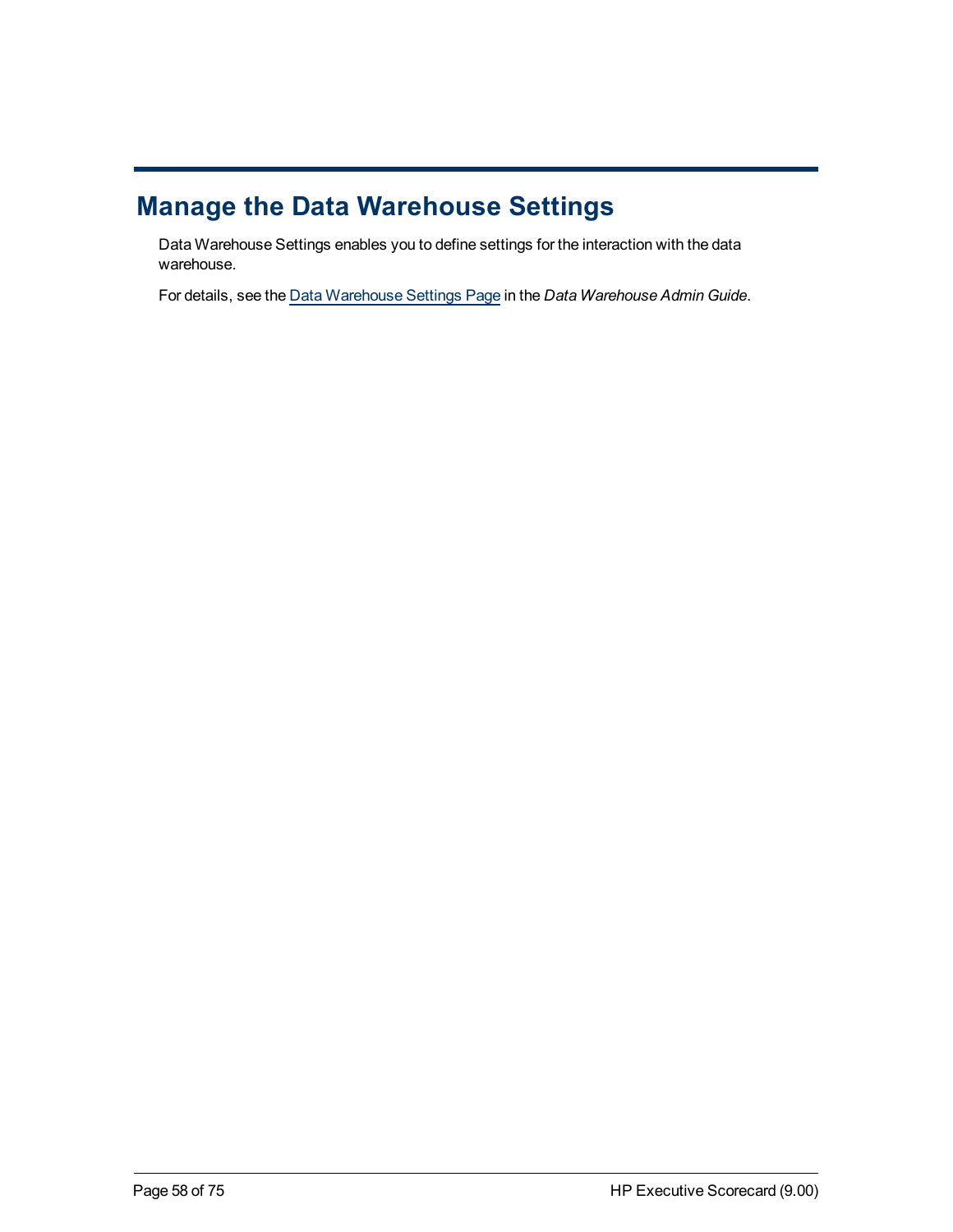# Manage the Data Warehouse Settings

Data Warehouse Settings enables you to define settings for the interaction with the data warehouse.

For details, see the Data Warehouse Settings Page in the *Data Warehouse Admin Guide*.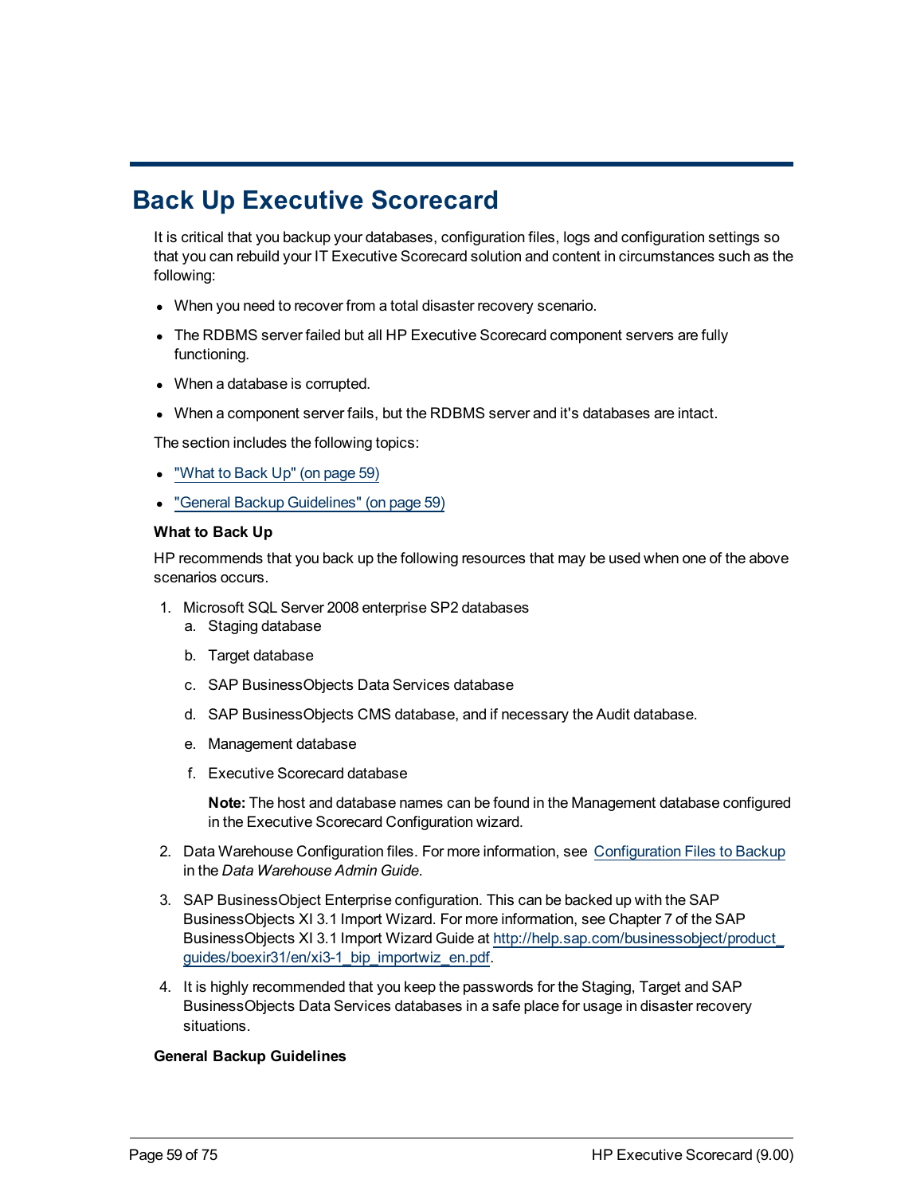# Back Up Executive Scorecard

It is critical that you backup your databases, configuration files, logs and configuration settings so that you can rebuild your IT Executive Scorecard solution and content in circumstances such as the following:

- When you need to recover from a total disaster recovery scenario.
- The RDBMS server failed but all HP Executive Scorecard component servers are fully functioning.
- When a database is corrupted.
- When a component server fails, but the RDBMS server and it's databases are intact.

The section includes the following topics:

- "What to Back Up" (on page 59)
- "General Backup Guidelines" (on page 59)

**What to Back Up**

HP recommends that you back up the following resources that may be used when one of the above scenarios occurs.

1. Microsoft SQL Server 2008 enterprise SP2 databases
   a. Staging database
   b. Target database
   c. SAP BusinessObjects Data Services database
   d. SAP BusinessObjects CMS database, and if necessary the Audit database.
   e. Management database
   f. Executive Scorecard database

   **Note:** The host and database names can be found in the Management database configured in the Executive Scorecard Configuration wizard.

2. Data Warehouse Configuration files. For more information, see Configuration Files to Backup in the *Data Warehouse Admin Guide*.
3. SAP BusinessObject Enterprise configuration. This can be backed up with the SAP BusinessObjects XI 3.1 Import Wizard. For more information, see Chapter 7 of the SAP BusinessObjects XI 3.1 Import Wizard Guide at http://help.sap.com/businessobject/product_guides/boexir31/en/xi3-1_bip_importwiz_en.pdf.
4. It is highly recommended that you keep the passwords for the Staging, Target and SAP BusinessObjects Data Services databases in a safe place for usage in disaster recovery situations.

**General Backup Guidelines**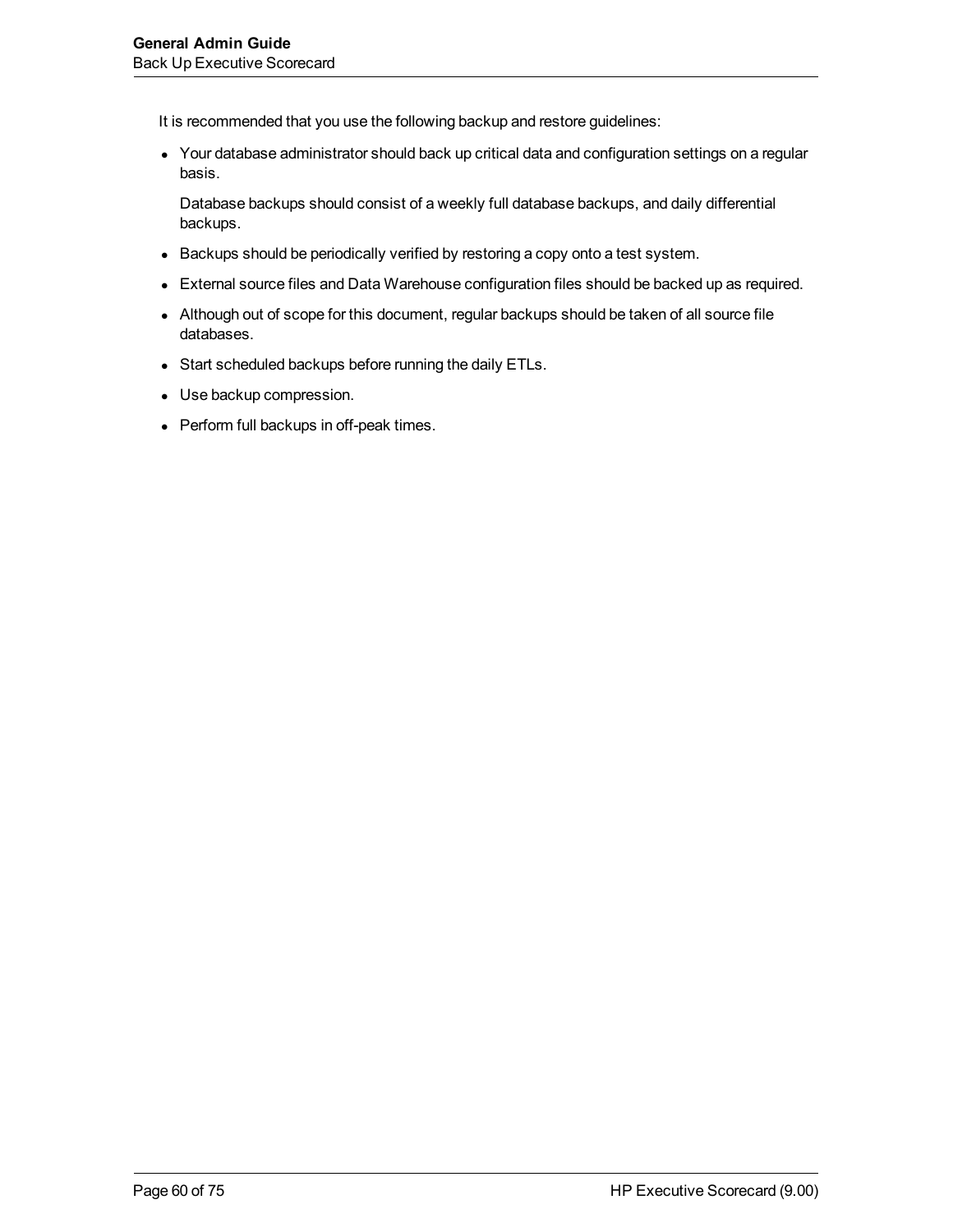It is recommended that you use the following backup and restore guidelines:

- Your database administrator should back up critical data and configuration settings on a regular basis.

  Database backups should consist of a weekly full database backups, and daily differential backups.

- Backups should be periodically verified by restoring a copy onto a test system.
- External source files and Data Warehouse configuration files should be backed up as required.
- Although out of scope for this document, regular backups should be taken of all source file databases.
- Start scheduled backups before running the daily ETLs.
- Use backup compression.
- Perform full backups in off-peak times.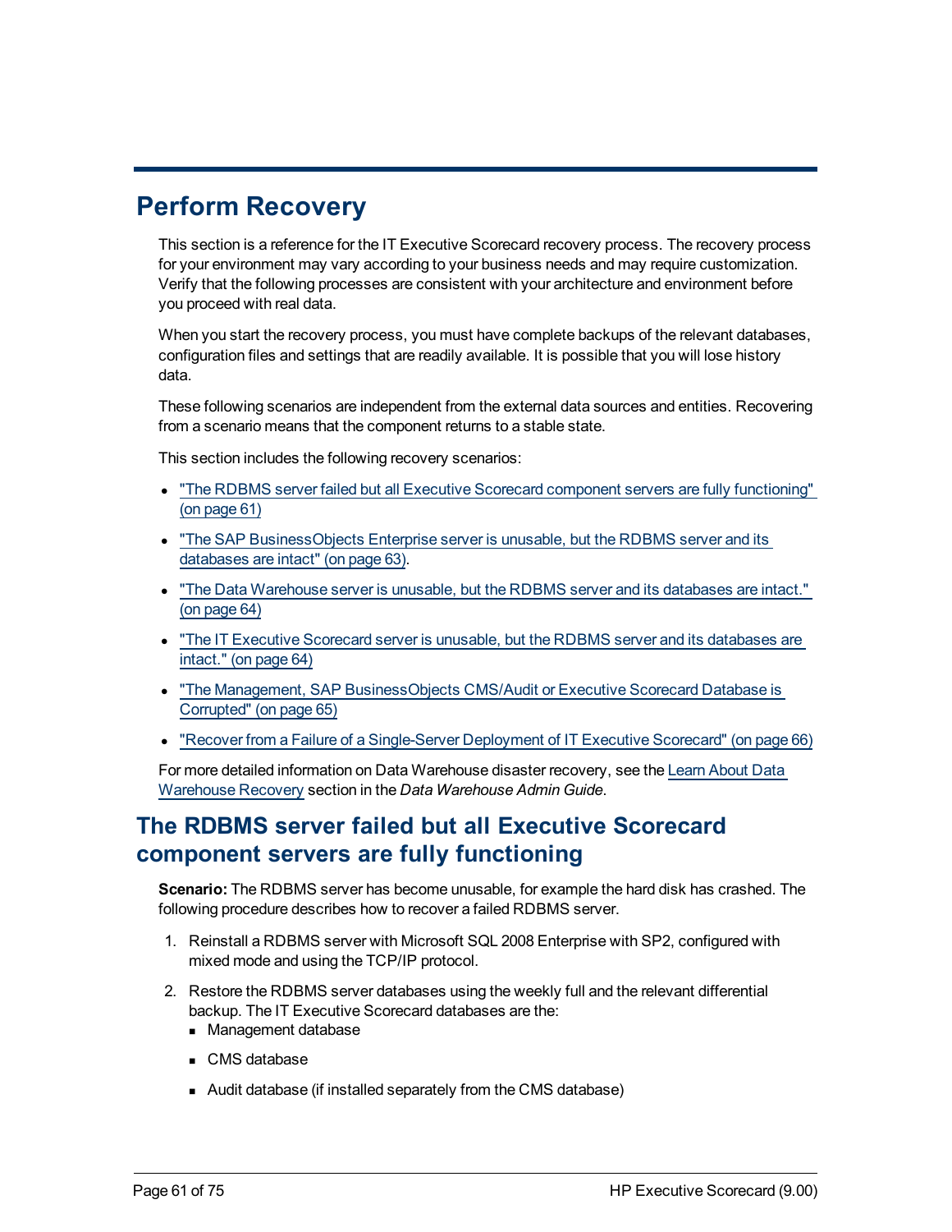# Perform Recovery

This section is a reference for the IT Executive Scorecard recovery process. The recovery process for your environment may vary according to your business needs and may require customization. Verify that the following processes are consistent with your architecture and environment before you proceed with real data.

When you start the recovery process, you must have complete backups of the relevant databases, configuration files and settings that are readily available. It is possible that you will lose history data.

These following scenarios are independent from the external data sources and entities. Recovering from a scenario means that the component returns to a stable state.

This section includes the following recovery scenarios:

- "The RDBMS server failed but all Executive Scorecard component servers are fully functioning" (on page 61)
- "The SAP BusinessObjects Enterprise server is unusable, but the RDBMS server and its databases are intact" (on page 63).
- "The Data Warehouse server is unusable, but the RDBMS server and its databases are intact." (on page 64)
- "The IT Executive Scorecard server is unusable, but the RDBMS server and its databases are intact." (on page 64)
- "The Management, SAP BusinessObjects CMS/Audit or Executive Scorecard Database is Corrupted" (on page 65)
- "Recover from a Failure of a Single-Server Deployment of IT Executive Scorecard" (on page 66)

For more detailed information on Data Warehouse disaster recovery, see the Learn About Data Warehouse Recovery section in the *Data Warehouse Admin Guide*.

## The RDBMS server failed but all Executive Scorecard component servers are fully functioning

**Scenario:** The RDBMS server has become unusable, for example the hard disk has crashed. The following procedure describes how to recover a failed RDBMS server.

1. Reinstall a RDBMS server with Microsoft SQL 2008 Enterprise with SP2, configured with mixed mode and using the TCP/IP protocol.
2. Restore the RDBMS server databases using the weekly full and the relevant differential backup. The IT Executive Scorecard databases are the:
   - Management database
   - CMS database
   - Audit database (if installed separately from the CMS database)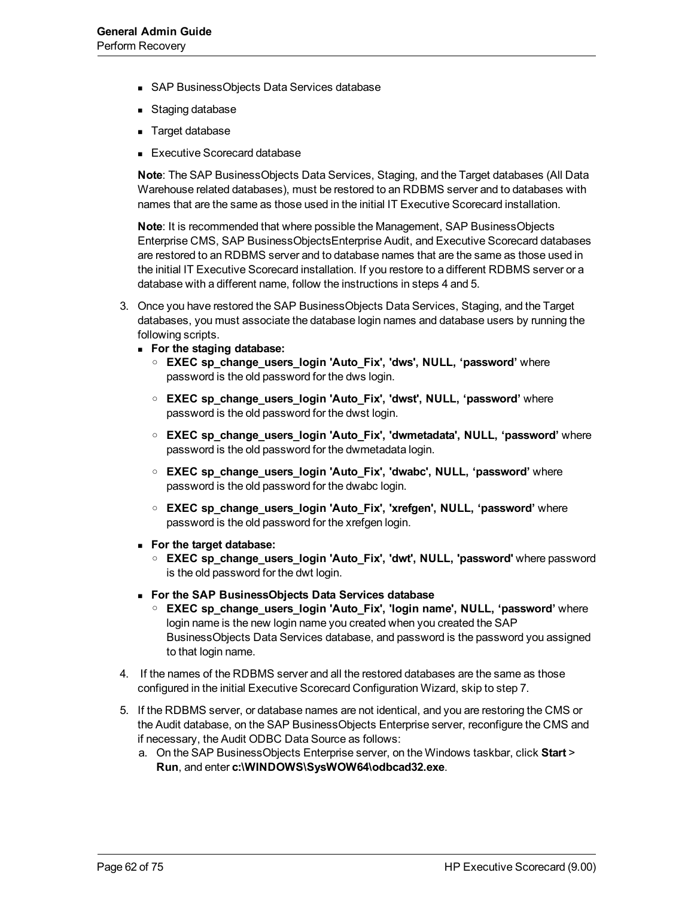- SAP BusinessObjects Data Services database
- Staging database
- Target database
- Executive Scorecard database

**Note**: The SAP BusinessObjects Data Services, Staging, and the Target databases (All Data Warehouse related databases), must be restored to an RDBMS server and to databases with names that are the same as those used in the initial IT Executive Scorecard installation.

**Note**: It is recommended that where possible the Management, SAP BusinessObjects Enterprise CMS, SAP BusinessObjectsEnterprise Audit, and Executive Scorecard databases are restored to an RDBMS server and to database names that are the same as those used in the initial IT Executive Scorecard installation. If you restore to a different RDBMS server or a database with a different name, follow the instructions in steps 4 and 5.

3. Once you have restored the SAP BusinessObjects Data Services, Staging, and the Target databases, you must associate the database login names and database users by running the following scripts.
   - **For the staging database:**
     - **EXEC sp_change_users_login 'Auto_Fix', 'dws', NULL, ‘password’** where password is the old password for the dws login.
     - **EXEC sp_change_users_login 'Auto_Fix', 'dwst', NULL, ‘password’** where password is the old password for the dwst login.
     - **EXEC sp_change_users_login 'Auto_Fix', 'dwmetadata', NULL, ‘password’** where password is the old password for the dwmetadata login.
     - **EXEC sp_change_users_login 'Auto_Fix', 'dwabc', NULL, ‘password’** where password is the old password for the dwabc login.
     - **EXEC sp_change_users_login 'Auto_Fix', 'xrefgen', NULL, ‘password’** where password is the old password for the xrefgen login.
   - **For the target database:**
     - **EXEC sp_change_users_login 'Auto_Fix', 'dwt', NULL, 'password'** where password is the old password for the dwt login.
   - **For the SAP BusinessObjects Data Services database**
     - **EXEC sp_change_users_login 'Auto_Fix', 'login name', NULL, ‘password’** where login name is the new login name you created when you created the SAP BusinessObjects Data Services database, and password is the password you assigned to that login name.
4. If the names of the RDBMS server and all the restored databases are the same as those configured in the initial Executive Scorecard Configuration Wizard, skip to step 7.
5. If the RDBMS server, or database names are not identical, and you are restoring the CMS or the Audit database, on the SAP BusinessObjects Enterprise server, reconfigure the CMS and if necessary, the Audit ODBC Data Source as follows:
   a. On the SAP BusinessObjects Enterprise server, on the Windows taskbar, click **Start** > **Run**, and enter **c:\WINDOWS\SysWOW64\odbcad32.exe**.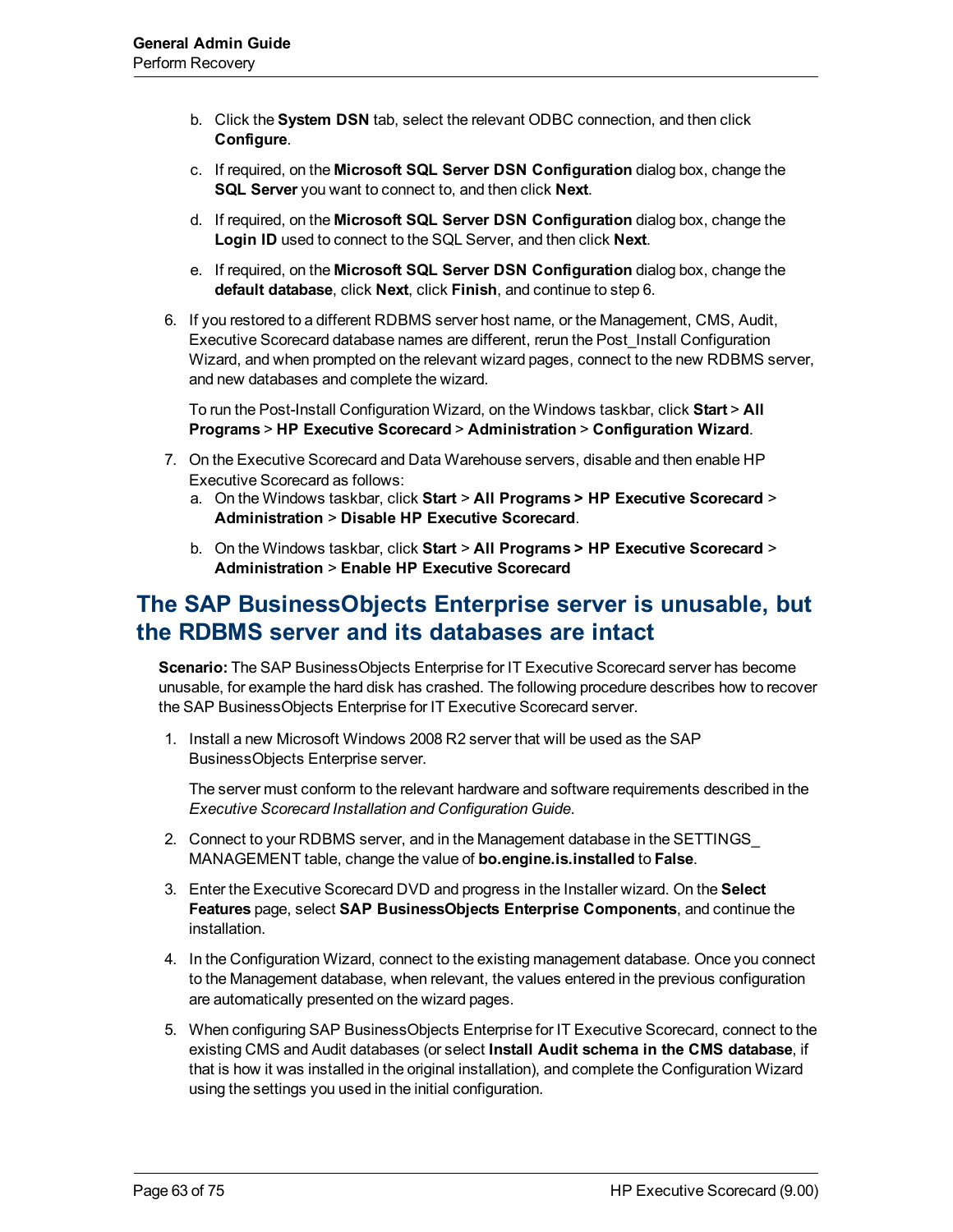b. Click the **System DSN** tab, select the relevant ODBC connection, and then click **Configure**.

c. If required, on the **Microsoft SQL Server DSN Configuration** dialog box, change the **SQL Server** you want to connect to, and then click **Next**.

d. If required, on the **Microsoft SQL Server DSN Configuration** dialog box, change the **Login ID** used to connect to the SQL Server, and then click **Next**.

e. If required, on the **Microsoft SQL Server DSN Configuration** dialog box, change the **default database**, click **Next**, click **Finish**, and continue to step 6.

6. If you restored to a different RDBMS server host name, or the Management, CMS, Audit, Executive Scorecard database names are different, rerun the Post_Install Configuration Wizard, and when prompted on the relevant wizard pages, connect to the new RDBMS server, and new databases and complete the wizard.

   To run the Post-Install Configuration Wizard, on the Windows taskbar, click **Start** > **All Programs** > **HP Executive Scorecard** > **Administration** > **Configuration Wizard**.

7. On the Executive Scorecard and Data Warehouse servers, disable and then enable HP Executive Scorecard as follows:
   a. On the Windows taskbar, click **Start** > **All Programs > HP Executive Scorecard** > **Administration** > **Disable HP Executive Scorecard**.

   b. On the Windows taskbar, click **Start** > **All Programs > HP Executive Scorecard** > **Administration** > **Enable HP Executive Scorecard**

## The SAP BusinessObjects Enterprise server is unusable, but the RDBMS server and its databases are intact

**Scenario:** The SAP BusinessObjects Enterprise for IT Executive Scorecard server has become unusable, for example the hard disk has crashed. The following procedure describes how to recover the SAP BusinessObjects Enterprise for IT Executive Scorecard server.

1. Install a new Microsoft Windows 2008 R2 server that will be used as the SAP BusinessObjects Enterprise server.

   The server must conform to the relevant hardware and software requirements described in the *Executive Scorecard Installation and Configuration Guide*.

2. Connect to your RDBMS server, and in the Management database in the SETTINGS_MANAGEMENT table, change the value of **bo.engine.is.installed** to **False**.

3. Enter the Executive Scorecard DVD and progress in the Installer wizard. On the **Select Features** page, select **SAP BusinessObjects Enterprise Components**, and continue the installation.

4. In the Configuration Wizard, connect to the existing management database. Once you connect to the Management database, when relevant, the values entered in the previous configuration are automatically presented on the wizard pages.

5. When configuring SAP BusinessObjects Enterprise for IT Executive Scorecard, connect to the existing CMS and Audit databases (or select **Install Audit schema in the CMS database**, if that is how it was installed in the original installation), and complete the Configuration Wizard using the settings you used in the initial configuration.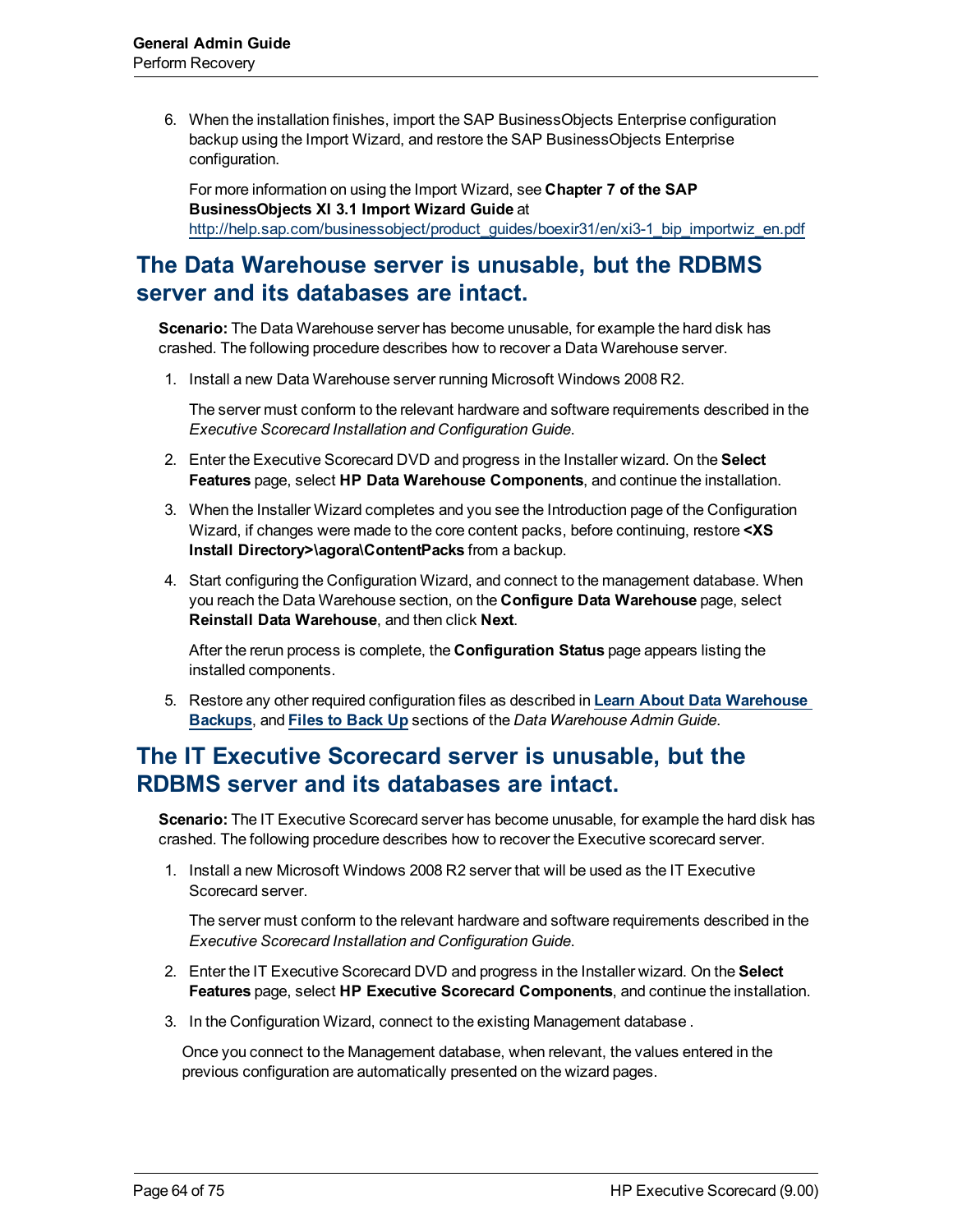6. When the installation finishes, import the SAP BusinessObjects Enterprise configuration backup using the Import Wizard, and restore the SAP BusinessObjects Enterprise configuration.

   For more information on using the Import Wizard, see **Chapter 7 of the SAP BusinessObjects XI 3.1 Import Wizard Guide** at http://help.sap.com/businessobject/product_guides/boexir31/en/xi3-1_bip_importwiz_en.pdf

## The Data Warehouse server is unusable, but the RDBMS server and its databases are intact.

**Scenario:** The Data Warehouse server has become unusable, for example the hard disk has crashed. The following procedure describes how to recover a Data Warehouse server.

1. Install a new Data Warehouse server running Microsoft Windows 2008 R2.

   The server must conform to the relevant hardware and software requirements described in the *Executive Scorecard Installation and Configuration Guide*.

2. Enter the Executive Scorecard DVD and progress in the Installer wizard. On the **Select Features** page, select **HP Data Warehouse Components**, and continue the installation.

3. When the Installer Wizard completes and you see the Introduction page of the Configuration Wizard, if changes were made to the core content packs, before continuing, restore **<XS Install Directory>\agora\ContentPacks** from a backup.

4. Start configuring the Configuration Wizard, and connect to the management database. When you reach the Data Warehouse section, on the **Configure Data Warehouse** page, select **Reinstall Data Warehouse**, and then click **Next**.

   After the rerun process is complete, the **Configuration Status** page appears listing the installed components.

5. Restore any other required configuration files as described in **Learn About Data Warehouse Backups**, and **Files to Back Up** sections of the *Data Warehouse Admin Guide*.

## The IT Executive Scorecard server is unusable, but the RDBMS server and its databases are intact.

**Scenario:** The IT Executive Scorecard server has become unusable, for example the hard disk has crashed. The following procedure describes how to recover the Executive scorecard server.

1. Install a new Microsoft Windows 2008 R2 server that will be used as the IT Executive Scorecard server.

   The server must conform to the relevant hardware and software requirements described in the *Executive Scorecard Installation and Configuration Guide*.

2. Enter the IT Executive Scorecard DVD and progress in the Installer wizard. On the **Select Features** page, select **HP Executive Scorecard Components**, and continue the installation.

3. In the Configuration Wizard, connect to the existing Management database .

   Once you connect to the Management database, when relevant, the values entered in the previous configuration are automatically presented on the wizard pages.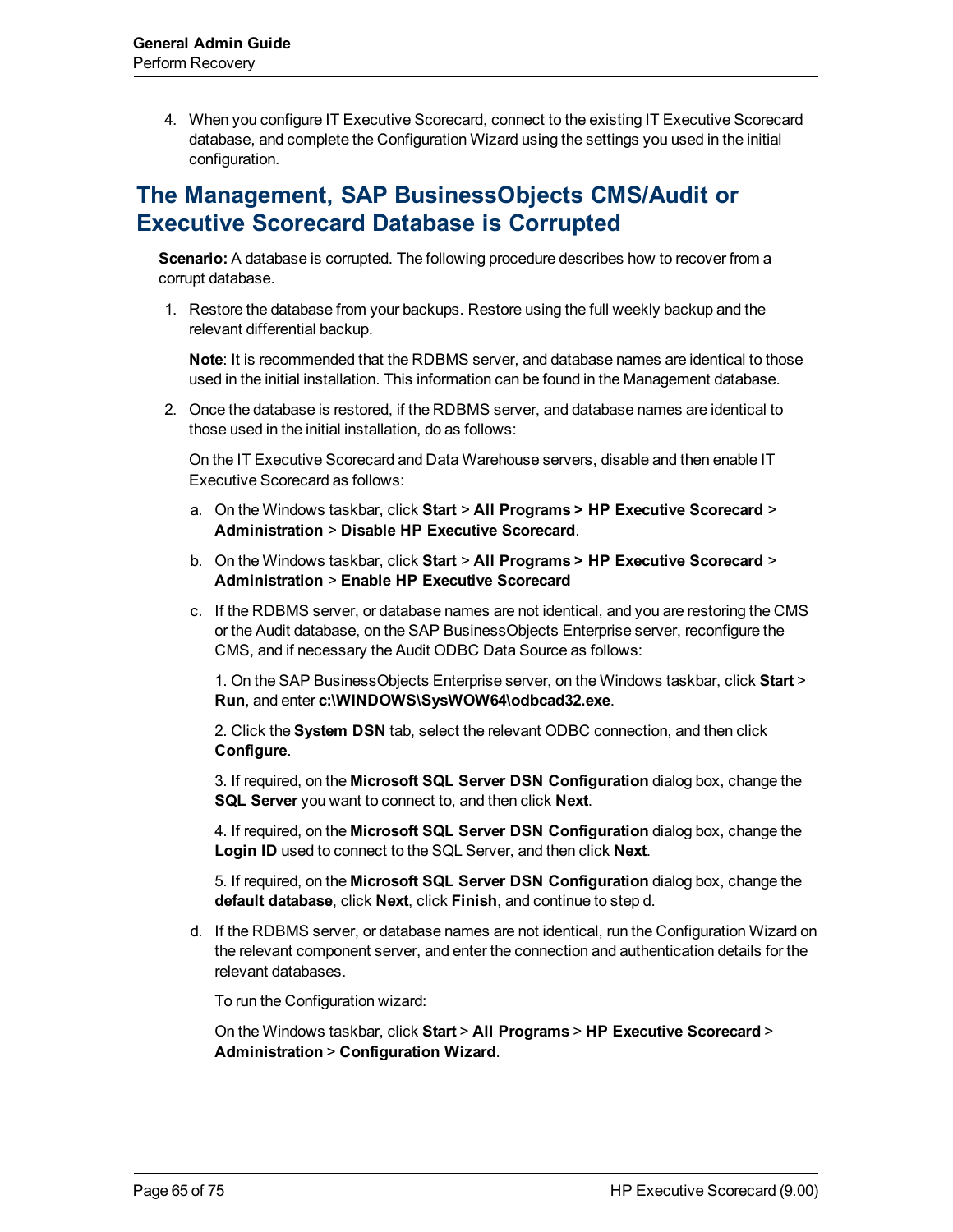4. When you configure IT Executive Scorecard, connect to the existing IT Executive Scorecard database, and complete the Configuration Wizard using the settings you used in the initial configuration.

## The Management, SAP BusinessObjects CMS/Audit or Executive Scorecard Database is Corrupted

**Scenario:** A database is corrupted. The following procedure describes how to recover from a corrupt database.

1. Restore the database from your backups. Restore using the full weekly backup and the relevant differential backup.

   **Note**: It is recommended that the RDBMS server, and database names are identical to those used in the initial installation. This information can be found in the Management database.

2. Once the database is restored, if the RDBMS server, and database names are identical to those used in the initial installation, do as follows:

   On the IT Executive Scorecard and Data Warehouse servers, disable and then enable IT Executive Scorecard as follows:

   a. On the Windows taskbar, click **Start** > **All Programs > HP Executive Scorecard** > **Administration** > **Disable HP Executive Scorecard**.

   b. On the Windows taskbar, click **Start** > **All Programs > HP Executive Scorecard** > **Administration** > **Enable HP Executive Scorecard**

   c. If the RDBMS server, or database names are not identical, and you are restoring the CMS or the Audit database, on the SAP BusinessObjects Enterprise server, reconfigure the CMS, and if necessary the Audit ODBC Data Source as follows:

      1. On the SAP BusinessObjects Enterprise server, on the Windows taskbar, click **Start** > **Run**, and enter **c:\WINDOWS\SysWOW64\odbcad32.exe**.

      2. Click the **System DSN** tab, select the relevant ODBC connection, and then click **Configure**.

      3. If required, on the **Microsoft SQL Server DSN Configuration** dialog box, change the **SQL Server** you want to connect to, and then click **Next**.

      4. If required, on the **Microsoft SQL Server DSN Configuration** dialog box, change the **Login ID** used to connect to the SQL Server, and then click **Next**.

      5. If required, on the **Microsoft SQL Server DSN Configuration** dialog box, change the **default database**, click **Next**, click **Finish**, and continue to step d.

   d. If the RDBMS server, or database names are not identical, run the Configuration Wizard on the relevant component server, and enter the connection and authentication details for the relevant databases.

      To run the Configuration wizard:

      On the Windows taskbar, click **Start** > **All Programs** > **HP Executive Scorecard** > **Administration** > **Configuration Wizard**.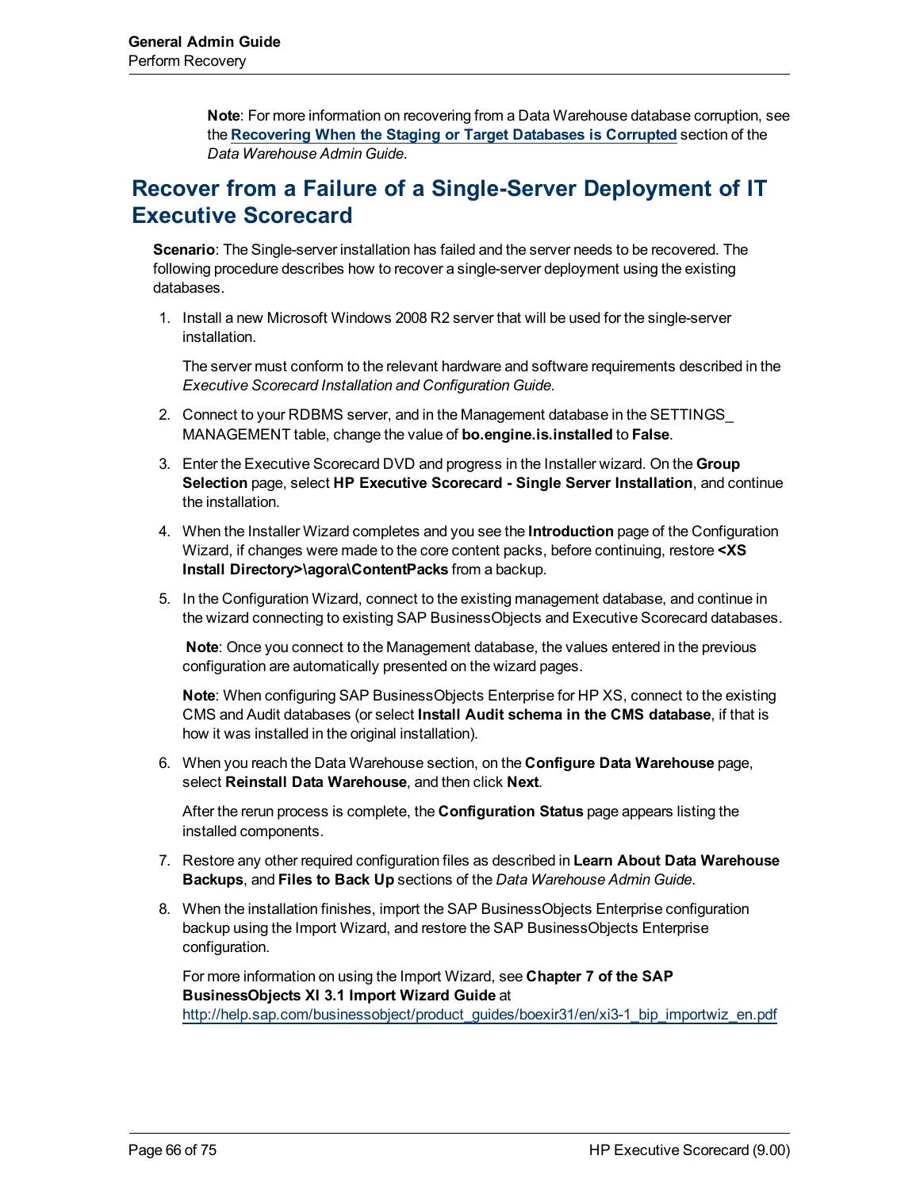**Note**: For more information on recovering from a Data Warehouse database corruption, see the **Recovering When the Staging or Target Databases is Corrupted** section of the *Data Warehouse Admin Guide*.

## Recover from a Failure of a Single-Server Deployment of IT Executive Scorecard

**Scenario**: The Single-server installation has failed and the server needs to be recovered. The following procedure describes how to recover a single-server deployment using the existing databases.

1. Install a new Microsoft Windows 2008 R2 server that will be used for the single-server installation.

   The server must conform to the relevant hardware and software requirements described in the *Executive Scorecard Installation and Configuration Guide*.

2. Connect to your RDBMS server, and in the Management database in the SETTINGS_MANAGEMENT table, change the value of **bo.engine.is.installed** to **False**.

3. Enter the Executive Scorecard DVD and progress in the Installer wizard. On the **Group Selection** page, select **HP Executive Scorecard - Single Server Installation**, and continue the installation.

4. When the Installer Wizard completes and you see the **Introduction** page of the Configuration Wizard, if changes were made to the core content packs, before continuing, restore **<XS Install Directory>\agora\ContentPacks** from a backup.

5. In the Configuration Wizard, connect to the existing management database, and continue in the wizard connecting to existing SAP BusinessObjects and Executive Scorecard databases.

   **Note**: Once you connect to the Management database, the values entered in the previous configuration are automatically presented on the wizard pages.

   **Note**: When configuring SAP BusinessObjects Enterprise for HP XS, connect to the existing CMS and Audit databases (or select **Install Audit schema in the CMS database**, if that is how it was installed in the original installation).

6. When you reach the Data Warehouse section, on the **Configure Data Warehouse** page, select **Reinstall Data Warehouse**, and then click **Next**.

   After the rerun process is complete, the **Configuration Status** page appears listing the installed components.

7. Restore any other required configuration files as described in **Learn About Data Warehouse Backups**, and **Files to Back Up** sections of the *Data Warehouse Admin Guide*.

8. When the installation finishes, import the SAP BusinessObjects Enterprise configuration backup using the Import Wizard, and restore the SAP BusinessObjects Enterprise configuration.

   For more information on using the Import Wizard, see **Chapter 7 of the SAP BusinessObjects XI 3.1 Import Wizard Guide** at http://help.sap.com/businessobject/product_guides/boexir31/en/xi3-1_bip_importwiz_en.pdf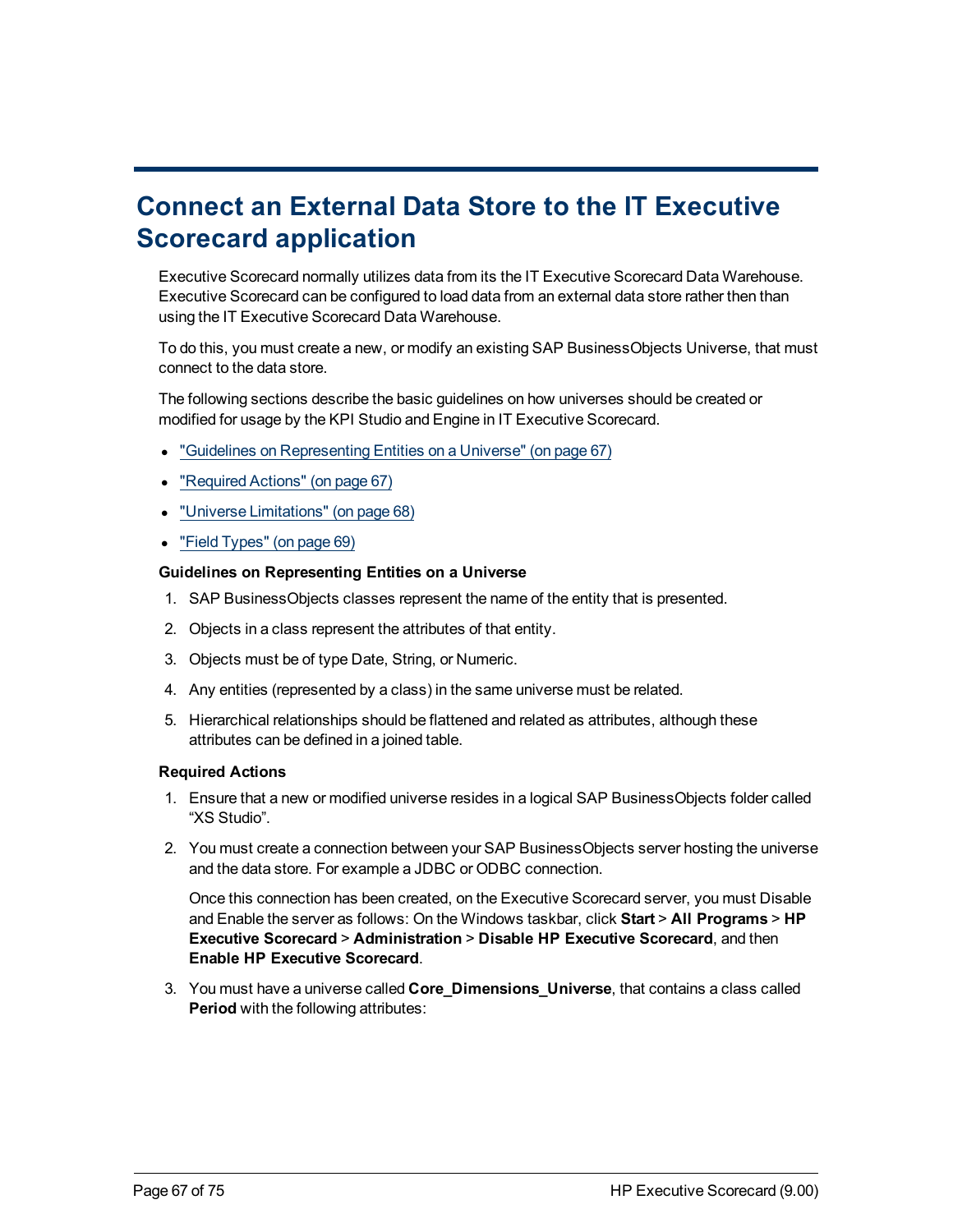# Connect an External Data Store to the IT Executive Scorecard application

Executive Scorecard normally utilizes data from its the IT Executive Scorecard Data Warehouse. Executive Scorecard can be configured to load data from an external data store rather then than using the IT Executive Scorecard Data Warehouse.

To do this, you must create a new, or modify an existing SAP BusinessObjects Universe, that must connect to the data store.

The following sections describe the basic guidelines on how universes should be created or modified for usage by the KPI Studio and Engine in IT Executive Scorecard.

- "Guidelines on Representing Entities on a Universe" (on page 67)
- "Required Actions" (on page 67)
- "Universe Limitations" (on page 68)
- "Field Types" (on page 69)

**Guidelines on Representing Entities on a Universe**

1. SAP BusinessObjects classes represent the name of the entity that is presented.
2. Objects in a class represent the attributes of that entity.
3. Objects must be of type Date, String, or Numeric.
4. Any entities (represented by a class) in the same universe must be related.
5. Hierarchical relationships should be flattened and related as attributes, although these attributes can be defined in a joined table.

**Required Actions**

1. Ensure that a new or modified universe resides in a logical SAP BusinessObjects folder called “XS Studio”.
2. You must create a connection between your SAP BusinessObjects server hosting the universe and the data store. For example a JDBC or ODBC connection.

   Once this connection has been created, on the Executive Scorecard server, you must Disable and Enable the server as follows: On the Windows taskbar, click **Start** > **All Programs** > **HP Executive Scorecard** > **Administration** > **Disable HP Executive Scorecard**, and then **Enable HP Executive Scorecard**.
3. You must have a universe called **Core_Dimensions_Universe**, that contains a class called **Period** with the following attributes: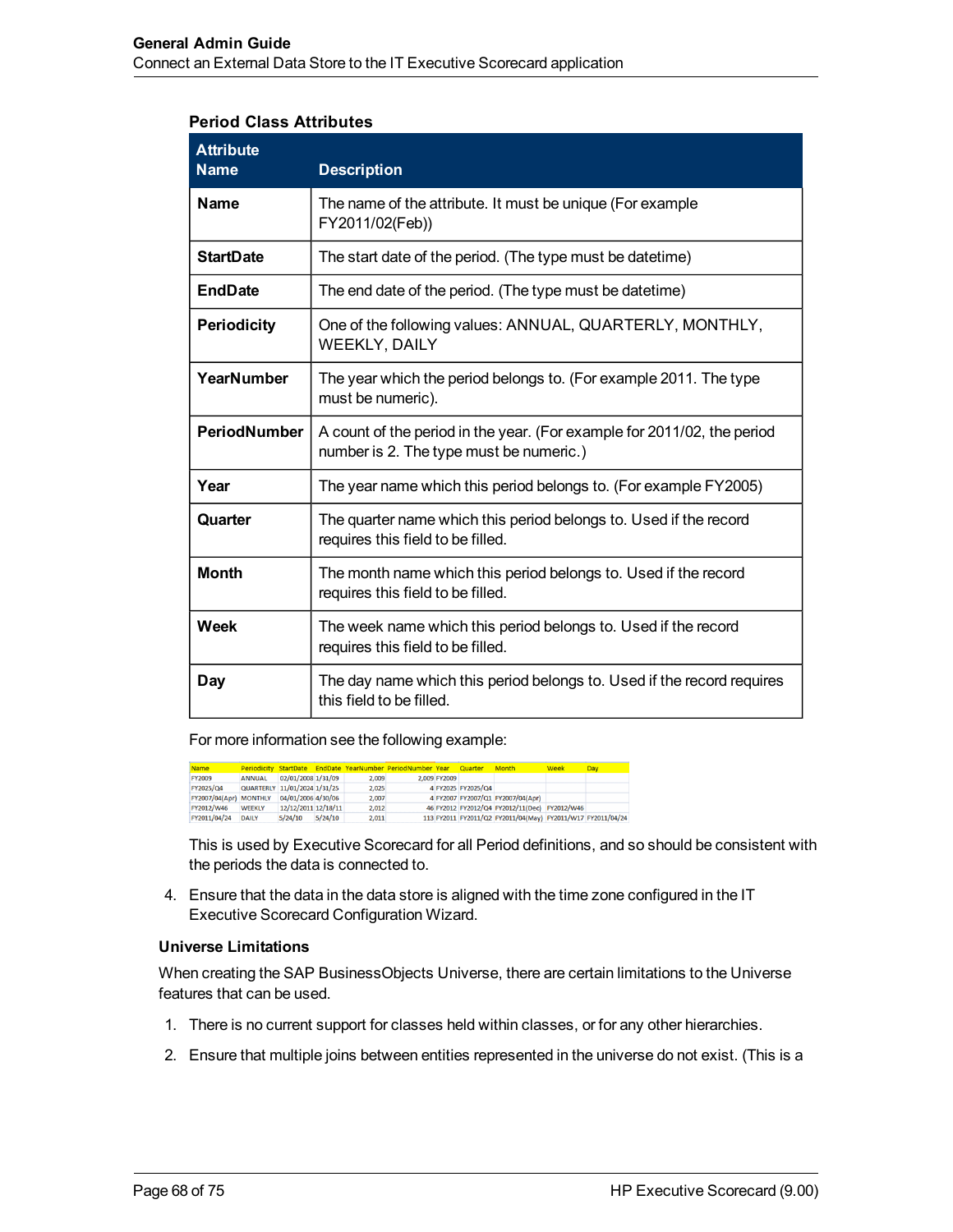**Period Class Attributes**

| Attribute Name | Description |
|---|---|
| **Name** | The name of the attribute. It must be unique (For example FY2011/02(Feb)) |
| **StartDate** | The start date of the period. (The type must be datetime) |
| **EndDate** | The end date of the period. (The type must be datetime) |
| **Periodicity** | One of the following values: ANNUAL, QUARTERLY, MONTHLY, WEEKLY, DAILY |
| **YearNumber** | The year which the period belongs to. (For example 2011. The type must be numeric). |
| **PeriodNumber** | A count of the period in the year. (For example for 2011/02, the period number is 2. The type must be numeric.) |
| **Year** | The year name which this period belongs to. (For example FY2005) |
| **Quarter** | The quarter name which this period belongs to. Used if the record requires this field to be filled. |
| **Month** | The month name which this period belongs to. Used if the record requires this field to be filled. |
| **Week** | The week name which this period belongs to. Used if the record requires this field to be filled. |
| **Day** | The day name which this period belongs to. Used if the record requires this field to be filled. |

For more information see the following example:

| Name | Periodicity | StartDate | EndDate | YearNumber | PeriodNumber | Year | Quarter | Month | Week | Day |
|---|---|---|---|---|---|---|---|---|---|---|
| FY2009 | ANNUAL | 02/01/2008 | 1/31/09 | 2,009 | 2,009 | FY2009 | | | | |
| FY2025/Q4 | QUARTERLY | 11/01/2024 | 1/31/25 | 2,025 | 4 | FY2025 | FY2025/Q4 | | | |
| FY2007/04(Apr) | MONTHLY | 04/01/2006 | 4/30/06 | 2,007 | 4 | FY2007 | FY2007/Q1 | FY2007/04(Apr) | | |
| FY2012/W46 | WEEKLY | 12/12/2011 | 12/18/11 | 2,012 | 46 | FY2012 | FY2012/Q4 | FY2012/11(Dec) | FY2012/W46 | |
| FY2011/04/24 | DAILY | 5/24/10 | 5/24/10 | 2,011 | 113 | FY2011 | FY2011/Q2 | FY2011/04(May) | FY2011/W17 | FY2011/04/24 |

This is used by Executive Scorecard for all Period definitions, and so should be consistent with the periods the data is connected to.

4. Ensure that the data in the data store is aligned with the time zone configured in the IT Executive Scorecard Configuration Wizard.

**Universe Limitations**

When creating the SAP BusinessObjects Universe, there are certain limitations to the Universe features that can be used.

1. There is no current support for classes held within classes, or for any other hierarchies.
2. Ensure that multiple joins between entities represented in the universe do not exist. (This is a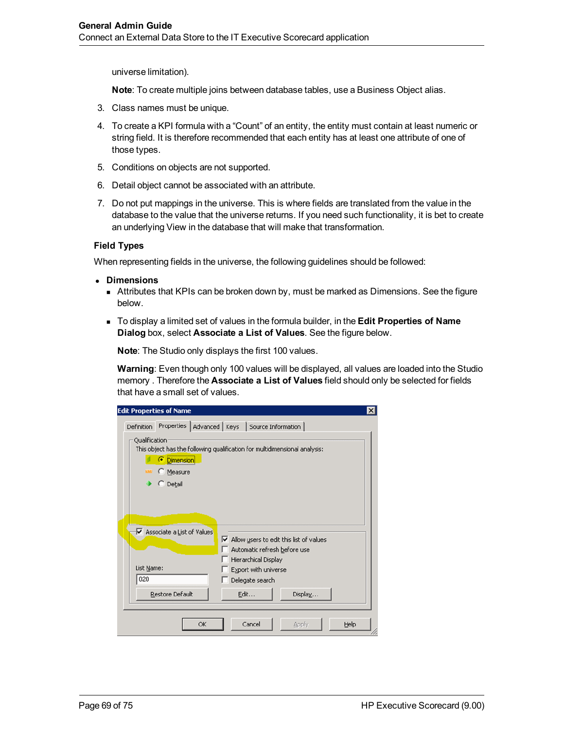universe limitation).

**Note**: To create multiple joins between database tables, use a Business Object alias.

3. Class names must be unique.
4. To create a KPI formula with a "Count" of an entity, the entity must contain at least numeric or string field. It is therefore recommended that each entity has at least one attribute of one of those types.
5. Conditions on objects are not supported.
6. Detail object cannot be associated with an attribute.
7. Do not put mappings in the universe. This is where fields are translated from the value in the database to the value that the universe returns. If you need such functionality, it is bet to create an underlying View in the database that will make that transformation.

### Field Types

When representing fields in the universe, the following guidelines should be followed:

- **Dimensions**
  - Attributes that KPIs can be broken down by, must be marked as Dimensions. See the figure below.
  - To display a limited set of values in the formula builder, in the **Edit Properties of Name Dialog** box, select **Associate a List of Values**. See the figure below.

    **Note**: The Studio only displays the first 100 values.

    **Warning**: Even though only 100 values will be displayed, all values are loaded into the Studio memory . Therefore the **Associate a List of Values** field should only be selected for fields that have a small set of values.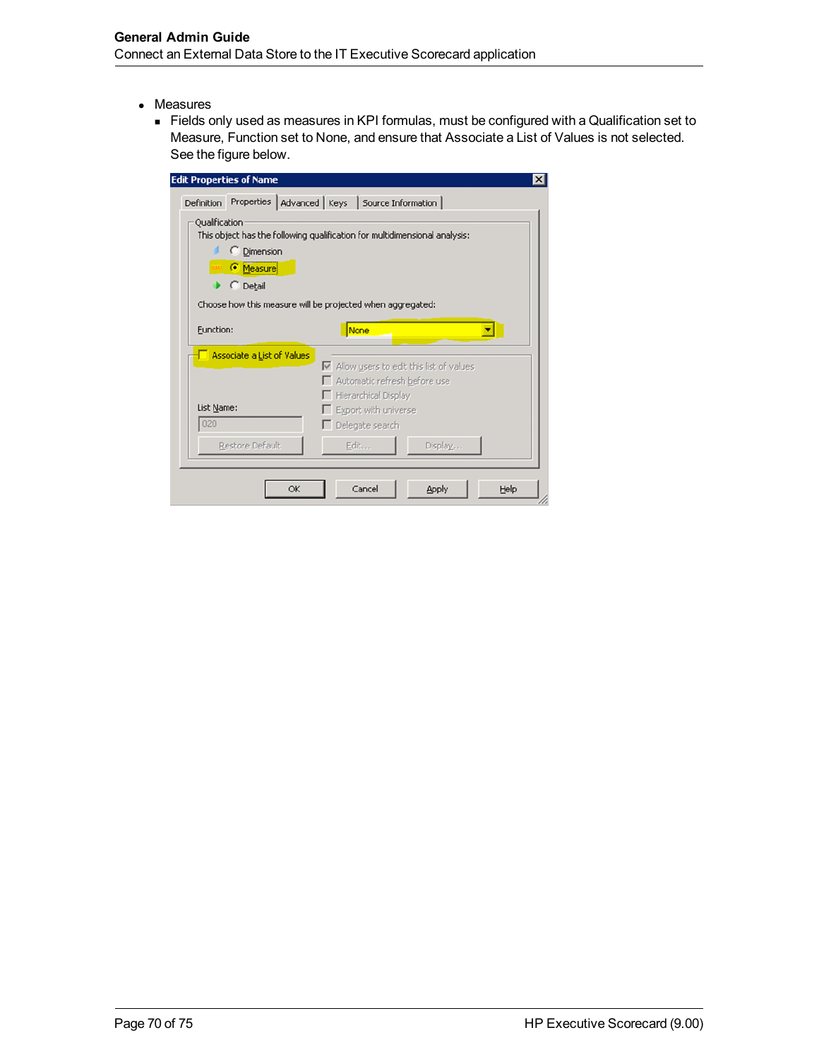- Measures
  - Fields only used as measures in KPI formulas, must be configured with a Qualification set to Measure, Function set to None, and ensure that Associate a List of Values is not selected. See the figure below.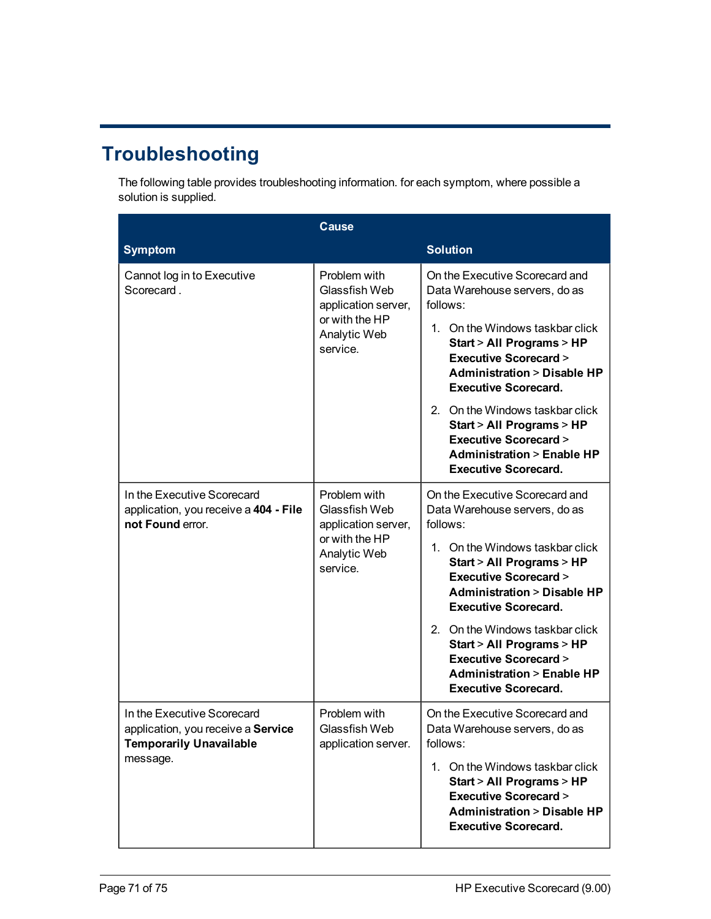# Troubleshooting

The following table provides troubleshooting information. for each symptom, where possible a solution is supplied.

| Symptom | Cause | Solution |
|---|---|---|
| Cannot log in to Executive Scorecard . | Problem with Glassfish Web application server, or with the HP Analytic Web service. | On the Executive Scorecard and Data Warehouse servers, do as follows:<br>1. On the Windows taskbar click **Start** > **All Programs** > **HP Executive Scorecard** > **Administration** > **Disable HP Executive Scorecard.**<br>2. On the Windows taskbar click **Start** > **All Programs** > **HP Executive Scorecard** > **Administration** > **Enable HP Executive Scorecard.** |
| In the Executive Scorecard application, you receive a **404 - File not Found** error. | Problem with Glassfish Web application server, or with the HP Analytic Web service. | On the Executive Scorecard and Data Warehouse servers, do as follows:<br>1. On the Windows taskbar click **Start** > **All Programs** > **HP Executive Scorecard** > **Administration** > **Disable HP Executive Scorecard.**<br>2. On the Windows taskbar click **Start** > **All Programs** > **HP Executive Scorecard** > **Administration** > **Enable HP Executive Scorecard.** |
| In the Executive Scorecard application, you receive a **Service Temporarily Unavailable** message. | Problem with Glassfish Web application server. | On the Executive Scorecard and Data Warehouse servers, do as follows:<br>1. On the Windows taskbar click **Start** > **All Programs** > **HP Executive Scorecard** > **Administration** > **Disable HP Executive Scorecard.** |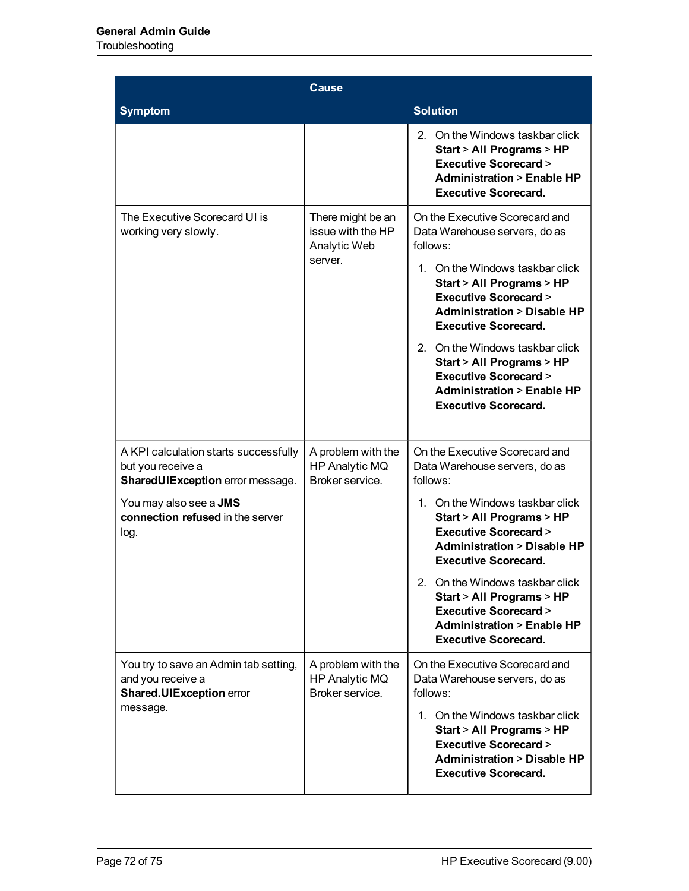| Symptom | Cause | Solution |
|---|---|---|
| | | 2. On the Windows taskbar click **Start** > **All Programs** > **HP Executive Scorecard** > **Administration** > **Enable HP Executive Scorecard.** |
| The Executive Scorecard UI is working very slowly. | There might be an issue with the HP Analytic Web server. | On the Executive Scorecard and Data Warehouse servers, do as follows:<br>1. On the Windows taskbar click **Start** > **All Programs** > **HP Executive Scorecard** > **Administration** > **Disable HP Executive Scorecard.**<br>2. On the Windows taskbar click **Start** > **All Programs** > **HP Executive Scorecard** > **Administration** > **Enable HP Executive Scorecard.** |
| A KPI calculation starts successfully but you receive a **SharedUIException** error message.<br>You may also see a **JMS connection refused** in the server log. | A problem with the HP Analytic MQ Broker service. | On the Executive Scorecard and Data Warehouse servers, do as follows:<br>1. On the Windows taskbar click **Start** > **All Programs** > **HP Executive Scorecard** > **Administration** > **Disable HP Executive Scorecard.**<br>2. On the Windows taskbar click **Start** > **All Programs** > **HP Executive Scorecard** > **Administration** > **Enable HP Executive Scorecard.** |
| You try to save an Admin tab setting, and you receive a **Shared.UIException** error message. | A problem with the HP Analytic MQ Broker service. | On the Executive Scorecard and Data Warehouse servers, do as follows:<br>1. On the Windows taskbar click **Start** > **All Programs** > **HP Executive Scorecard** > **Administration** > **Disable HP Executive Scorecard.** |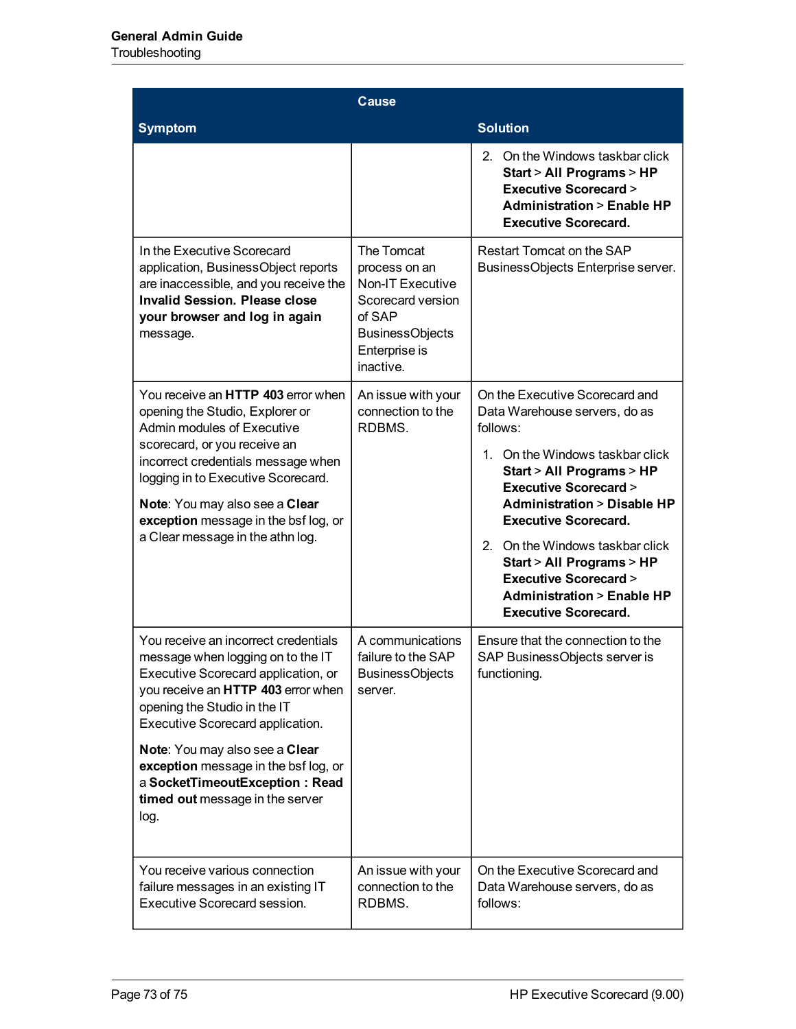| Symptom | Cause | Solution |
| --- | --- | --- |
| | | 2. On the Windows taskbar click **Start** > **All Programs** > **HP Executive Scorecard** > **Administration** > **Enable HP Executive Scorecard.** |
| In the Executive Scorecard application, BusinessObject reports are inaccessible, and you receive the **Invalid Session. Please close your browser and log in again** message. | The Tomcat process on an Non-IT Executive Scorecard version of SAP BusinessObjects Enterprise is inactive. | Restart Tomcat on the SAP BusinessObjects Enterprise server. |
| You receive an **HTTP 403** error when opening the Studio, Explorer or Admin modules of Executive scorecard, or you receive an incorrect credentials message when logging in to Executive Scorecard.<br><br>**Note**: You may also see a **Clear exception** message in the bsf log, or a Clear message in the athn log. | An issue with your connection to the RDBMS. | On the Executive Scorecard and Data Warehouse servers, do as follows:<br><br>1. On the Windows taskbar click **Start** > **All Programs** > **HP Executive Scorecard** > **Administration** > **Disable HP Executive Scorecard.**<br><br>2. On the Windows taskbar click **Start** > **All Programs** > **HP Executive Scorecard** > **Administration** > **Enable HP Executive Scorecard.** |
| You receive an incorrect credentials message when logging on to the IT Executive Scorecard application, or you receive an **HTTP 403** error when opening the Studio in the IT Executive Scorecard application.<br><br>**Note**: You may also see a **Clear exception** message in the bsf log, or a **SocketTimeoutException : Read timed out** message in the server log. | A communications failure to the SAP BusinessObjects server. | Ensure that the connection to the SAP BusinessObjects server is functioning. |
| You receive various connection failure messages in an existing IT Executive Scorecard session. | An issue with your connection to the RDBMS. | On the Executive Scorecard and Data Warehouse servers, do as follows: |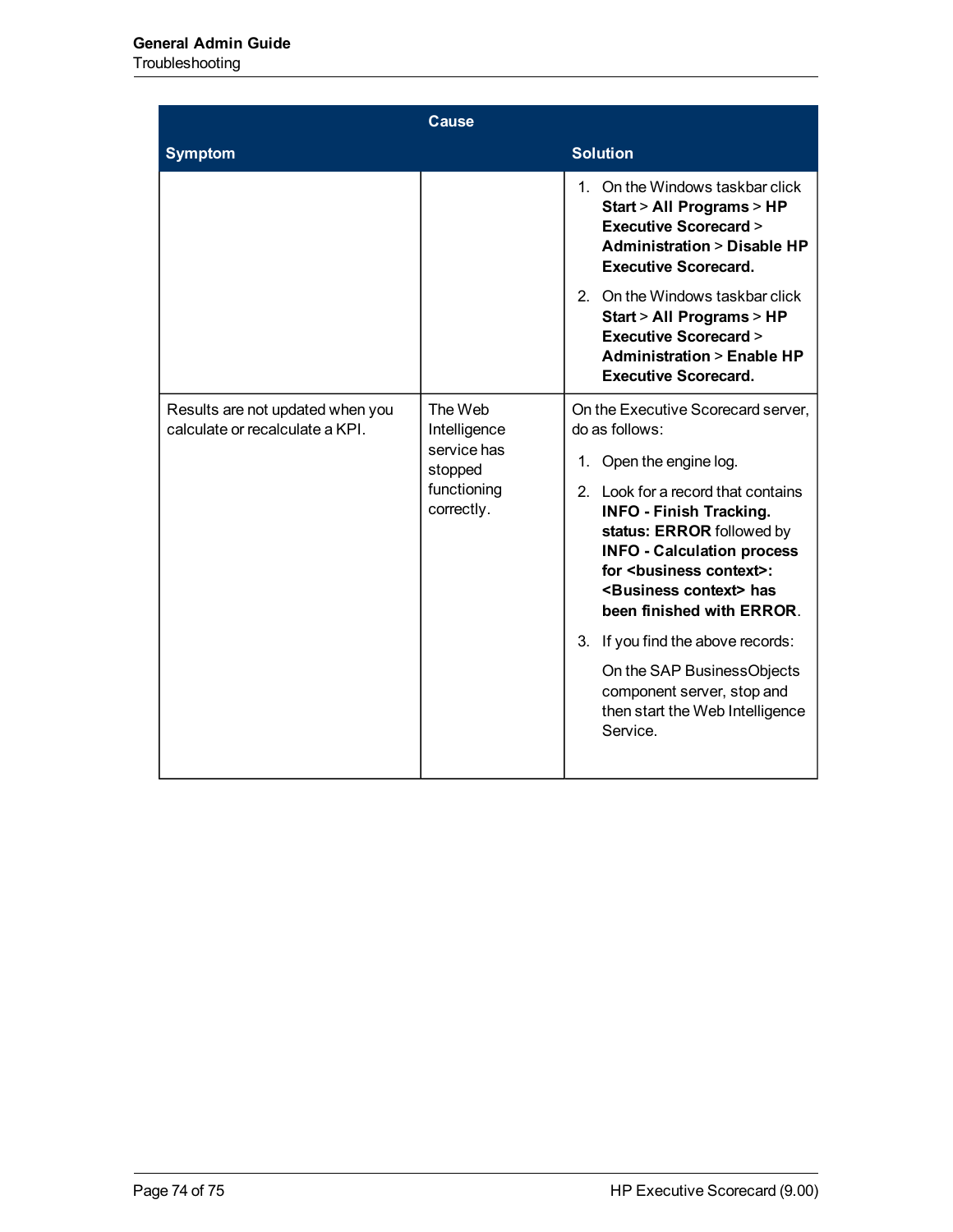| Symptom | Cause | Solution |
|---|---|---|
| | | 1. On the Windows taskbar click **Start** > **All Programs** > **HP Executive Scorecard** > **Administration** > **Disable HP Executive Scorecard.**<br>2. On the Windows taskbar click **Start** > **All Programs** > **HP Executive Scorecard** > **Administration** > **Enable HP Executive Scorecard.** |
| Results are not updated when you calculate or recalculate a KPI. | The Web Intelligence service has stopped functioning correctly. | On the Executive Scorecard server, do as follows:<br>1. Open the engine log.<br>2. Look for a record that contains **INFO - Finish Tracking. status: ERROR** followed by **INFO - Calculation process for <business context>: <Business context> has been finished with ERROR**.<br>3. If you find the above records:<br>On the SAP BusinessObjects component server, stop and then start the Web Intelligence Service. |